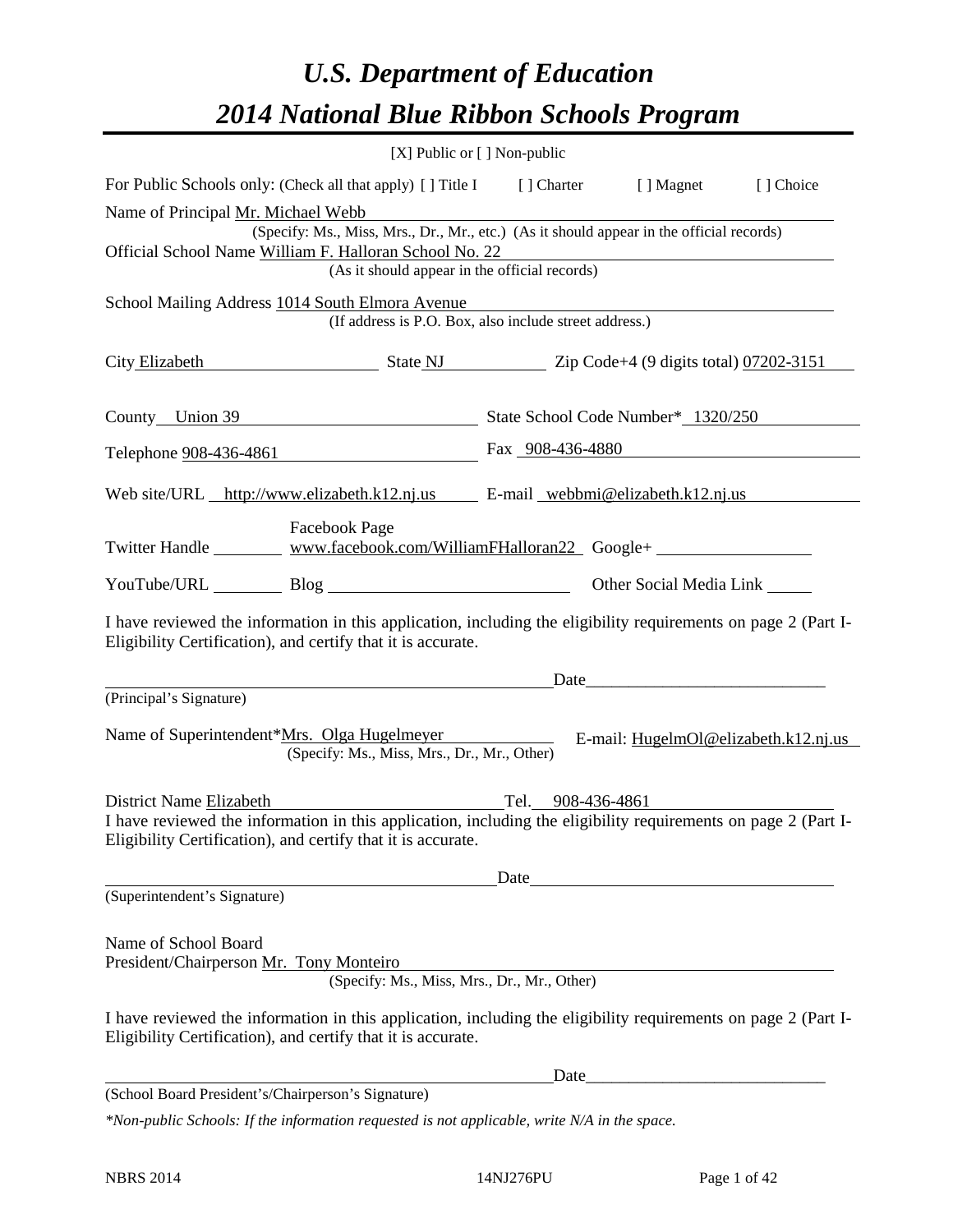# *U.S. Department of Education*
# *2014 National Blue Ribbon Schools Program*

[X] Public or [ ] Non-public

For Public Schools only: (Check all that apply) [ ] Title I [ ] Charter [ ] Magnet [ ] Choice

Name of Principal Mr. Michael Webb
(Specify: Ms., Miss, Mrs., Dr., Mr., etc.) (As it should appear in the official records)

Official School Name William F. Halloran School No. 22
(As it should appear in the official records)

School Mailing Address 1014 South Elmora Avenue
(If address is P.O. Box, also include street address.)

City Elizabeth State NJ Zip Code+4 (9 digits total) 07202-3151

County Union 39 State School Code Number* 1320/250

Telephone 908-436-4861 Fax 908-436-4880

Web site/URL http://www.elizabeth.k12.nj.us E-mail webbmi@elizabeth.k12.nj.us

Twitter Handle ________ Facebook Page www.facebook.com/WilliamFHalloran22 Google+ ________

YouTube/URL ________ Blog ________ Other Social Media Link ________

I have reviewed the information in this application, including the eligibility requirements on page 2 (Part I-Eligibility Certification), and certify that it is accurate.

_______________________________ Date_______________________
(Principal's Signature)

Name of Superintendent*Mrs. Olga Hugelmeyer E-mail: HugelmOl@elizabeth.k12.nj.us
(Specify: Ms., Miss, Mrs., Dr., Mr., Other)

District Name Elizabeth Tel. 908-436-4861

I have reviewed the information in this application, including the eligibility requirements on page 2 (Part I-Eligibility Certification), and certify that it is accurate.

_______________________________ Date_______________________
(Superintendent's Signature)

Name of School Board
President/Chairperson Mr. Tony Monteiro
(Specify: Ms., Miss, Mrs., Dr., Mr., Other)

I have reviewed the information in this application, including the eligibility requirements on page 2 (Part I-Eligibility Certification), and certify that it is accurate.

_______________________________ Date_______________________
(School Board President's/Chairperson's Signature)

*\*Non-public Schools: If the information requested is not applicable, write N/A in the space.*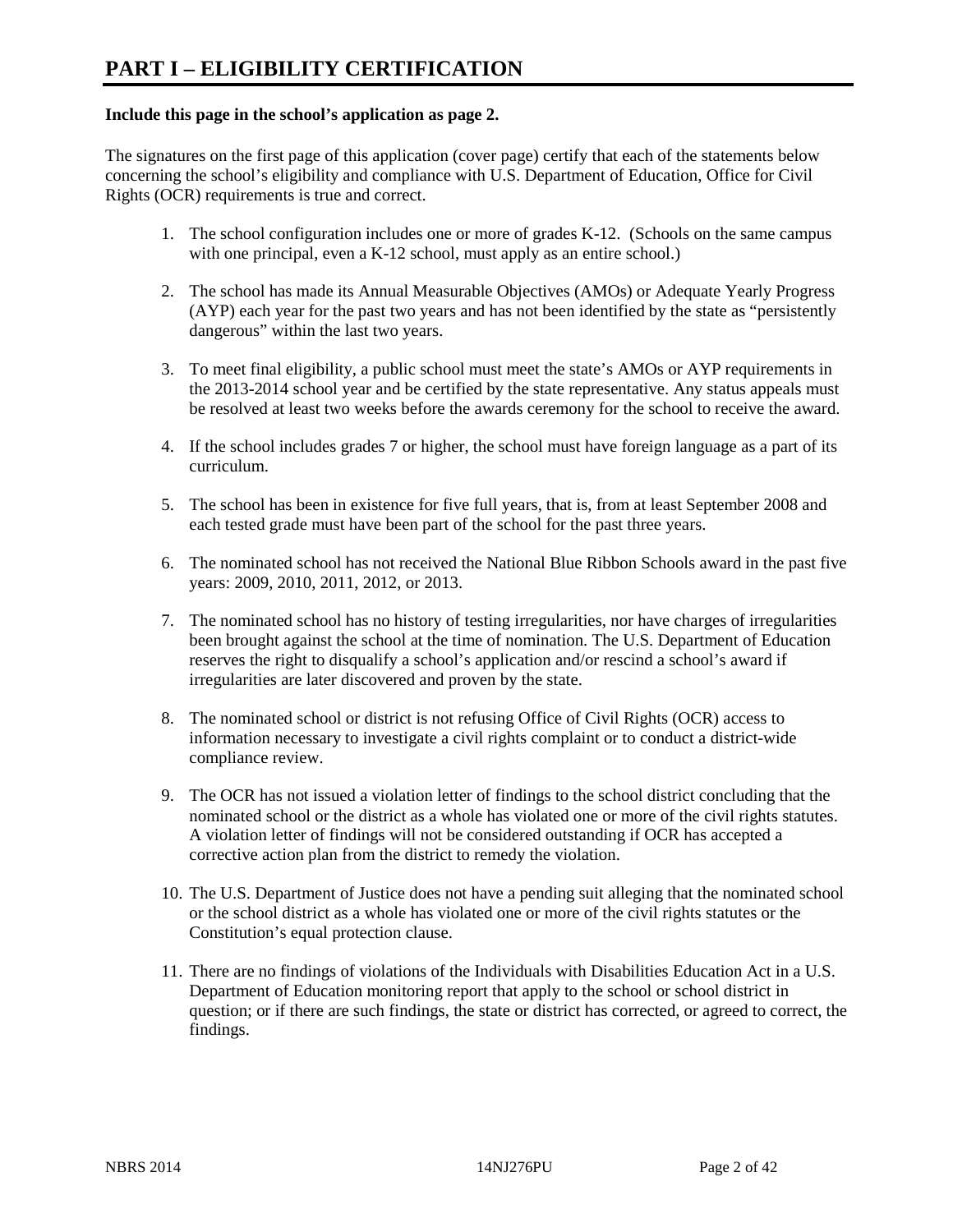# PART I – ELIGIBILITY CERTIFICATION

**Include this page in the school's application as page 2.**

The signatures on the first page of this application (cover page) certify that each of the statements below concerning the school's eligibility and compliance with U.S. Department of Education, Office for Civil Rights (OCR) requirements is true and correct.

1. The school configuration includes one or more of grades K-12. (Schools on the same campus with one principal, even a K-12 school, must apply as an entire school.)

2. The school has made its Annual Measurable Objectives (AMOs) or Adequate Yearly Progress (AYP) each year for the past two years and has not been identified by the state as "persistently dangerous" within the last two years.

3. To meet final eligibility, a public school must meet the state's AMOs or AYP requirements in the 2013-2014 school year and be certified by the state representative. Any status appeals must be resolved at least two weeks before the awards ceremony for the school to receive the award.

4. If the school includes grades 7 or higher, the school must have foreign language as a part of its curriculum.

5. The school has been in existence for five full years, that is, from at least September 2008 and each tested grade must have been part of the school for the past three years.

6. The nominated school has not received the National Blue Ribbon Schools award in the past five years: 2009, 2010, 2011, 2012, or 2013.

7. The nominated school has no history of testing irregularities, nor have charges of irregularities been brought against the school at the time of nomination. The U.S. Department of Education reserves the right to disqualify a school's application and/or rescind a school's award if irregularities are later discovered and proven by the state.

8. The nominated school or district is not refusing Office of Civil Rights (OCR) access to information necessary to investigate a civil rights complaint or to conduct a district-wide compliance review.

9. The OCR has not issued a violation letter of findings to the school district concluding that the nominated school or the district as a whole has violated one or more of the civil rights statutes. A violation letter of findings will not be considered outstanding if OCR has accepted a corrective action plan from the district to remedy the violation.

10. The U.S. Department of Justice does not have a pending suit alleging that the nominated school or the school district as a whole has violated one or more of the civil rights statutes or the Constitution's equal protection clause.

11. There are no findings of violations of the Individuals with Disabilities Education Act in a U.S. Department of Education monitoring report that apply to the school or school district in question; or if there are such findings, the state or district has corrected, or agreed to correct, the findings.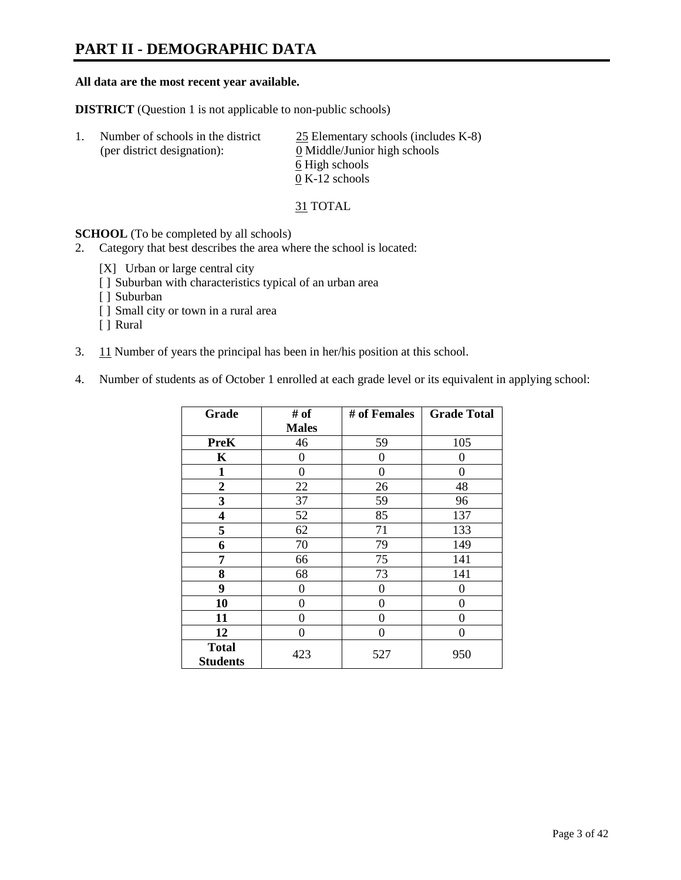# PART II - DEMOGRAPHIC DATA

**All data are the most recent year available.**

**DISTRICT** (Question 1 is not applicable to non-public schools)

1. Number of schools in the district (per district designation):
   25 Elementary schools (includes K-8)
   0 Middle/Junior high schools
   6 High schools
   0 K-12 schools

   31 TOTAL

**SCHOOL** (To be completed by all schools)

2. Category that best describes the area where the school is located:

   [X] Urban or large central city
   [ ] Suburban with characteristics typical of an urban area
   [ ] Suburban
   [ ] Small city or town in a rural area
   [ ] Rural

3. 11 Number of years the principal has been in her/his position at this school.

4. Number of students as of October 1 enrolled at each grade level or its equivalent in applying school:

| Grade | # of Males | # of Females | Grade Total |
|---|---|---|---|
| **PreK** | 46 | 59 | 105 |
| **K** | 0 | 0 | 0 |
| **1** | 0 | 0 | 0 |
| **2** | 22 | 26 | 48 |
| **3** | 37 | 59 | 96 |
| **4** | 52 | 85 | 137 |
| **5** | 62 | 71 | 133 |
| **6** | 70 | 79 | 149 |
| **7** | 66 | 75 | 141 |
| **8** | 68 | 73 | 141 |
| **9** | 0 | 0 | 0 |
| **10** | 0 | 0 | 0 |
| **11** | 0 | 0 | 0 |
| **12** | 0 | 0 | 0 |
| **Total Students** | 423 | 527 | 950 |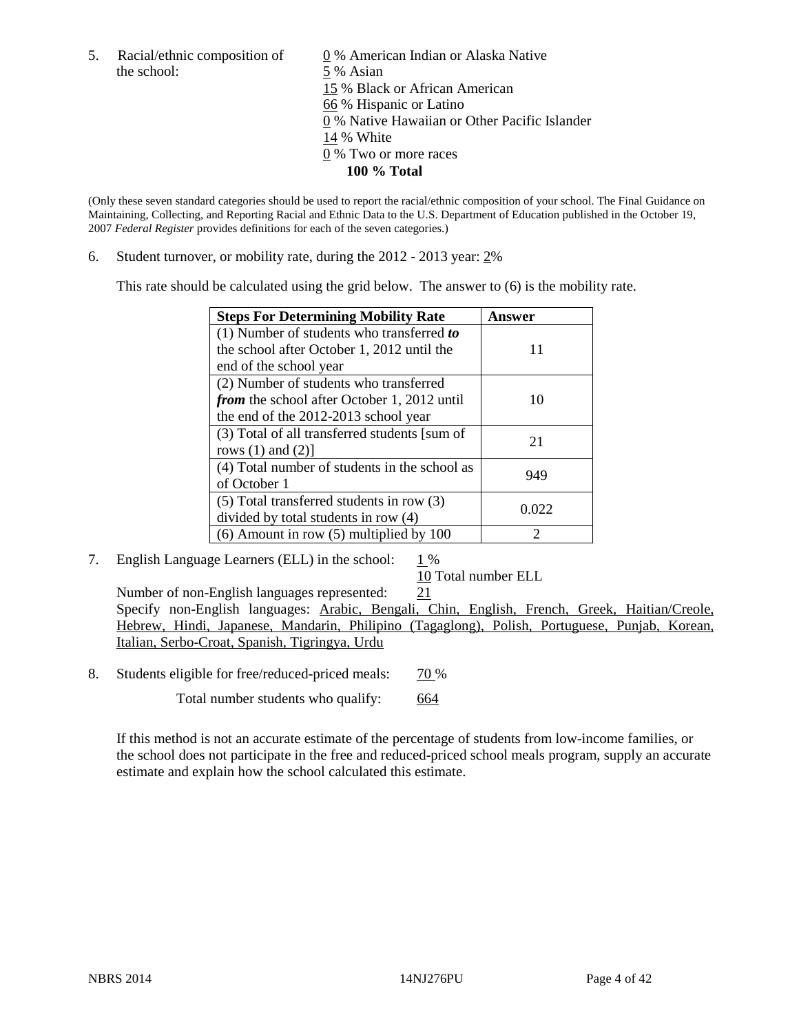5. Racial/ethnic composition of the school:

0 % American Indian or Alaska Native
5 % Asian
15 % Black or African American
66 % Hispanic or Latino
0 % Native Hawaiian or Other Pacific Islander
14 % White
0 % Two or more races
**100 % Total**

(Only these seven standard categories should be used to report the racial/ethnic composition of your school. The Final Guidance on Maintaining, Collecting, and Reporting Racial and Ethnic Data to the U.S. Department of Education published in the October 19, 2007 *Federal Register* provides definitions for each of the seven categories.)

6. Student turnover, or mobility rate, during the 2012 - 2013 year: 2%

This rate should be calculated using the grid below. The answer to (6) is the mobility rate.

| **Steps For Determining Mobility Rate** | **Answer** |
|---|---|
| (1) Number of students who transferred ***to*** the school after October 1, 2012 until the end of the school year | 11 |
| (2) Number of students who transferred ***from*** the school after October 1, 2012 until the end of the 2012-2013 school year | 10 |
| (3) Total of all transferred students [sum of rows (1) and (2)] | 21 |
| (4) Total number of students in the school as of October 1 | 949 |
| (5) Total transferred students in row (3) divided by total students in row (4) | 0.022 |
| (6) Amount in row (5) multiplied by 100 | 2 |

7. English Language Learners (ELL) in the school: 1 %
10 Total number ELL

Number of non-English languages represented: 21
Specify non-English languages: Arabic, Bengali, Chin, English, French, Greek, Haitian/Creole, Hebrew, Hindi, Japanese, Mandarin, Philipino (Tagaglong), Polish, Portuguese, Punjab, Korean, Italian, Serbo-Croat, Spanish, Tigringya, Urdu

8. Students eligible for free/reduced-priced meals: 70 %

Total number students who qualify: 664

If this method is not an accurate estimate of the percentage of students from low-income families, or the school does not participate in the free and reduced-priced school meals program, supply an accurate estimate and explain how the school calculated this estimate.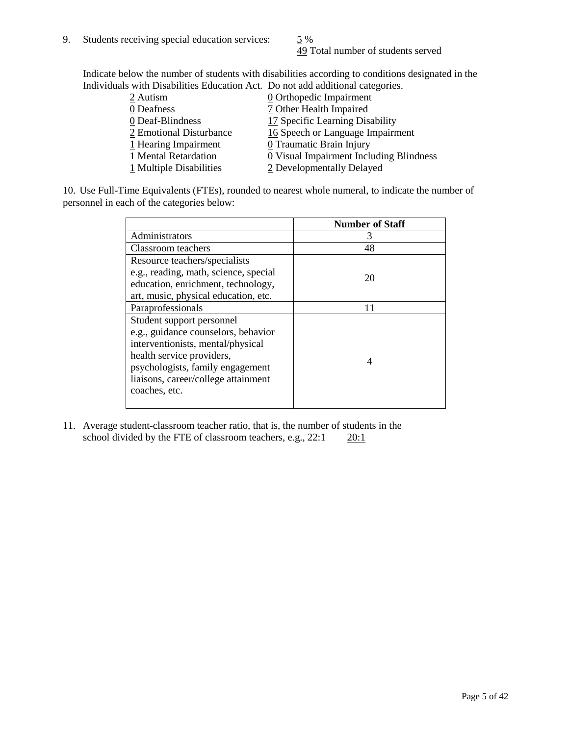9. Students receiving special education services: 5 %
   49 Total number of students served

Indicate below the number of students with disabilities according to conditions designated in the Individuals with Disabilities Education Act. Do not add additional categories.

| | |
|---|---|
| 2 Autism | 0 Orthopedic Impairment |
| 0 Deafness | 7 Other Health Impaired |
| 0 Deaf-Blindness | 17 Specific Learning Disability |
| 2 Emotional Disturbance | 16 Speech or Language Impairment |
| 1 Hearing Impairment | 0 Traumatic Brain Injury |
| 1 Mental Retardation | 0 Visual Impairment Including Blindness |
| 1 Multiple Disabilities | 2 Developmentally Delayed |

10. Use Full-Time Equivalents (FTEs), rounded to nearest whole numeral, to indicate the number of personnel in each of the categories below:

| | Number of Staff |
|---|---|
| Administrators | 3 |
| Classroom teachers | 48 |
| Resource teachers/specialists e.g., reading, math, science, special education, enrichment, technology, art, music, physical education, etc. | 20 |
| Paraprofessionals | 11 |
| Student support personnel e.g., guidance counselors, behavior interventionists, mental/physical health service providers, psychologists, family engagement liaisons, career/college attainment coaches, etc. | 4 |

11. Average student-classroom teacher ratio, that is, the number of students in the school divided by the FTE of classroom teachers, e.g., 22:1 20:1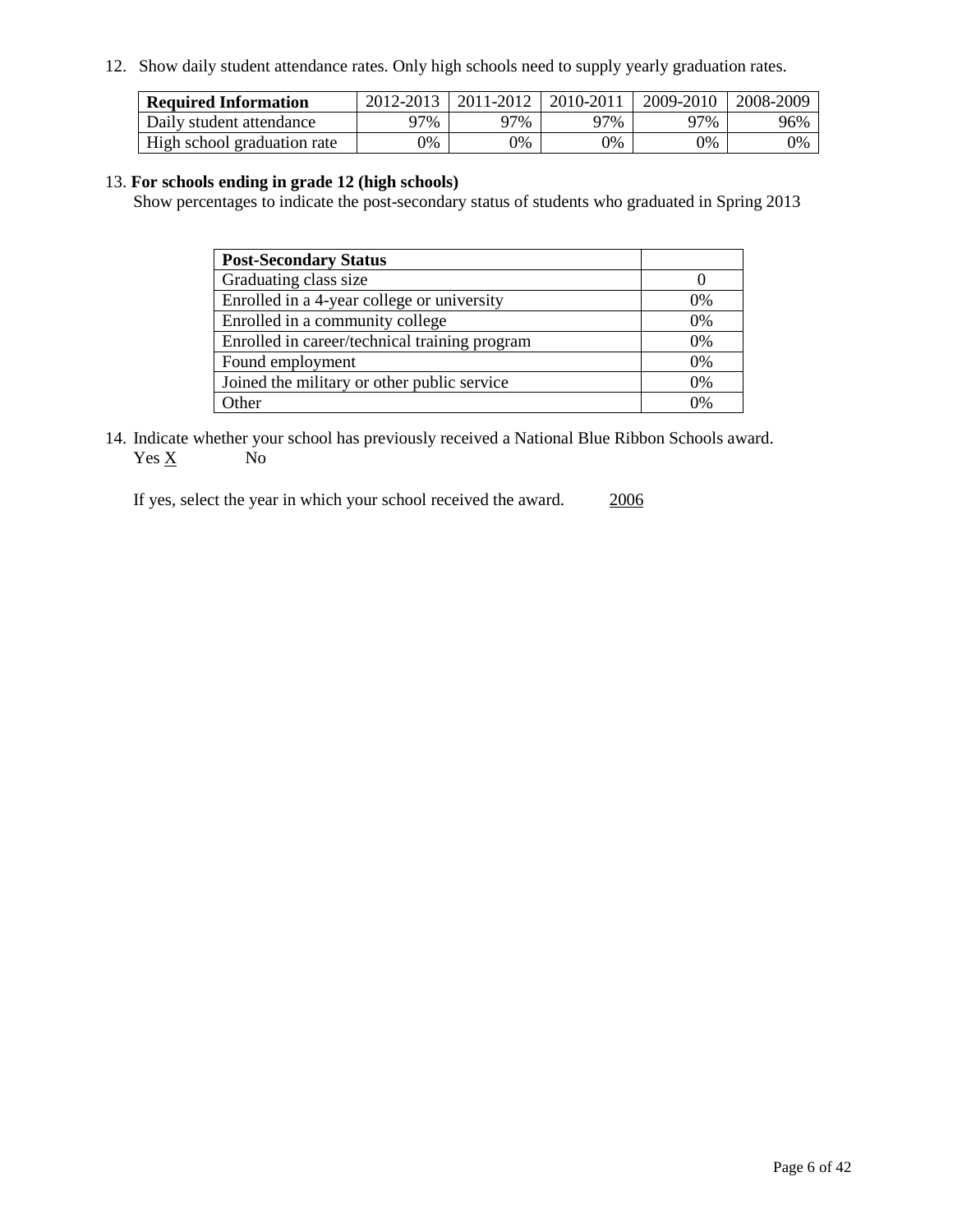12. Show daily student attendance rates. Only high schools need to supply yearly graduation rates.

| **Required Information** | 2012-2013 | 2011-2012 | 2010-2011 | 2009-2010 | 2008-2009 |
|---|---|---|---|---|---|
| Daily student attendance | 97% | 97% | 97% | 97% | 96% |
| High school graduation rate | 0% | 0% | 0% | 0% | 0% |

13. **For schools ending in grade 12 (high schools)**
Show percentages to indicate the post-secondary status of students who graduated in Spring 2013

| **Post-Secondary Status** | |
|---|---|
| Graduating class size | 0 |
| Enrolled in a 4-year college or university | 0% |
| Enrolled in a community college | 0% |
| Enrolled in career/technical training program | 0% |
| Found employment | 0% |
| Joined the military or other public service | 0% |
| Other | 0% |

14. Indicate whether your school has previously received a National Blue Ribbon Schools award.
Yes X No

If yes, select the year in which your school received the award. 2006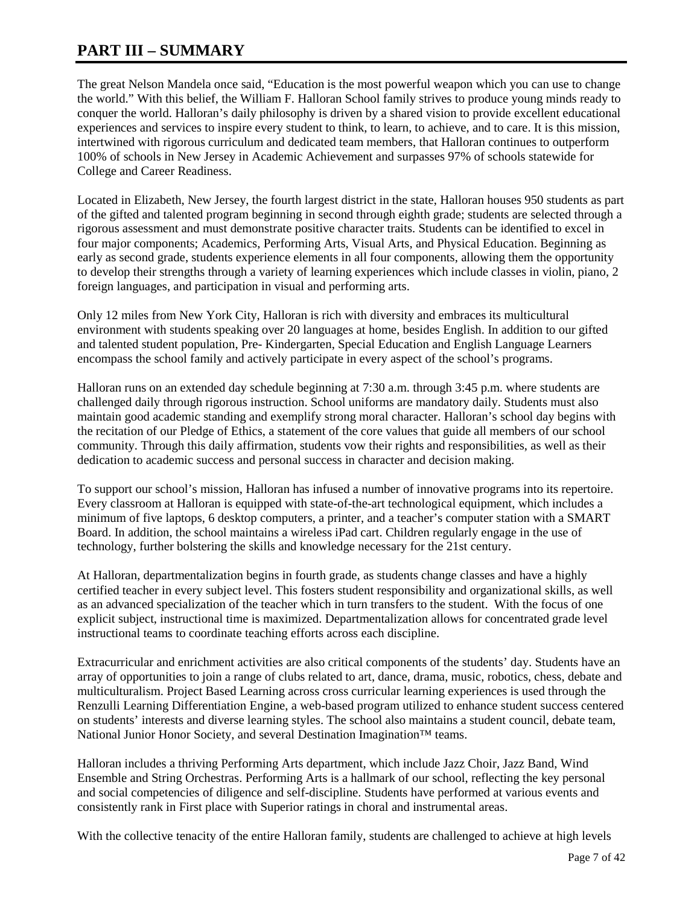# PART III – SUMMARY

The great Nelson Mandela once said, "Education is the most powerful weapon which you can use to change the world." With this belief, the William F. Halloran School family strives to produce young minds ready to conquer the world. Halloran's daily philosophy is driven by a shared vision to provide excellent educational experiences and services to inspire every student to think, to learn, to achieve, and to care. It is this mission, intertwined with rigorous curriculum and dedicated team members, that Halloran continues to outperform 100% of schools in New Jersey in Academic Achievement and surpasses 97% of schools statewide for College and Career Readiness.

Located in Elizabeth, New Jersey, the fourth largest district in the state, Halloran houses 950 students as part of the gifted and talented program beginning in second through eighth grade; students are selected through a rigorous assessment and must demonstrate positive character traits. Students can be identified to excel in four major components; Academics, Performing Arts, Visual Arts, and Physical Education. Beginning as early as second grade, students experience elements in all four components, allowing them the opportunity to develop their strengths through a variety of learning experiences which include classes in violin, piano, 2 foreign languages, and participation in visual and performing arts.

Only 12 miles from New York City, Halloran is rich with diversity and embraces its multicultural environment with students speaking over 20 languages at home, besides English. In addition to our gifted and talented student population, Pre- Kindergarten, Special Education and English Language Learners encompass the school family and actively participate in every aspect of the school's programs.

Halloran runs on an extended day schedule beginning at 7:30 a.m. through 3:45 p.m. where students are challenged daily through rigorous instruction. School uniforms are mandatory daily. Students must also maintain good academic standing and exemplify strong moral character. Halloran's school day begins with the recitation of our Pledge of Ethics, a statement of the core values that guide all members of our school community. Through this daily affirmation, students vow their rights and responsibilities, as well as their dedication to academic success and personal success in character and decision making.

To support our school's mission, Halloran has infused a number of innovative programs into its repertoire. Every classroom at Halloran is equipped with state-of-the-art technological equipment, which includes a minimum of five laptops, 6 desktop computers, a printer, and a teacher's computer station with a SMART Board. In addition, the school maintains a wireless iPad cart. Children regularly engage in the use of technology, further bolstering the skills and knowledge necessary for the 21st century.

At Halloran, departmentalization begins in fourth grade, as students change classes and have a highly certified teacher in every subject level. This fosters student responsibility and organizational skills, as well as an advanced specialization of the teacher which in turn transfers to the student. With the focus of one explicit subject, instructional time is maximized. Departmentalization allows for concentrated grade level instructional teams to coordinate teaching efforts across each discipline.

Extracurricular and enrichment activities are also critical components of the students' day. Students have an array of opportunities to join a range of clubs related to art, dance, drama, music, robotics, chess, debate and multiculturalism. Project Based Learning across cross curricular learning experiences is used through the Renzulli Learning Differentiation Engine, a web-based program utilized to enhance student success centered on students' interests and diverse learning styles. The school also maintains a student council, debate team, National Junior Honor Society, and several Destination Imagination™ teams.

Halloran includes a thriving Performing Arts department, which include Jazz Choir, Jazz Band, Wind Ensemble and String Orchestras. Performing Arts is a hallmark of our school, reflecting the key personal and social competencies of diligence and self-discipline. Students have performed at various events and consistently rank in First place with Superior ratings in choral and instrumental areas.

With the collective tenacity of the entire Halloran family, students are challenged to achieve at high levels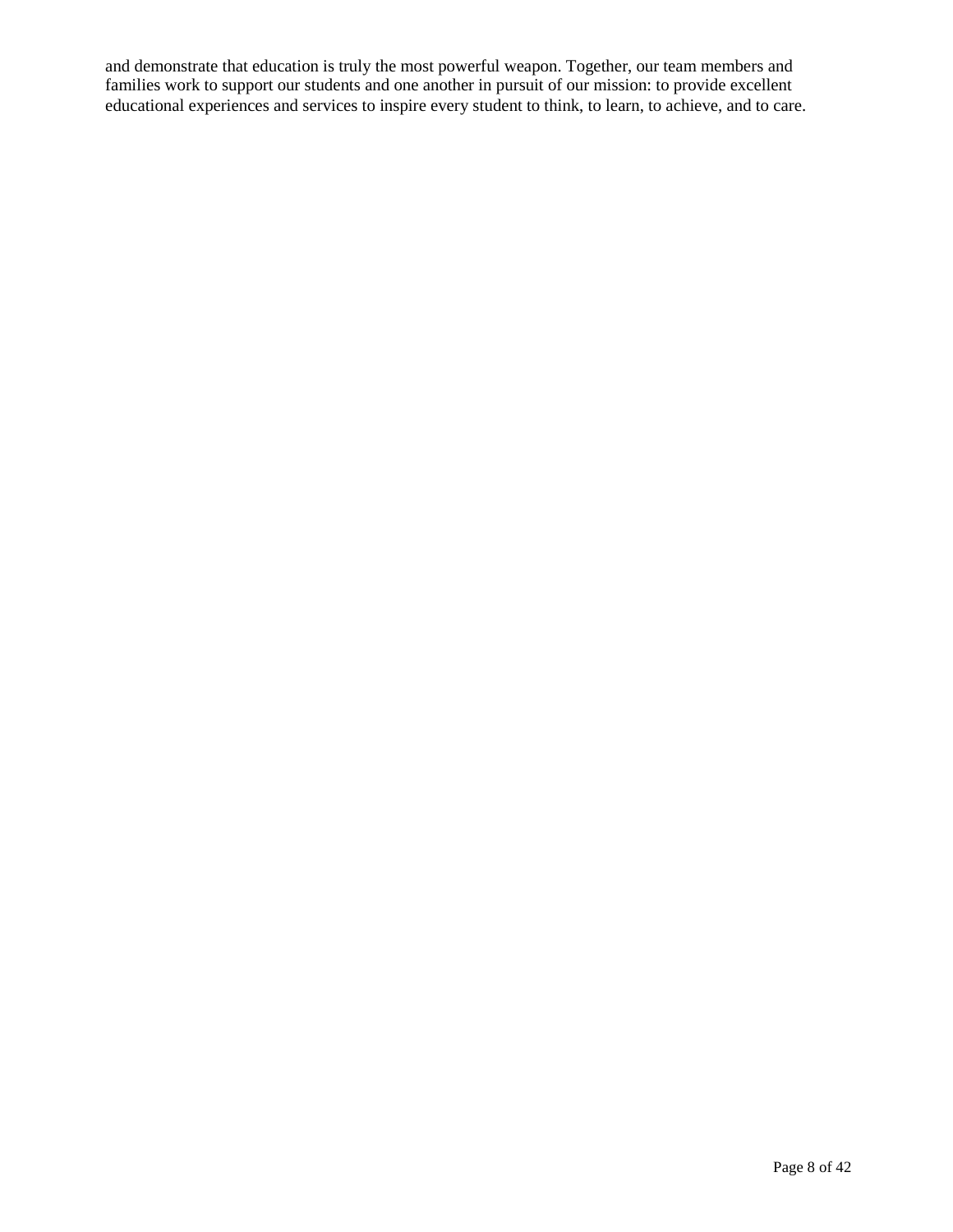and demonstrate that education is truly the most powerful weapon. Together, our team members and families work to support our students and one another in pursuit of our mission: to provide excellent educational experiences and services to inspire every student to think, to learn, to achieve, and to care.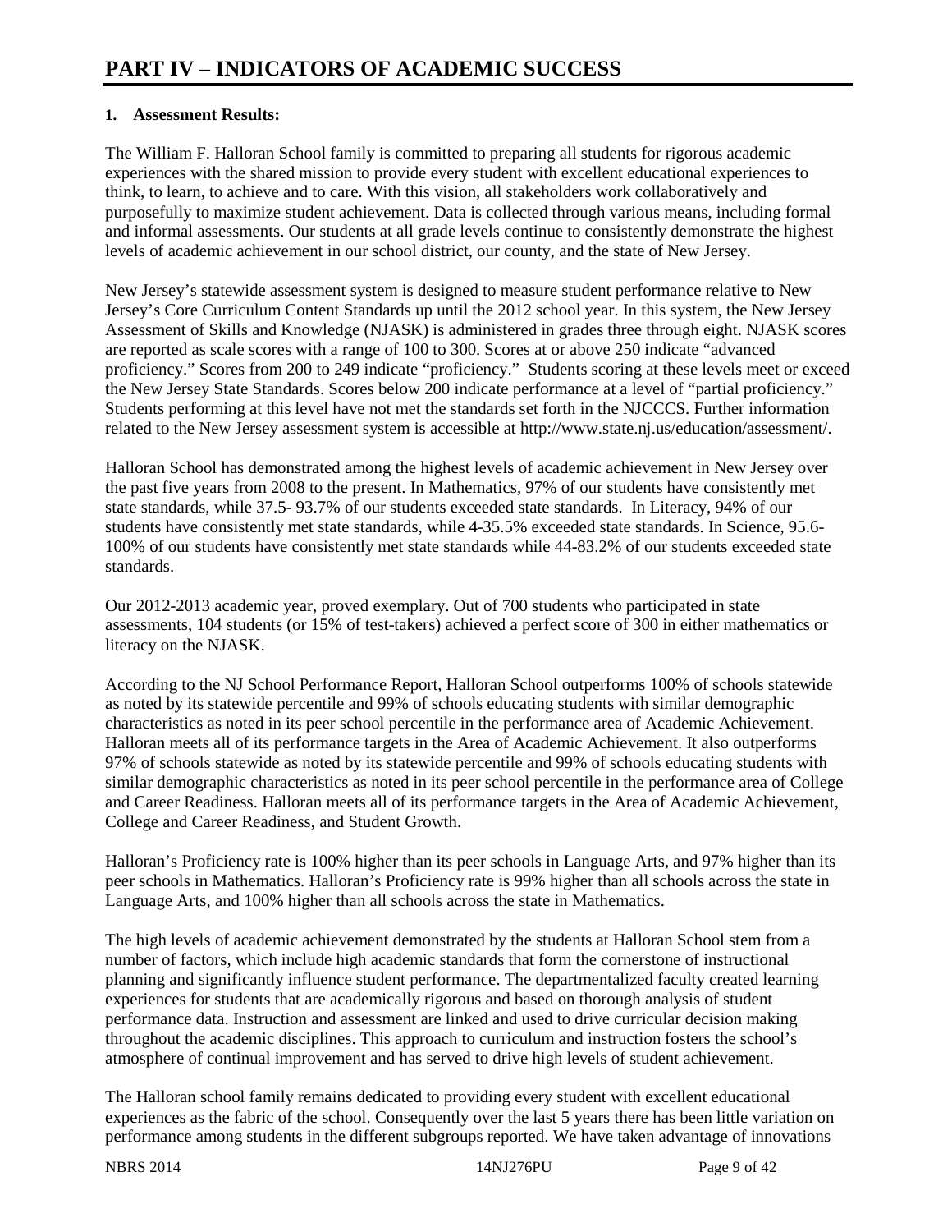# PART IV – INDICATORS OF ACADEMIC SUCCESS

**1. Assessment Results:**

The William F. Halloran School family is committed to preparing all students for rigorous academic experiences with the shared mission to provide every student with excellent educational experiences to think, to learn, to achieve and to care. With this vision, all stakeholders work collaboratively and purposefully to maximize student achievement. Data is collected through various means, including formal and informal assessments. Our students at all grade levels continue to consistently demonstrate the highest levels of academic achievement in our school district, our county, and the state of New Jersey.

New Jersey's statewide assessment system is designed to measure student performance relative to New Jersey's Core Curriculum Content Standards up until the 2012 school year. In this system, the New Jersey Assessment of Skills and Knowledge (NJASK) is administered in grades three through eight. NJASK scores are reported as scale scores with a range of 100 to 300. Scores at or above 250 indicate "advanced proficiency." Scores from 200 to 249 indicate "proficiency." Students scoring at these levels meet or exceed the New Jersey State Standards. Scores below 200 indicate performance at a level of "partial proficiency." Students performing at this level have not met the standards set forth in the NJCCCS. Further information related to the New Jersey assessment system is accessible at http://www.state.nj.us/education/assessment/.

Halloran School has demonstrated among the highest levels of academic achievement in New Jersey over the past five years from 2008 to the present. In Mathematics, 97% of our students have consistently met state standards, while 37.5- 93.7% of our students exceeded state standards. In Literacy, 94% of our students have consistently met state standards, while 4-35.5% exceeded state standards. In Science, 95.6-100% of our students have consistently met state standards while 44-83.2% of our students exceeded state standards.

Our 2012-2013 academic year, proved exemplary. Out of 700 students who participated in state assessments, 104 students (or 15% of test-takers) achieved a perfect score of 300 in either mathematics or literacy on the NJASK.

According to the NJ School Performance Report, Halloran School outperforms 100% of schools statewide as noted by its statewide percentile and 99% of schools educating students with similar demographic characteristics as noted in its peer school percentile in the performance area of Academic Achievement. Halloran meets all of its performance targets in the Area of Academic Achievement. It also outperforms 97% of schools statewide as noted by its statewide percentile and 99% of schools educating students with similar demographic characteristics as noted in its peer school percentile in the performance area of College and Career Readiness. Halloran meets all of its performance targets in the Area of Academic Achievement, College and Career Readiness, and Student Growth.

Halloran's Proficiency rate is 100% higher than its peer schools in Language Arts, and 97% higher than its peer schools in Mathematics. Halloran's Proficiency rate is 99% higher than all schools across the state in Language Arts, and 100% higher than all schools across the state in Mathematics.

The high levels of academic achievement demonstrated by the students at Halloran School stem from a number of factors, which include high academic standards that form the cornerstone of instructional planning and significantly influence student performance. The departmentalized faculty created learning experiences for students that are academically rigorous and based on thorough analysis of student performance data. Instruction and assessment are linked and used to drive curricular decision making throughout the academic disciplines. This approach to curriculum and instruction fosters the school's atmosphere of continual improvement and has served to drive high levels of student achievement.

The Halloran school family remains dedicated to providing every student with excellent educational experiences as the fabric of the school. Consequently over the last 5 years there has been little variation on performance among students in the different subgroups reported. We have taken advantage of innovations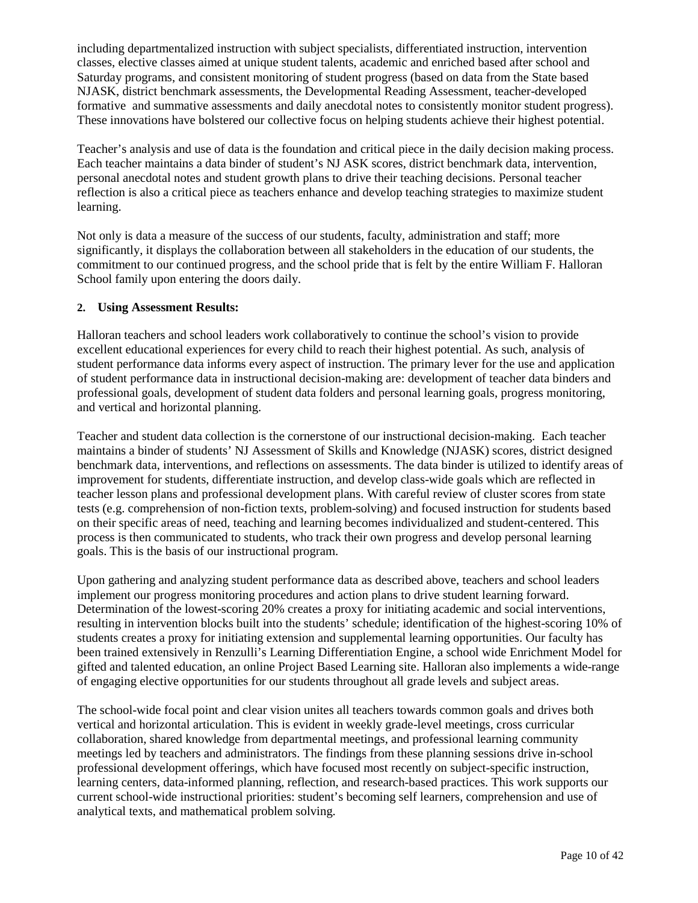including departmentalized instruction with subject specialists, differentiated instruction, intervention classes, elective classes aimed at unique student talents, academic and enriched based after school and Saturday programs, and consistent monitoring of student progress (based on data from the State based NJASK, district benchmark assessments, the Developmental Reading Assessment, teacher-developed formative and summative assessments and daily anecdotal notes to consistently monitor student progress). These innovations have bolstered our collective focus on helping students achieve their highest potential.

Teacher's analysis and use of data is the foundation and critical piece in the daily decision making process. Each teacher maintains a data binder of student's NJ ASK scores, district benchmark data, intervention, personal anecdotal notes and student growth plans to drive their teaching decisions. Personal teacher reflection is also a critical piece as teachers enhance and develop teaching strategies to maximize student learning.

Not only is data a measure of the success of our students, faculty, administration and staff; more significantly, it displays the collaboration between all stakeholders in the education of our students, the commitment to our continued progress, and the school pride that is felt by the entire William F. Halloran School family upon entering the doors daily.

**2. Using Assessment Results:**

Halloran teachers and school leaders work collaboratively to continue the school's vision to provide excellent educational experiences for every child to reach their highest potential. As such, analysis of student performance data informs every aspect of instruction. The primary lever for the use and application of student performance data in instructional decision-making are: development of teacher data binders and professional goals, development of student data folders and personal learning goals, progress monitoring, and vertical and horizontal planning.

Teacher and student data collection is the cornerstone of our instructional decision-making. Each teacher maintains a binder of students' NJ Assessment of Skills and Knowledge (NJASK) scores, district designed benchmark data, interventions, and reflections on assessments. The data binder is utilized to identify areas of improvement for students, differentiate instruction, and develop class-wide goals which are reflected in teacher lesson plans and professional development plans. With careful review of cluster scores from state tests (e.g. comprehension of non-fiction texts, problem-solving) and focused instruction for students based on their specific areas of need, teaching and learning becomes individualized and student-centered. This process is then communicated to students, who track their own progress and develop personal learning goals. This is the basis of our instructional program.

Upon gathering and analyzing student performance data as described above, teachers and school leaders implement our progress monitoring procedures and action plans to drive student learning forward. Determination of the lowest-scoring 20% creates a proxy for initiating academic and social interventions, resulting in intervention blocks built into the students' schedule; identification of the highest-scoring 10% of students creates a proxy for initiating extension and supplemental learning opportunities. Our faculty has been trained extensively in Renzulli's Learning Differentiation Engine, a school wide Enrichment Model for gifted and talented education, an online Project Based Learning site. Halloran also implements a wide-range of engaging elective opportunities for our students throughout all grade levels and subject areas.

The school-wide focal point and clear vision unites all teachers towards common goals and drives both vertical and horizontal articulation. This is evident in weekly grade-level meetings, cross curricular collaboration, shared knowledge from departmental meetings, and professional learning community meetings led by teachers and administrators. The findings from these planning sessions drive in-school professional development offerings, which have focused most recently on subject-specific instruction, learning centers, data-informed planning, reflection, and research-based practices. This work supports our current school-wide instructional priorities: student's becoming self learners, comprehension and use of analytical texts, and mathematical problem solving.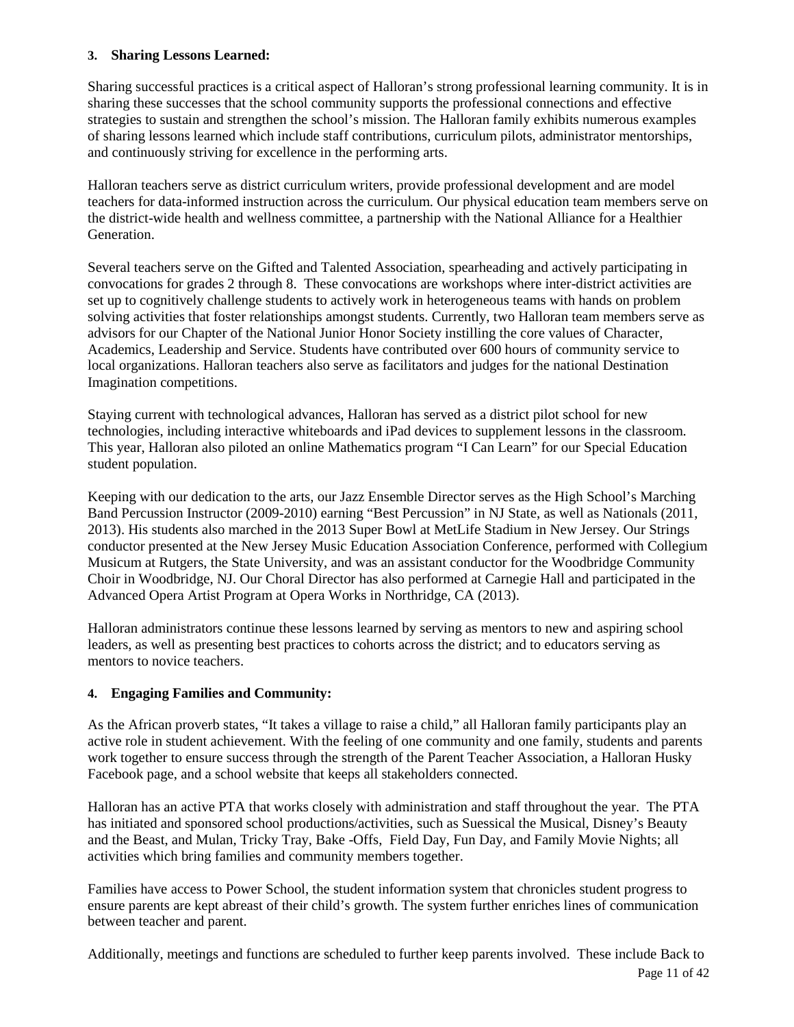**3. Sharing Lessons Learned:**

Sharing successful practices is a critical aspect of Halloran's strong professional learning community. It is in sharing these successes that the school community supports the professional connections and effective strategies to sustain and strengthen the school's mission. The Halloran family exhibits numerous examples of sharing lessons learned which include staff contributions, curriculum pilots, administrator mentorships, and continuously striving for excellence in the performing arts.

Halloran teachers serve as district curriculum writers, provide professional development and are model teachers for data-informed instruction across the curriculum. Our physical education team members serve on the district-wide health and wellness committee, a partnership with the National Alliance for a Healthier Generation.

Several teachers serve on the Gifted and Talented Association, spearheading and actively participating in convocations for grades 2 through 8. These convocations are workshops where inter-district activities are set up to cognitively challenge students to actively work in heterogeneous teams with hands on problem solving activities that foster relationships amongst students. Currently, two Halloran team members serve as advisors for our Chapter of the National Junior Honor Society instilling the core values of Character, Academics, Leadership and Service. Students have contributed over 600 hours of community service to local organizations. Halloran teachers also serve as facilitators and judges for the national Destination Imagination competitions.

Staying current with technological advances, Halloran has served as a district pilot school for new technologies, including interactive whiteboards and iPad devices to supplement lessons in the classroom. This year, Halloran also piloted an online Mathematics program "I Can Learn" for our Special Education student population.

Keeping with our dedication to the arts, our Jazz Ensemble Director serves as the High School's Marching Band Percussion Instructor (2009-2010) earning "Best Percussion" in NJ State, as well as Nationals (2011, 2013). His students also marched in the 2013 Super Bowl at MetLife Stadium in New Jersey. Our Strings conductor presented at the New Jersey Music Education Association Conference, performed with Collegium Musicum at Rutgers, the State University, and was an assistant conductor for the Woodbridge Community Choir in Woodbridge, NJ. Our Choral Director has also performed at Carnegie Hall and participated in the Advanced Opera Artist Program at Opera Works in Northridge, CA (2013).

Halloran administrators continue these lessons learned by serving as mentors to new and aspiring school leaders, as well as presenting best practices to cohorts across the district; and to educators serving as mentors to novice teachers.

**4. Engaging Families and Community:**

As the African proverb states, "It takes a village to raise a child," all Halloran family participants play an active role in student achievement. With the feeling of one community and one family, students and parents work together to ensure success through the strength of the Parent Teacher Association, a Halloran Husky Facebook page, and a school website that keeps all stakeholders connected.

Halloran has an active PTA that works closely with administration and staff throughout the year. The PTA has initiated and sponsored school productions/activities, such as Suessical the Musical, Disney's Beauty and the Beast, and Mulan, Tricky Tray, Bake -Offs, Field Day, Fun Day, and Family Movie Nights; all activities which bring families and community members together.

Families have access to Power School, the student information system that chronicles student progress to ensure parents are kept abreast of their child's growth. The system further enriches lines of communication between teacher and parent.

Additionally, meetings and functions are scheduled to further keep parents involved. These include Back to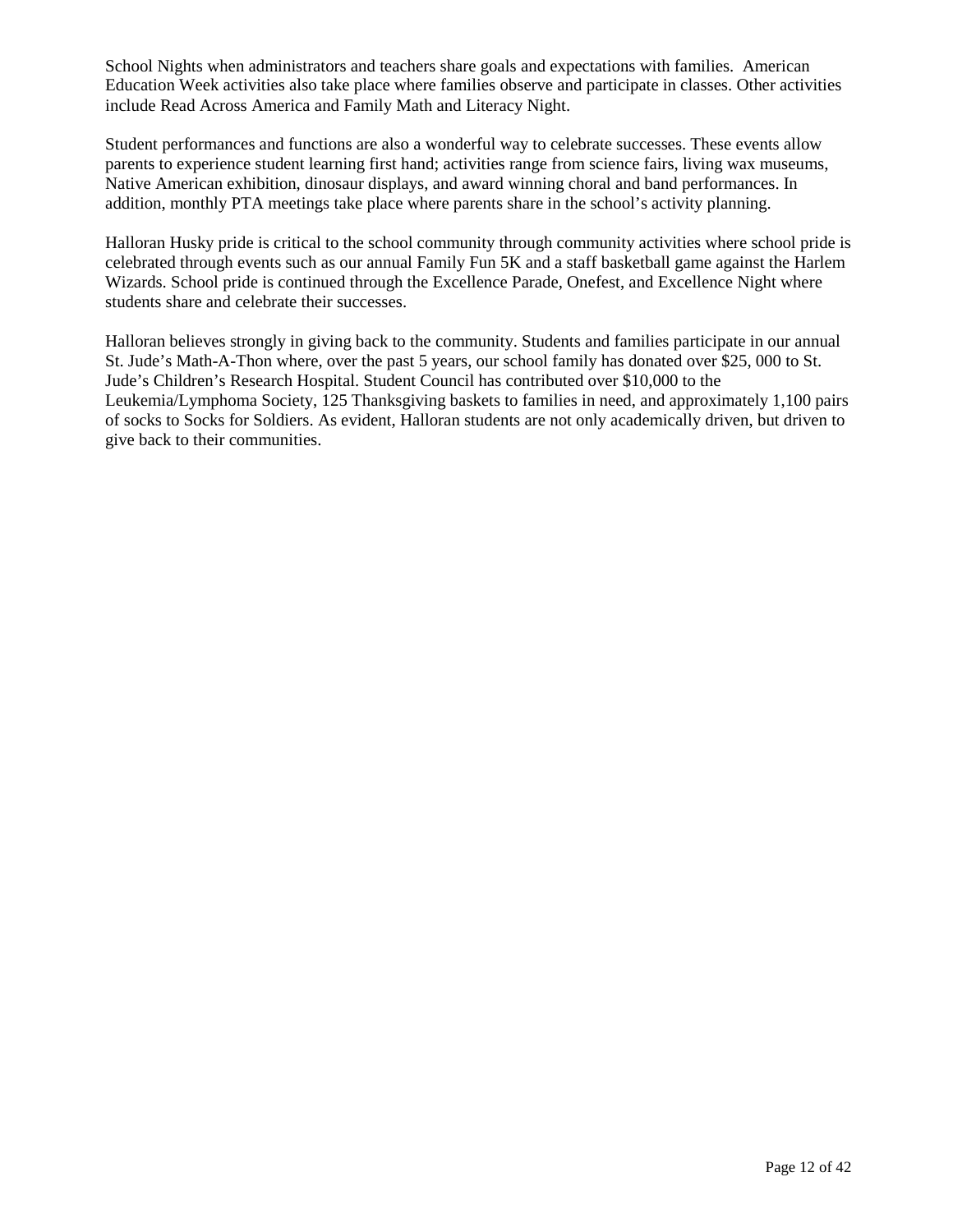School Nights when administrators and teachers share goals and expectations with families. American Education Week activities also take place where families observe and participate in classes. Other activities include Read Across America and Family Math and Literacy Night.

Student performances and functions are also a wonderful way to celebrate successes. These events allow parents to experience student learning first hand; activities range from science fairs, living wax museums, Native American exhibition, dinosaur displays, and award winning choral and band performances. In addition, monthly PTA meetings take place where parents share in the school's activity planning.

Halloran Husky pride is critical to the school community through community activities where school pride is celebrated through events such as our annual Family Fun 5K and a staff basketball game against the Harlem Wizards. School pride is continued through the Excellence Parade, Onefest, and Excellence Night where students share and celebrate their successes.

Halloran believes strongly in giving back to the community. Students and families participate in our annual St. Jude's Math-A-Thon where, over the past 5 years, our school family has donated over $25, 000 to St. Jude's Children's Research Hospital. Student Council has contributed over $10,000 to the Leukemia/Lymphoma Society, 125 Thanksgiving baskets to families in need, and approximately 1,100 pairs of socks to Socks for Soldiers. As evident, Halloran students are not only academically driven, but driven to give back to their communities.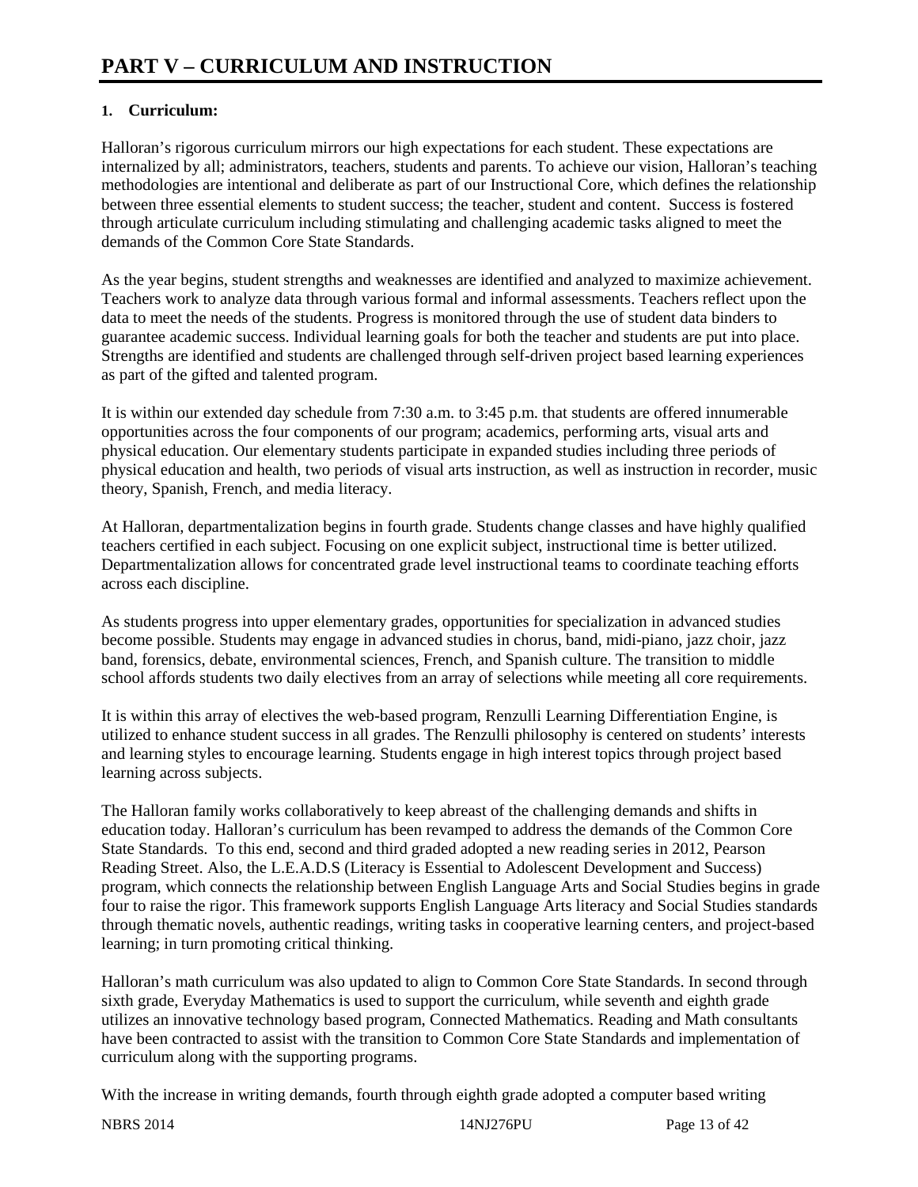# PART V – CURRICULUM AND INSTRUCTION

## 1. Curriculum:

Halloran's rigorous curriculum mirrors our high expectations for each student. These expectations are internalized by all; administrators, teachers, students and parents. To achieve our vision, Halloran's teaching methodologies are intentional and deliberate as part of our Instructional Core, which defines the relationship between three essential elements to student success; the teacher, student and content. Success is fostered through articulate curriculum including stimulating and challenging academic tasks aligned to meet the demands of the Common Core State Standards.

As the year begins, student strengths and weaknesses are identified and analyzed to maximize achievement. Teachers work to analyze data through various formal and informal assessments. Teachers reflect upon the data to meet the needs of the students. Progress is monitored through the use of student data binders to guarantee academic success. Individual learning goals for both the teacher and students are put into place. Strengths are identified and students are challenged through self-driven project based learning experiences as part of the gifted and talented program.

It is within our extended day schedule from 7:30 a.m. to 3:45 p.m. that students are offered innumerable opportunities across the four components of our program; academics, performing arts, visual arts and physical education. Our elementary students participate in expanded studies including three periods of physical education and health, two periods of visual arts instruction, as well as instruction in recorder, music theory, Spanish, French, and media literacy.

At Halloran, departmentalization begins in fourth grade. Students change classes and have highly qualified teachers certified in each subject. Focusing on one explicit subject, instructional time is better utilized. Departmentalization allows for concentrated grade level instructional teams to coordinate teaching efforts across each discipline.

As students progress into upper elementary grades, opportunities for specialization in advanced studies become possible. Students may engage in advanced studies in chorus, band, midi-piano, jazz choir, jazz band, forensics, debate, environmental sciences, French, and Spanish culture. The transition to middle school affords students two daily electives from an array of selections while meeting all core requirements.

It is within this array of electives the web-based program, Renzulli Learning Differentiation Engine, is utilized to enhance student success in all grades. The Renzulli philosophy is centered on students' interests and learning styles to encourage learning. Students engage in high interest topics through project based learning across subjects.

The Halloran family works collaboratively to keep abreast of the challenging demands and shifts in education today. Halloran's curriculum has been revamped to address the demands of the Common Core State Standards. To this end, second and third graded adopted a new reading series in 2012, Pearson Reading Street. Also, the L.E.A.D.S (Literacy is Essential to Adolescent Development and Success) program, which connects the relationship between English Language Arts and Social Studies begins in grade four to raise the rigor. This framework supports English Language Arts literacy and Social Studies standards through thematic novels, authentic readings, writing tasks in cooperative learning centers, and project-based learning; in turn promoting critical thinking.

Halloran's math curriculum was also updated to align to Common Core State Standards. In second through sixth grade, Everyday Mathematics is used to support the curriculum, while seventh and eighth grade utilizes an innovative technology based program, Connected Mathematics. Reading and Math consultants have been contracted to assist with the transition to Common Core State Standards and implementation of curriculum along with the supporting programs.

With the increase in writing demands, fourth through eighth grade adopted a computer based writing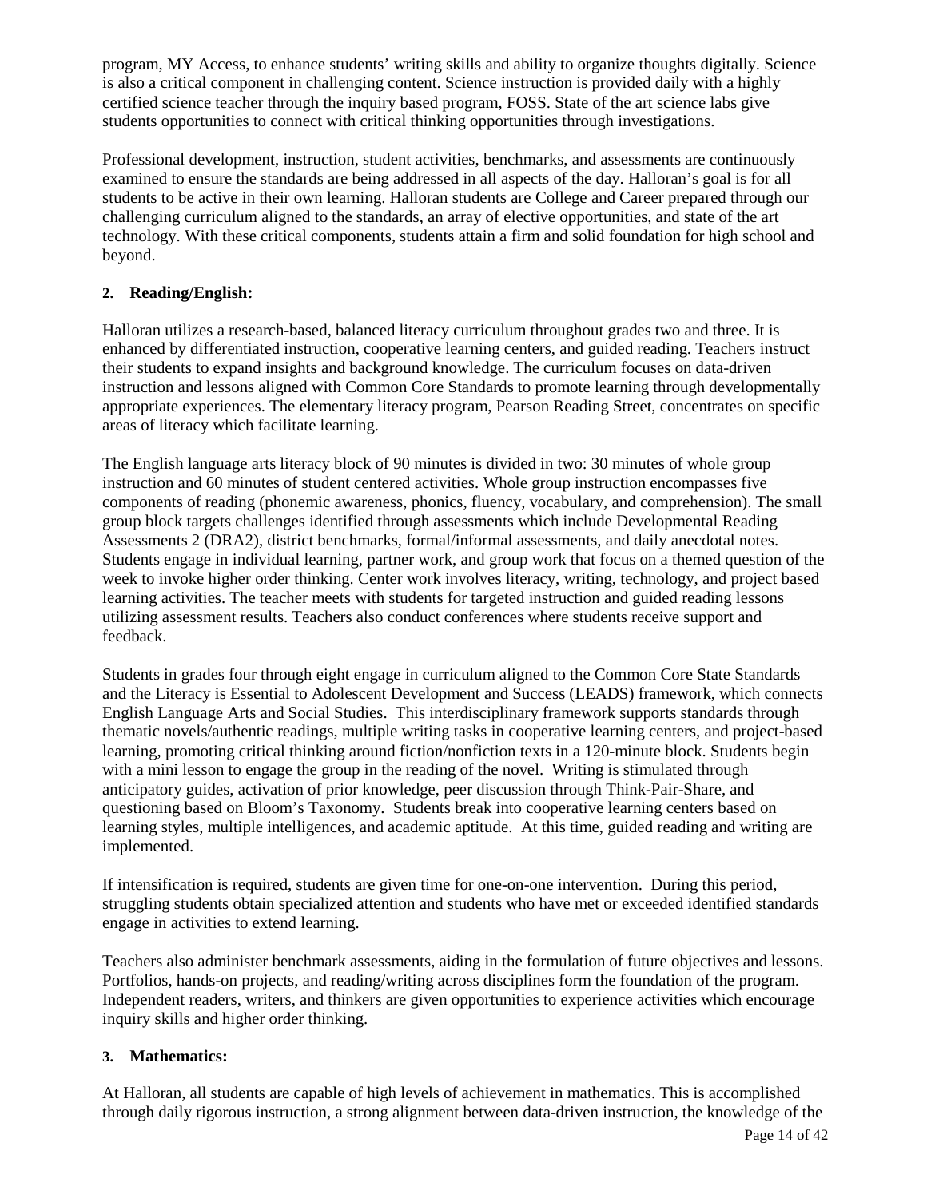program, MY Access, to enhance students' writing skills and ability to organize thoughts digitally. Science is also a critical component in challenging content. Science instruction is provided daily with a highly certified science teacher through the inquiry based program, FOSS. State of the art science labs give students opportunities to connect with critical thinking opportunities through investigations.

Professional development, instruction, student activities, benchmarks, and assessments are continuously examined to ensure the standards are being addressed in all aspects of the day. Halloran's goal is for all students to be active in their own learning. Halloran students are College and Career prepared through our challenging curriculum aligned to the standards, an array of elective opportunities, and state of the art technology. With these critical components, students attain a firm and solid foundation for high school and beyond.

**2. Reading/English:**

Halloran utilizes a research-based, balanced literacy curriculum throughout grades two and three. It is enhanced by differentiated instruction, cooperative learning centers, and guided reading. Teachers instruct their students to expand insights and background knowledge. The curriculum focuses on data-driven instruction and lessons aligned with Common Core Standards to promote learning through developmentally appropriate experiences. The elementary literacy program, Pearson Reading Street, concentrates on specific areas of literacy which facilitate learning.

The English language arts literacy block of 90 minutes is divided in two: 30 minutes of whole group instruction and 60 minutes of student centered activities. Whole group instruction encompasses five components of reading (phonemic awareness, phonics, fluency, vocabulary, and comprehension). The small group block targets challenges identified through assessments which include Developmental Reading Assessments 2 (DRA2), district benchmarks, formal/informal assessments, and daily anecdotal notes. Students engage in individual learning, partner work, and group work that focus on a themed question of the week to invoke higher order thinking. Center work involves literacy, writing, technology, and project based learning activities. The teacher meets with students for targeted instruction and guided reading lessons utilizing assessment results. Teachers also conduct conferences where students receive support and feedback.

Students in grades four through eight engage in curriculum aligned to the Common Core State Standards and the Literacy is Essential to Adolescent Development and Success (LEADS) framework, which connects English Language Arts and Social Studies. This interdisciplinary framework supports standards through thematic novels/authentic readings, multiple writing tasks in cooperative learning centers, and project-based learning, promoting critical thinking around fiction/nonfiction texts in a 120-minute block. Students begin with a mini lesson to engage the group in the reading of the novel. Writing is stimulated through anticipatory guides, activation of prior knowledge, peer discussion through Think-Pair-Share, and questioning based on Bloom's Taxonomy. Students break into cooperative learning centers based on learning styles, multiple intelligences, and academic aptitude. At this time, guided reading and writing are implemented.

If intensification is required, students are given time for one-on-one intervention. During this period, struggling students obtain specialized attention and students who have met or exceeded identified standards engage in activities to extend learning.

Teachers also administer benchmark assessments, aiding in the formulation of future objectives and lessons. Portfolios, hands-on projects, and reading/writing across disciplines form the foundation of the program. Independent readers, writers, and thinkers are given opportunities to experience activities which encourage inquiry skills and higher order thinking.

**3. Mathematics:**

At Halloran, all students are capable of high levels of achievement in mathematics. This is accomplished through daily rigorous instruction, a strong alignment between data-driven instruction, the knowledge of the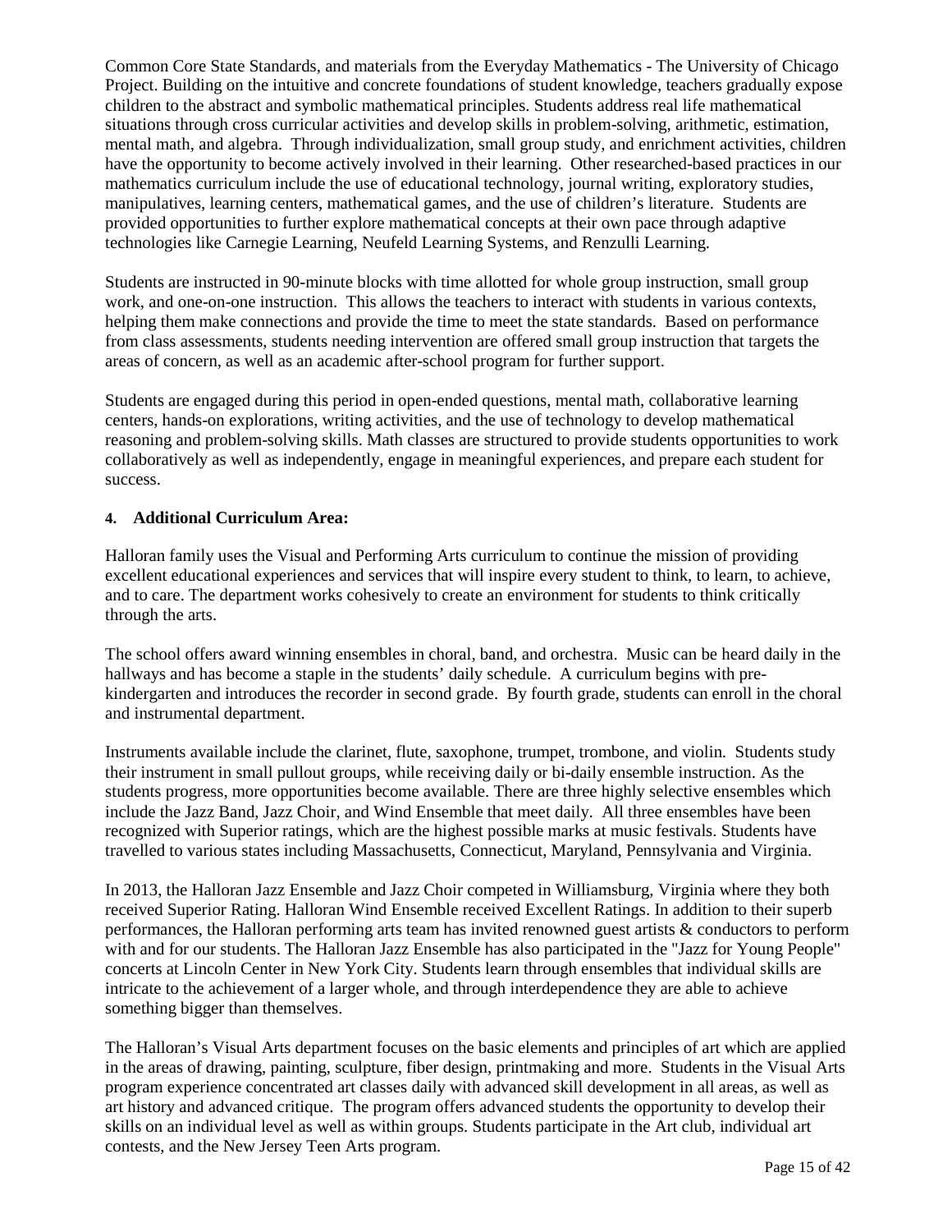Common Core State Standards, and materials from the Everyday Mathematics - The University of Chicago Project. Building on the intuitive and concrete foundations of student knowledge, teachers gradually expose children to the abstract and symbolic mathematical principles. Students address real life mathematical situations through cross curricular activities and develop skills in problem-solving, arithmetic, estimation, mental math, and algebra. Through individualization, small group study, and enrichment activities, children have the opportunity to become actively involved in their learning. Other researched-based practices in our mathematics curriculum include the use of educational technology, journal writing, exploratory studies, manipulatives, learning centers, mathematical games, and the use of children's literature. Students are provided opportunities to further explore mathematical concepts at their own pace through adaptive technologies like Carnegie Learning, Neufeld Learning Systems, and Renzulli Learning.

Students are instructed in 90-minute blocks with time allotted for whole group instruction, small group work, and one-on-one instruction. This allows the teachers to interact with students in various contexts, helping them make connections and provide the time to meet the state standards. Based on performance from class assessments, students needing intervention are offered small group instruction that targets the areas of concern, as well as an academic after-school program for further support.

Students are engaged during this period in open-ended questions, mental math, collaborative learning centers, hands-on explorations, writing activities, and the use of technology to develop mathematical reasoning and problem-solving skills. Math classes are structured to provide students opportunities to work collaboratively as well as independently, engage in meaningful experiences, and prepare each student for success.

**4. Additional Curriculum Area:**

Halloran family uses the Visual and Performing Arts curriculum to continue the mission of providing excellent educational experiences and services that will inspire every student to think, to learn, to achieve, and to care. The department works cohesively to create an environment for students to think critically through the arts.

The school offers award winning ensembles in choral, band, and orchestra. Music can be heard daily in the hallways and has become a staple in the students' daily schedule. A curriculum begins with pre-kindergarten and introduces the recorder in second grade. By fourth grade, students can enroll in the choral and instrumental department.

Instruments available include the clarinet, flute, saxophone, trumpet, trombone, and violin. Students study their instrument in small pullout groups, while receiving daily or bi-daily ensemble instruction. As the students progress, more opportunities become available. There are three highly selective ensembles which include the Jazz Band, Jazz Choir, and Wind Ensemble that meet daily. All three ensembles have been recognized with Superior ratings, which are the highest possible marks at music festivals. Students have travelled to various states including Massachusetts, Connecticut, Maryland, Pennsylvania and Virginia.

In 2013, the Halloran Jazz Ensemble and Jazz Choir competed in Williamsburg, Virginia where they both received Superior Rating. Halloran Wind Ensemble received Excellent Ratings. In addition to their superb performances, the Halloran performing arts team has invited renowned guest artists & conductors to perform with and for our students. The Halloran Jazz Ensemble has also participated in the "Jazz for Young People" concerts at Lincoln Center in New York City. Students learn through ensembles that individual skills are intricate to the achievement of a larger whole, and through interdependence they are able to achieve something bigger than themselves.

The Halloran's Visual Arts department focuses on the basic elements and principles of art which are applied in the areas of drawing, painting, sculpture, fiber design, printmaking and more. Students in the Visual Arts program experience concentrated art classes daily with advanced skill development in all areas, as well as art history and advanced critique. The program offers advanced students the opportunity to develop their skills on an individual level as well as within groups. Students participate in the Art club, individual art contests, and the New Jersey Teen Arts program.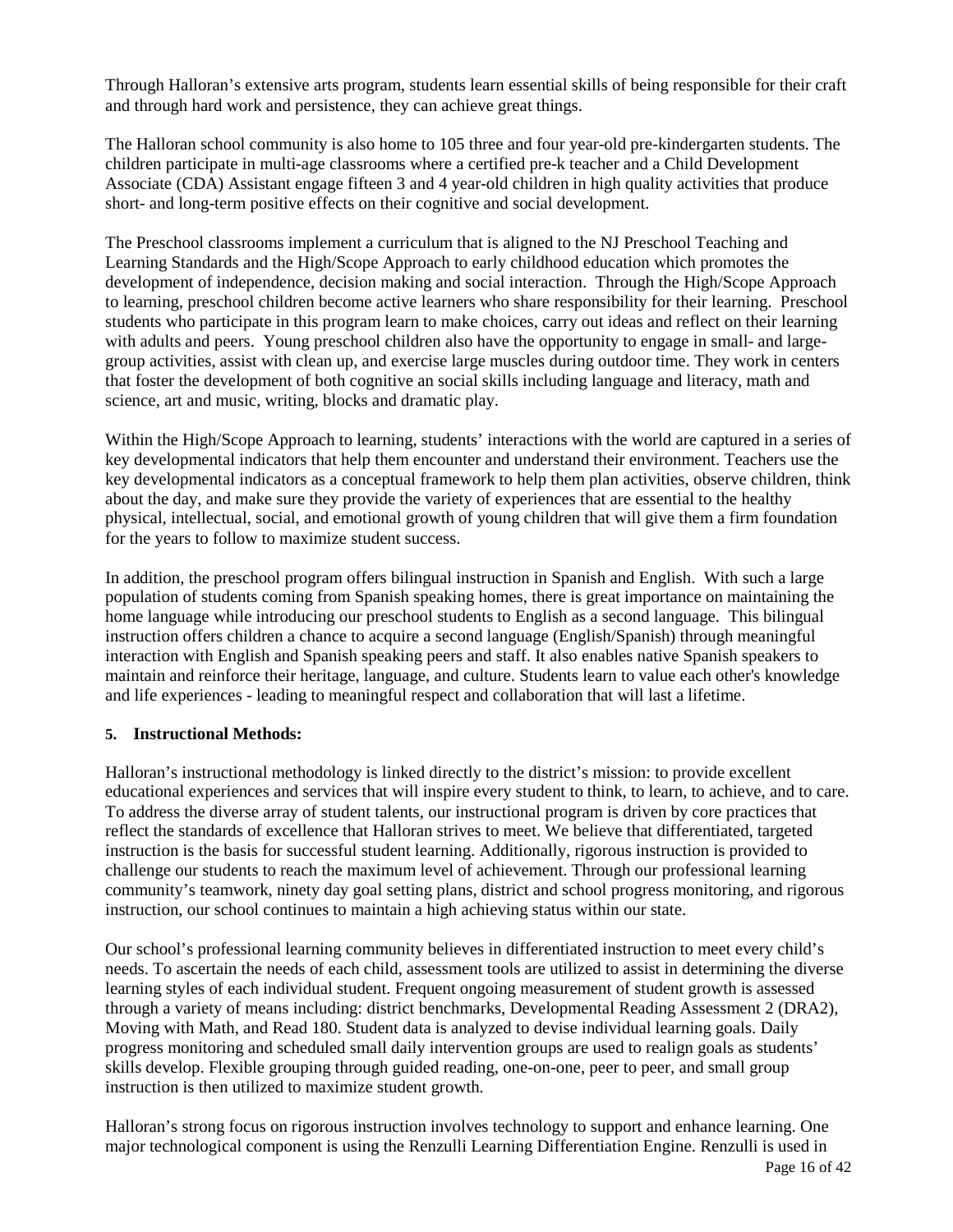Through Halloran's extensive arts program, students learn essential skills of being responsible for their craft and through hard work and persistence, they can achieve great things.

The Halloran school community is also home to 105 three and four year-old pre-kindergarten students. The children participate in multi-age classrooms where a certified pre-k teacher and a Child Development Associate (CDA) Assistant engage fifteen 3 and 4 year-old children in high quality activities that produce short- and long-term positive effects on their cognitive and social development.

The Preschool classrooms implement a curriculum that is aligned to the NJ Preschool Teaching and Learning Standards and the High/Scope Approach to early childhood education which promotes the development of independence, decision making and social interaction. Through the High/Scope Approach to learning, preschool children become active learners who share responsibility for their learning. Preschool students who participate in this program learn to make choices, carry out ideas and reflect on their learning with adults and peers. Young preschool children also have the opportunity to engage in small- and large-group activities, assist with clean up, and exercise large muscles during outdoor time. They work in centers that foster the development of both cognitive an social skills including language and literacy, math and science, art and music, writing, blocks and dramatic play.

Within the High/Scope Approach to learning, students' interactions with the world are captured in a series of key developmental indicators that help them encounter and understand their environment. Teachers use the key developmental indicators as a conceptual framework to help them plan activities, observe children, think about the day, and make sure they provide the variety of experiences that are essential to the healthy physical, intellectual, social, and emotional growth of young children that will give them a firm foundation for the years to follow to maximize student success.

In addition, the preschool program offers bilingual instruction in Spanish and English. With such a large population of students coming from Spanish speaking homes, there is great importance on maintaining the home language while introducing our preschool students to English as a second language. This bilingual instruction offers children a chance to acquire a second language (English/Spanish) through meaningful interaction with English and Spanish speaking peers and staff. It also enables native Spanish speakers to maintain and reinforce their heritage, language, and culture. Students learn to value each other's knowledge and life experiences - leading to meaningful respect and collaboration that will last a lifetime.

**5. Instructional Methods:**

Halloran's instructional methodology is linked directly to the district's mission: to provide excellent educational experiences and services that will inspire every student to think, to learn, to achieve, and to care. To address the diverse array of student talents, our instructional program is driven by core practices that reflect the standards of excellence that Halloran strives to meet. We believe that differentiated, targeted instruction is the basis for successful student learning. Additionally, rigorous instruction is provided to challenge our students to reach the maximum level of achievement. Through our professional learning community's teamwork, ninety day goal setting plans, district and school progress monitoring, and rigorous instruction, our school continues to maintain a high achieving status within our state.

Our school's professional learning community believes in differentiated instruction to meet every child's needs. To ascertain the needs of each child, assessment tools are utilized to assist in determining the diverse learning styles of each individual student. Frequent ongoing measurement of student growth is assessed through a variety of means including: district benchmarks, Developmental Reading Assessment 2 (DRA2), Moving with Math, and Read 180. Student data is analyzed to devise individual learning goals. Daily progress monitoring and scheduled small daily intervention groups are used to realign goals as students' skills develop. Flexible grouping through guided reading, one-on-one, peer to peer, and small group instruction is then utilized to maximize student growth.

Halloran's strong focus on rigorous instruction involves technology to support and enhance learning. One major technological component is using the Renzulli Learning Differentiation Engine. Renzulli is used in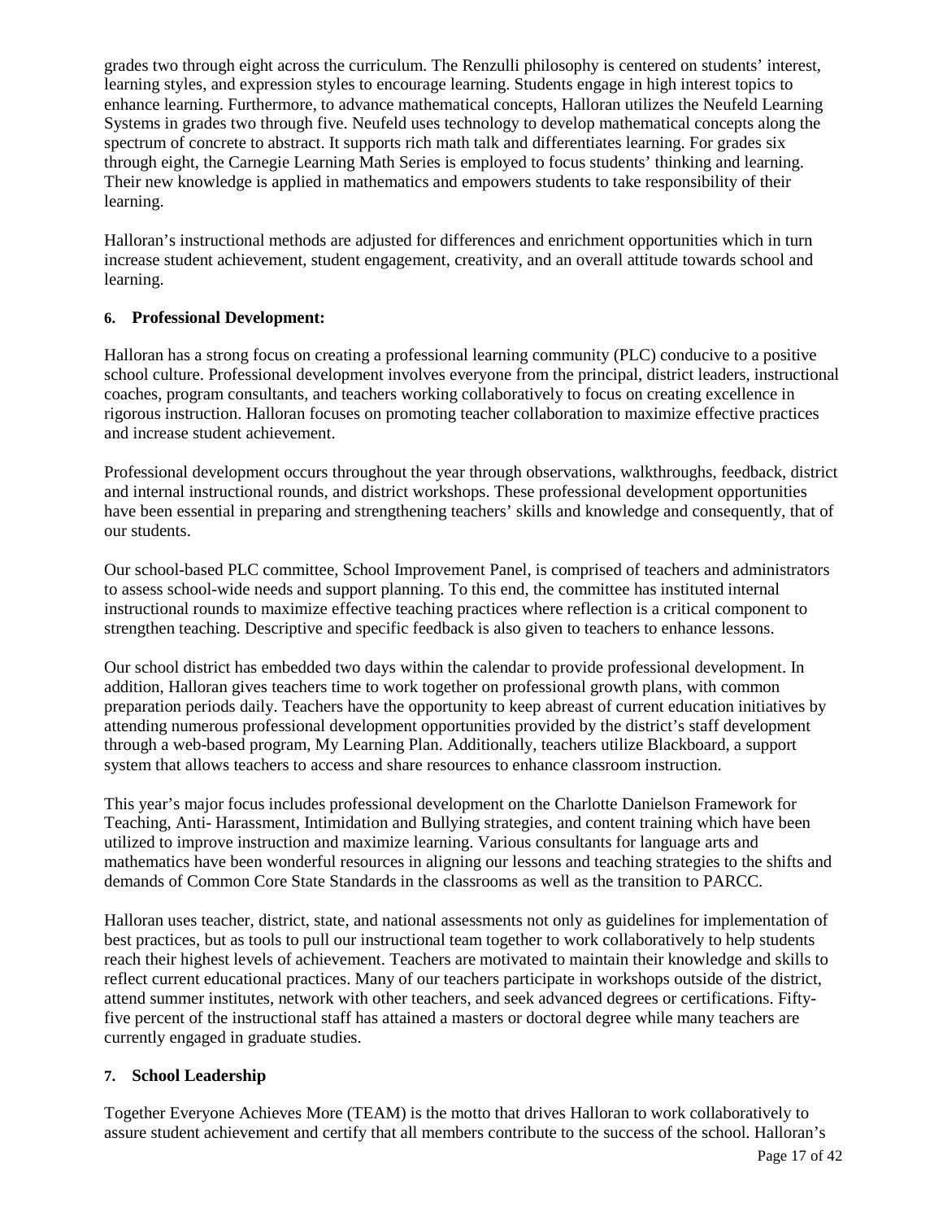grades two through eight across the curriculum. The Renzulli philosophy is centered on students' interest, learning styles, and expression styles to encourage learning. Students engage in high interest topics to enhance learning. Furthermore, to advance mathematical concepts, Halloran utilizes the Neufeld Learning Systems in grades two through five. Neufeld uses technology to develop mathematical concepts along the spectrum of concrete to abstract. It supports rich math talk and differentiates learning. For grades six through eight, the Carnegie Learning Math Series is employed to focus students' thinking and learning. Their new knowledge is applied in mathematics and empowers students to take responsibility of their learning.

Halloran's instructional methods are adjusted for differences and enrichment opportunities which in turn increase student achievement, student engagement, creativity, and an overall attitude towards school and learning.

**6. Professional Development:**

Halloran has a strong focus on creating a professional learning community (PLC) conducive to a positive school culture. Professional development involves everyone from the principal, district leaders, instructional coaches, program consultants, and teachers working collaboratively to focus on creating excellence in rigorous instruction. Halloran focuses on promoting teacher collaboration to maximize effective practices and increase student achievement.

Professional development occurs throughout the year through observations, walkthroughs, feedback, district and internal instructional rounds, and district workshops. These professional development opportunities have been essential in preparing and strengthening teachers' skills and knowledge and consequently, that of our students.

Our school-based PLC committee, School Improvement Panel, is comprised of teachers and administrators to assess school-wide needs and support planning. To this end, the committee has instituted internal instructional rounds to maximize effective teaching practices where reflection is a critical component to strengthen teaching. Descriptive and specific feedback is also given to teachers to enhance lessons.

Our school district has embedded two days within the calendar to provide professional development. In addition, Halloran gives teachers time to work together on professional growth plans, with common preparation periods daily. Teachers have the opportunity to keep abreast of current education initiatives by attending numerous professional development opportunities provided by the district's staff development through a web-based program, My Learning Plan. Additionally, teachers utilize Blackboard, a support system that allows teachers to access and share resources to enhance classroom instruction.

This year's major focus includes professional development on the Charlotte Danielson Framework for Teaching, Anti- Harassment, Intimidation and Bullying strategies, and content training which have been utilized to improve instruction and maximize learning. Various consultants for language arts and mathematics have been wonderful resources in aligning our lessons and teaching strategies to the shifts and demands of Common Core State Standards in the classrooms as well as the transition to PARCC.

Halloran uses teacher, district, state, and national assessments not only as guidelines for implementation of best practices, but as tools to pull our instructional team together to work collaboratively to help students reach their highest levels of achievement. Teachers are motivated to maintain their knowledge and skills to reflect current educational practices. Many of our teachers participate in workshops outside of the district, attend summer institutes, network with other teachers, and seek advanced degrees or certifications. Fifty-five percent of the instructional staff has attained a masters or doctoral degree while many teachers are currently engaged in graduate studies.

**7. School Leadership**

Together Everyone Achieves More (TEAM) is the motto that drives Halloran to work collaboratively to assure student achievement and certify that all members contribute to the success of the school. Halloran's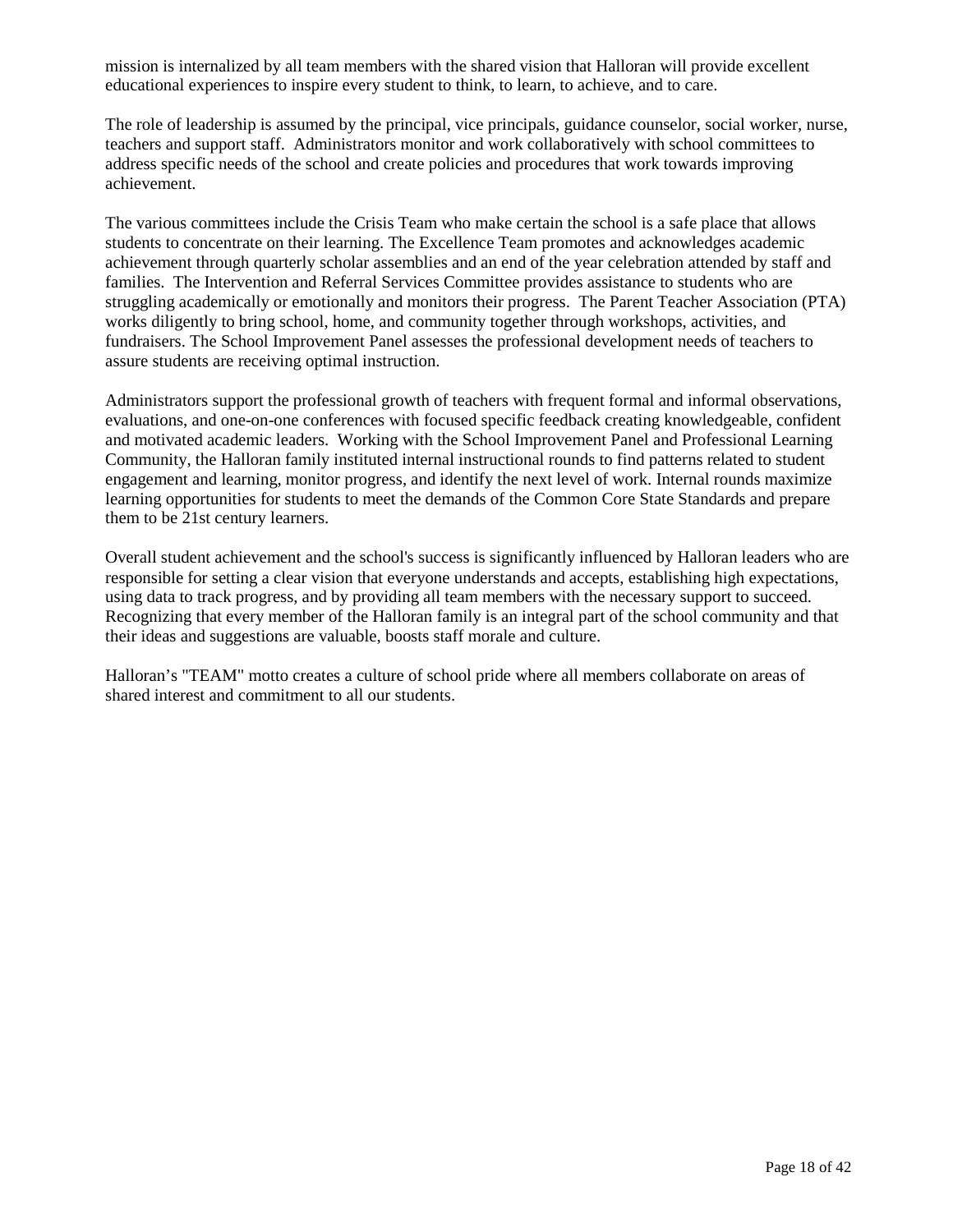mission is internalized by all team members with the shared vision that Halloran will provide excellent educational experiences to inspire every student to think, to learn, to achieve, and to care.

The role of leadership is assumed by the principal, vice principals, guidance counselor, social worker, nurse, teachers and support staff. Administrators monitor and work collaboratively with school committees to address specific needs of the school and create policies and procedures that work towards improving achievement.

The various committees include the Crisis Team who make certain the school is a safe place that allows students to concentrate on their learning. The Excellence Team promotes and acknowledges academic achievement through quarterly scholar assemblies and an end of the year celebration attended by staff and families. The Intervention and Referral Services Committee provides assistance to students who are struggling academically or emotionally and monitors their progress. The Parent Teacher Association (PTA) works diligently to bring school, home, and community together through workshops, activities, and fundraisers. The School Improvement Panel assesses the professional development needs of teachers to assure students are receiving optimal instruction.

Administrators support the professional growth of teachers with frequent formal and informal observations, evaluations, and one-on-one conferences with focused specific feedback creating knowledgeable, confident and motivated academic leaders. Working with the School Improvement Panel and Professional Learning Community, the Halloran family instituted internal instructional rounds to find patterns related to student engagement and learning, monitor progress, and identify the next level of work. Internal rounds maximize learning opportunities for students to meet the demands of the Common Core State Standards and prepare them to be 21st century learners.

Overall student achievement and the school's success is significantly influenced by Halloran leaders who are responsible for setting a clear vision that everyone understands and accepts, establishing high expectations, using data to track progress, and by providing all team members with the necessary support to succeed. Recognizing that every member of the Halloran family is an integral part of the school community and that their ideas and suggestions are valuable, boosts staff morale and culture.

Halloran’s "TEAM" motto creates a culture of school pride where all members collaborate on areas of shared interest and commitment to all our students.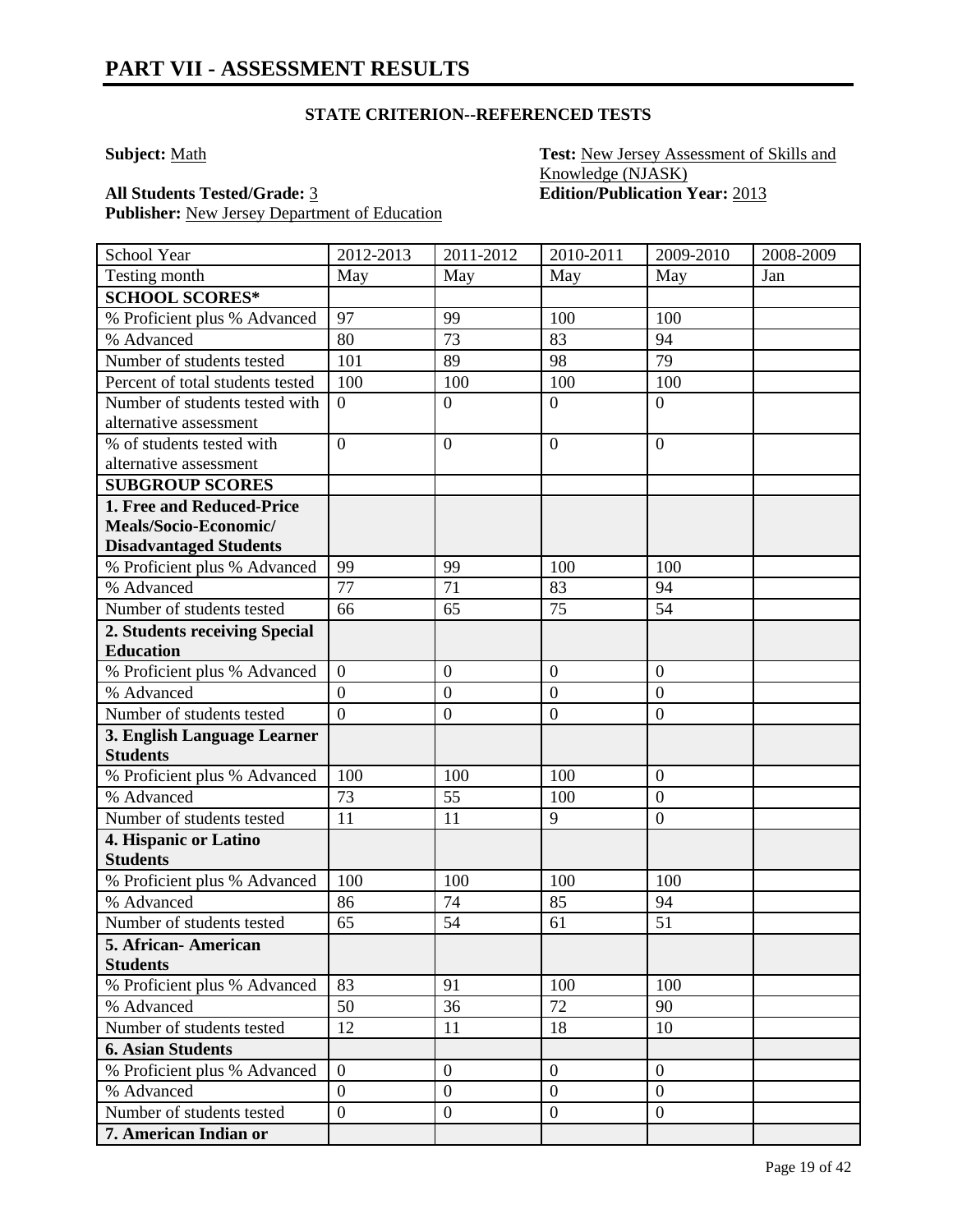# PART VII - ASSESSMENT RESULTS

### STATE CRITERION--REFERENCED TESTS

**Subject:** Math

**Test:** New Jersey Assessment of Skills and Knowledge (NJASK)

**All Students Tested/Grade:** 3

**Edition/Publication Year:** 2013

**Publisher:** New Jersey Department of Education

| School Year | 2012-2013 | 2011-2012 | 2010-2011 | 2009-2010 | 2008-2009 |
|---|---|---|---|---|---|
| Testing month | May | May | May | May | Jan |
| **SCHOOL SCORES*** | | | | | |
| % Proficient plus % Advanced | 97 | 99 | 100 | 100 | |
| % Advanced | 80 | 73 | 83 | 94 | |
| Number of students tested | 101 | 89 | 98 | 79 | |
| Percent of total students tested | 100 | 100 | 100 | 100 | |
| Number of students tested with alternative assessment | 0 | 0 | 0 | 0 | |
| % of students tested with alternative assessment | 0 | 0 | 0 | 0 | |
| **SUBGROUP SCORES** | | | | | |
| **1. Free and Reduced-Price Meals/Socio-Economic/ Disadvantaged Students** | | | | | |
| % Proficient plus % Advanced | 99 | 99 | 100 | 100 | |
| % Advanced | 77 | 71 | 83 | 94 | |
| Number of students tested | 66 | 65 | 75 | 54 | |
| **2. Students receiving Special Education** | | | | | |
| % Proficient plus % Advanced | 0 | 0 | 0 | 0 | |
| % Advanced | 0 | 0 | 0 | 0 | |
| Number of students tested | 0 | 0 | 0 | 0 | |
| **3. English Language Learner Students** | | | | | |
| % Proficient plus % Advanced | 100 | 100 | 100 | 0 | |
| % Advanced | 73 | 55 | 100 | 0 | |
| Number of students tested | 11 | 11 | 9 | 0 | |
| **4. Hispanic or Latino Students** | | | | | |
| % Proficient plus % Advanced | 100 | 100 | 100 | 100 | |
| % Advanced | 86 | 74 | 85 | 94 | |
| Number of students tested | 65 | 54 | 61 | 51 | |
| **5. African- American Students** | | | | | |
| % Proficient plus % Advanced | 83 | 91 | 100 | 100 | |
| % Advanced | 50 | 36 | 72 | 90 | |
| Number of students tested | 12 | 11 | 18 | 10 | |
| **6. Asian Students** | | | | | |
| % Proficient plus % Advanced | 0 | 0 | 0 | 0 | |
| % Advanced | 0 | 0 | 0 | 0 | |
| Number of students tested | 0 | 0 | 0 | 0 | |
| **7. American Indian or** | | | | | |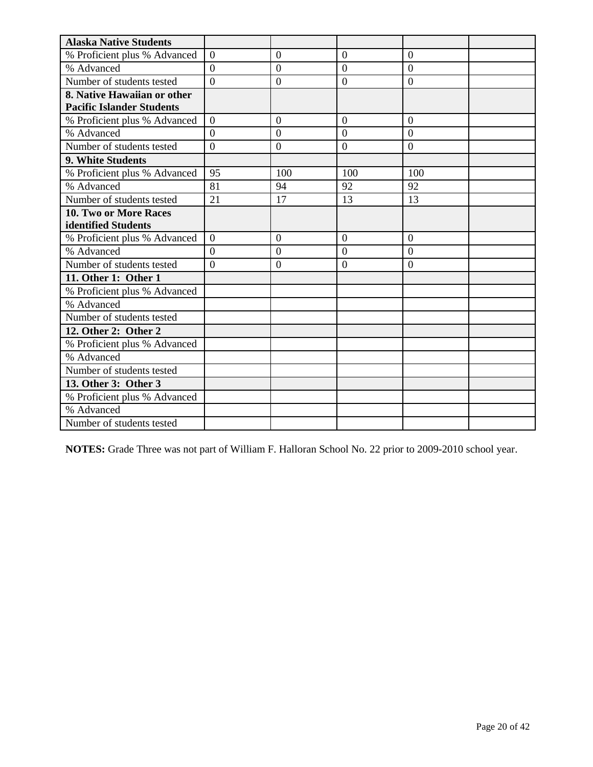| Alaska Native Students | | | | | |
|---|---|---|---|---|---|
| % Proficient plus % Advanced | 0 | 0 | 0 | 0 | |
| % Advanced | 0 | 0 | 0 | 0 | |
| Number of students tested | 0 | 0 | 0 | 0 | |
| **8. Native Hawaiian or other Pacific Islander Students** | | | | | |
| % Proficient plus % Advanced | 0 | 0 | 0 | 0 | |
| % Advanced | 0 | 0 | 0 | 0 | |
| Number of students tested | 0 | 0 | 0 | 0 | |
| **9. White Students** | | | | | |
| % Proficient plus % Advanced | 95 | 100 | 100 | 100 | |
| % Advanced | 81 | 94 | 92 | 92 | |
| Number of students tested | 21 | 17 | 13 | 13 | |
| **10. Two or More Races identified Students** | | | | | |
| % Proficient plus % Advanced | 0 | 0 | 0 | 0 | |
| % Advanced | 0 | 0 | 0 | 0 | |
| Number of students tested | 0 | 0 | 0 | 0 | |
| **11. Other 1: Other 1** | | | | | |
| % Proficient plus % Advanced | | | | | |
| % Advanced | | | | | |
| Number of students tested | | | | | |
| **12. Other 2: Other 2** | | | | | |
| % Proficient plus % Advanced | | | | | |
| % Advanced | | | | | |
| Number of students tested | | | | | |
| **13. Other 3: Other 3** | | | | | |
| % Proficient plus % Advanced | | | | | |
| % Advanced | | | | | |
| Number of students tested | | | | | |

**NOTES:** Grade Three was not part of William F. Halloran School No. 22 prior to 2009-2010 school year.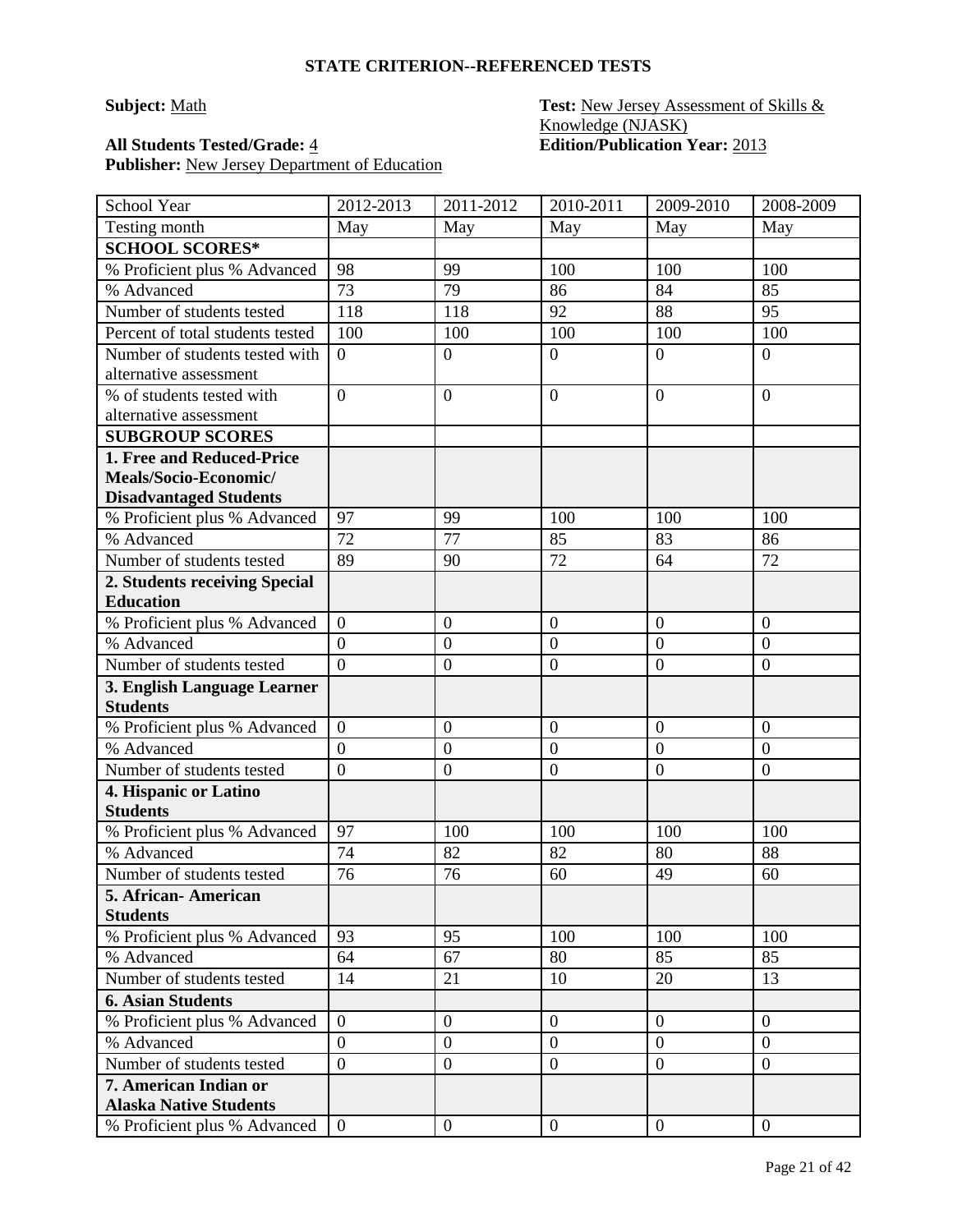### STATE CRITERION--REFERENCED TESTS

**Subject:** Math

**Test:** New Jersey Assessment of Skills & Knowledge (NJASK)

**All Students Tested/Grade:** 4

**Edition/Publication Year:** 2013

**Publisher:** New Jersey Department of Education

| School Year | 2012-2013 | 2011-2012 | 2010-2011 | 2009-2010 | 2008-2009 |
|---|---|---|---|---|---|
| Testing month | May | May | May | May | May |
| **SCHOOL SCORES*** | | | | | |
| % Proficient plus % Advanced | 98 | 99 | 100 | 100 | 100 |
| % Advanced | 73 | 79 | 86 | 84 | 85 |
| Number of students tested | 118 | 118 | 92 | 88 | 95 |
| Percent of total students tested | 100 | 100 | 100 | 100 | 100 |
| Number of students tested with alternative assessment | 0 | 0 | 0 | 0 | 0 |
| % of students tested with alternative assessment | 0 | 0 | 0 | 0 | 0 |
| **SUBGROUP SCORES** | | | | | |
| **1. Free and Reduced-Price Meals/Socio-Economic/ Disadvantaged Students** | | | | | |
| % Proficient plus % Advanced | 97 | 99 | 100 | 100 | 100 |
| % Advanced | 72 | 77 | 85 | 83 | 86 |
| Number of students tested | 89 | 90 | 72 | 64 | 72 |
| **2. Students receiving Special Education** | | | | | |
| % Proficient plus % Advanced | 0 | 0 | 0 | 0 | 0 |
| % Advanced | 0 | 0 | 0 | 0 | 0 |
| Number of students tested | 0 | 0 | 0 | 0 | 0 |
| **3. English Language Learner Students** | | | | | |
| % Proficient plus % Advanced | 0 | 0 | 0 | 0 | 0 |
| % Advanced | 0 | 0 | 0 | 0 | 0 |
| Number of students tested | 0 | 0 | 0 | 0 | 0 |
| **4. Hispanic or Latino Students** | | | | | |
| % Proficient plus % Advanced | 97 | 100 | 100 | 100 | 100 |
| % Advanced | 74 | 82 | 82 | 80 | 88 |
| Number of students tested | 76 | 76 | 60 | 49 | 60 |
| **5. African- American Students** | | | | | |
| % Proficient plus % Advanced | 93 | 95 | 100 | 100 | 100 |
| % Advanced | 64 | 67 | 80 | 85 | 85 |
| Number of students tested | 14 | 21 | 10 | 20 | 13 |
| **6. Asian Students** | | | | | |
| % Proficient plus % Advanced | 0 | 0 | 0 | 0 | 0 |
| % Advanced | 0 | 0 | 0 | 0 | 0 |
| Number of students tested | 0 | 0 | 0 | 0 | 0 |
| **7. American Indian or Alaska Native Students** | | | | | |
| % Proficient plus % Advanced | 0 | 0 | 0 | 0 | 0 |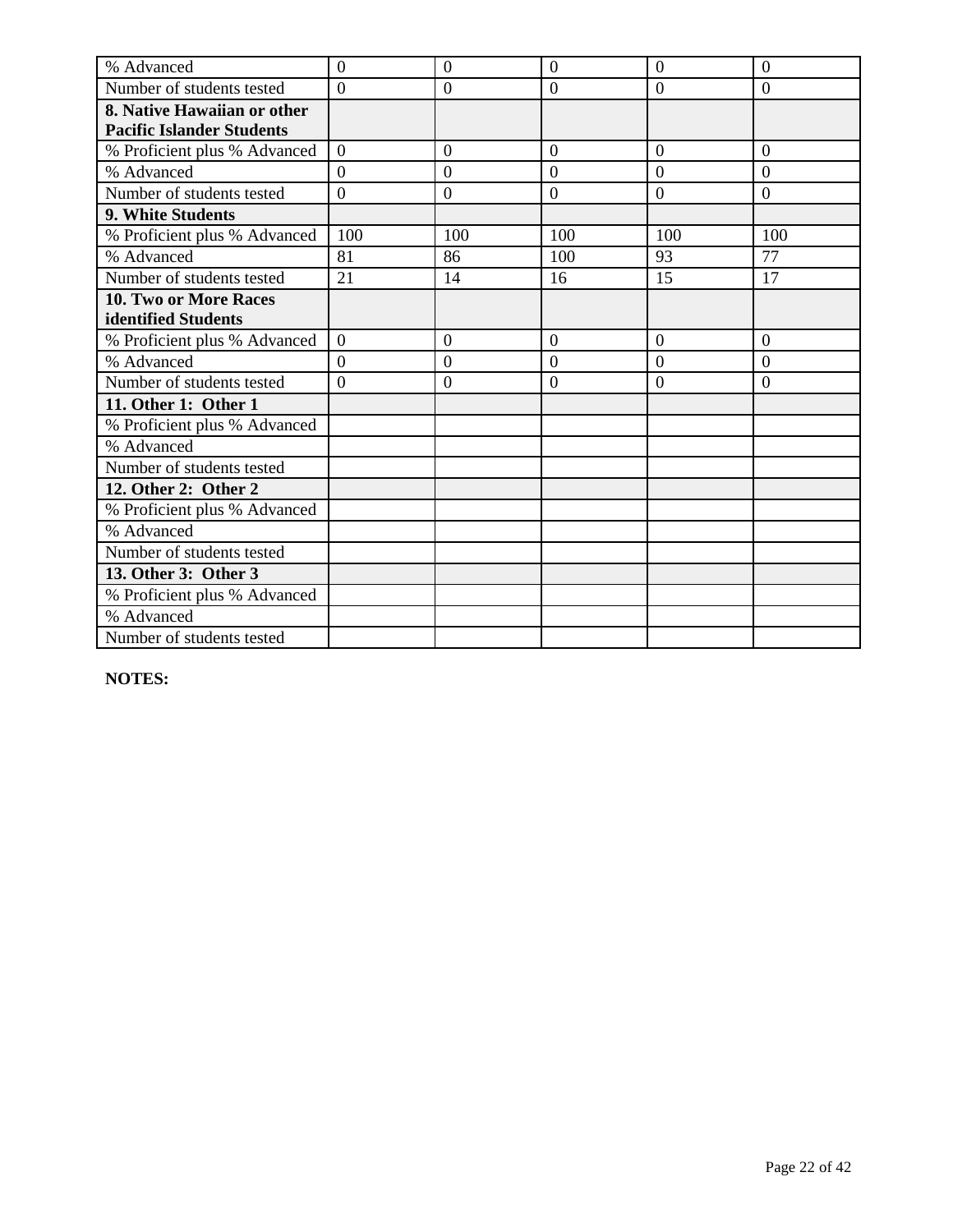| % Advanced | 0 | 0 | 0 | 0 | 0 |
|---|---|---|---|---|---|
| Number of students tested | 0 | 0 | 0 | 0 | 0 |
| **8. Native Hawaiian or other Pacific Islander Students** | | | | | |
| % Proficient plus % Advanced | 0 | 0 | 0 | 0 | 0 |
| % Advanced | 0 | 0 | 0 | 0 | 0 |
| Number of students tested | 0 | 0 | 0 | 0 | 0 |
| **9. White Students** | | | | | |
| % Proficient plus % Advanced | 100 | 100 | 100 | 100 | 100 |
| % Advanced | 81 | 86 | 100 | 93 | 77 |
| Number of students tested | 21 | 14 | 16 | 15 | 17 |
| **10. Two or More Races identified Students** | | | | | |
| % Proficient plus % Advanced | 0 | 0 | 0 | 0 | 0 |
| % Advanced | 0 | 0 | 0 | 0 | 0 |
| Number of students tested | 0 | 0 | 0 | 0 | 0 |
| **11. Other 1: Other 1** | | | | | |
| % Proficient plus % Advanced | | | | | |
| % Advanced | | | | | |
| Number of students tested | | | | | |
| **12. Other 2: Other 2** | | | | | |
| % Proficient plus % Advanced | | | | | |
| % Advanced | | | | | |
| Number of students tested | | | | | |
| **13. Other 3: Other 3** | | | | | |
| % Proficient plus % Advanced | | | | | |
| % Advanced | | | | | |
| Number of students tested | | | | | |

**NOTES:**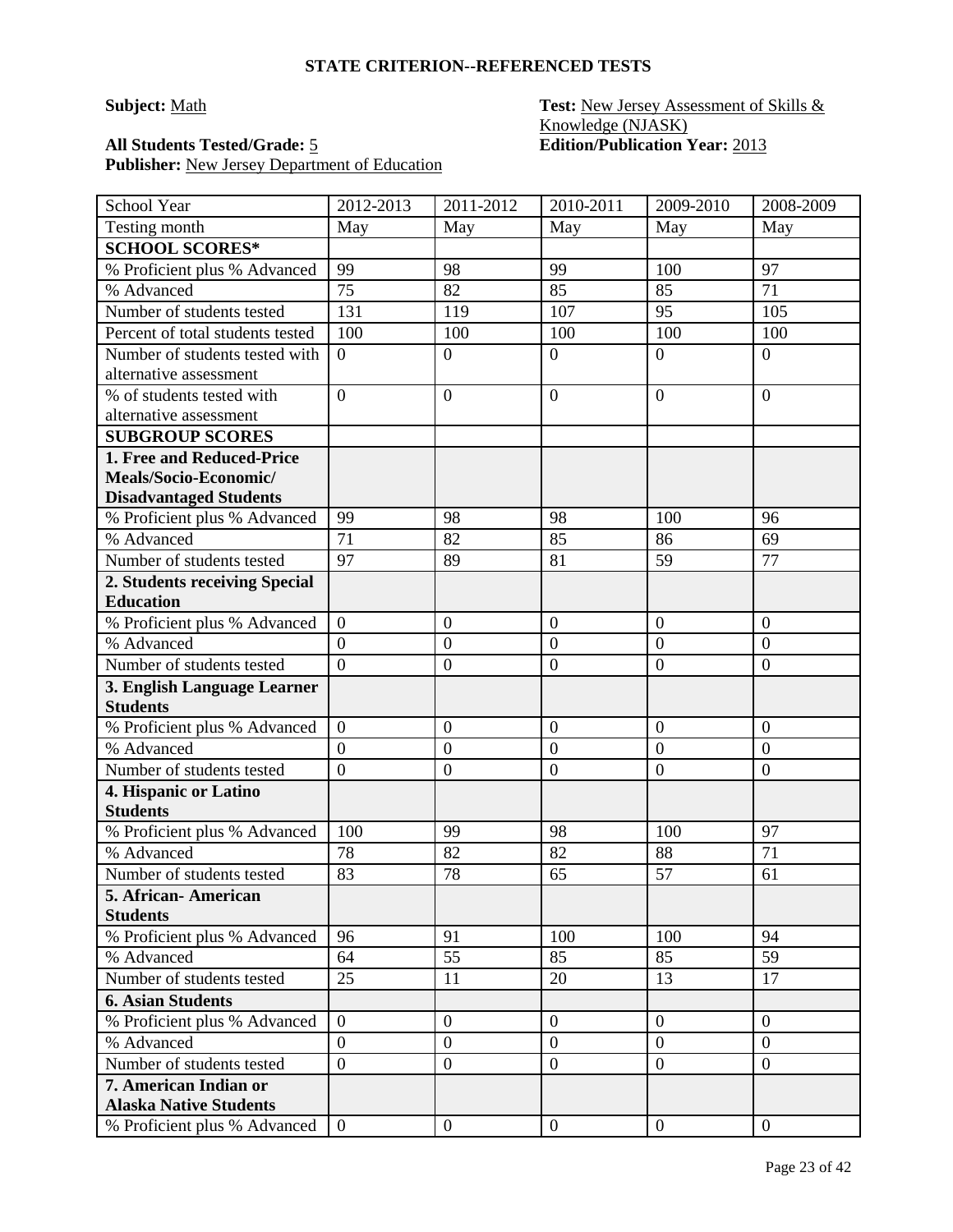## STATE CRITERION--REFERENCED TESTS

**Subject:** Math

**Test:** New Jersey Assessment of Skills & Knowledge (NJASK)

**All Students Tested/Grade:** 5

**Edition/Publication Year:** 2013

**Publisher:** New Jersey Department of Education

| School Year | 2012-2013 | 2011-2012 | 2010-2011 | 2009-2010 | 2008-2009 |
|---|---|---|---|---|---|
| Testing month | May | May | May | May | May |
| **SCHOOL SCORES*** | | | | | |
| % Proficient plus % Advanced | 99 | 98 | 99 | 100 | 97 |
| % Advanced | 75 | 82 | 85 | 85 | 71 |
| Number of students tested | 131 | 119 | 107 | 95 | 105 |
| Percent of total students tested | 100 | 100 | 100 | 100 | 100 |
| Number of students tested with alternative assessment | 0 | 0 | 0 | 0 | 0 |
| % of students tested with alternative assessment | 0 | 0 | 0 | 0 | 0 |
| **SUBGROUP SCORES** | | | | | |
| **1. Free and Reduced-Price Meals/Socio-Economic/ Disadvantaged Students** | | | | | |
| % Proficient plus % Advanced | 99 | 98 | 98 | 100 | 96 |
| % Advanced | 71 | 82 | 85 | 86 | 69 |
| Number of students tested | 97 | 89 | 81 | 59 | 77 |
| **2. Students receiving Special Education** | | | | | |
| % Proficient plus % Advanced | 0 | 0 | 0 | 0 | 0 |
| % Advanced | 0 | 0 | 0 | 0 | 0 |
| Number of students tested | 0 | 0 | 0 | 0 | 0 |
| **3. English Language Learner Students** | | | | | |
| % Proficient plus % Advanced | 0 | 0 | 0 | 0 | 0 |
| % Advanced | 0 | 0 | 0 | 0 | 0 |
| Number of students tested | 0 | 0 | 0 | 0 | 0 |
| **4. Hispanic or Latino Students** | | | | | |
| % Proficient plus % Advanced | 100 | 99 | 98 | 100 | 97 |
| % Advanced | 78 | 82 | 82 | 88 | 71 |
| Number of students tested | 83 | 78 | 65 | 57 | 61 |
| **5. African- American Students** | | | | | |
| % Proficient plus % Advanced | 96 | 91 | 100 | 100 | 94 |
| % Advanced | 64 | 55 | 85 | 85 | 59 |
| Number of students tested | 25 | 11 | 20 | 13 | 17 |
| **6. Asian Students** | | | | | |
| % Proficient plus % Advanced | 0 | 0 | 0 | 0 | 0 |
| % Advanced | 0 | 0 | 0 | 0 | 0 |
| Number of students tested | 0 | 0 | 0 | 0 | 0 |
| **7. American Indian or Alaska Native Students** | | | | | |
| % Proficient plus % Advanced | 0 | 0 | 0 | 0 | 0 |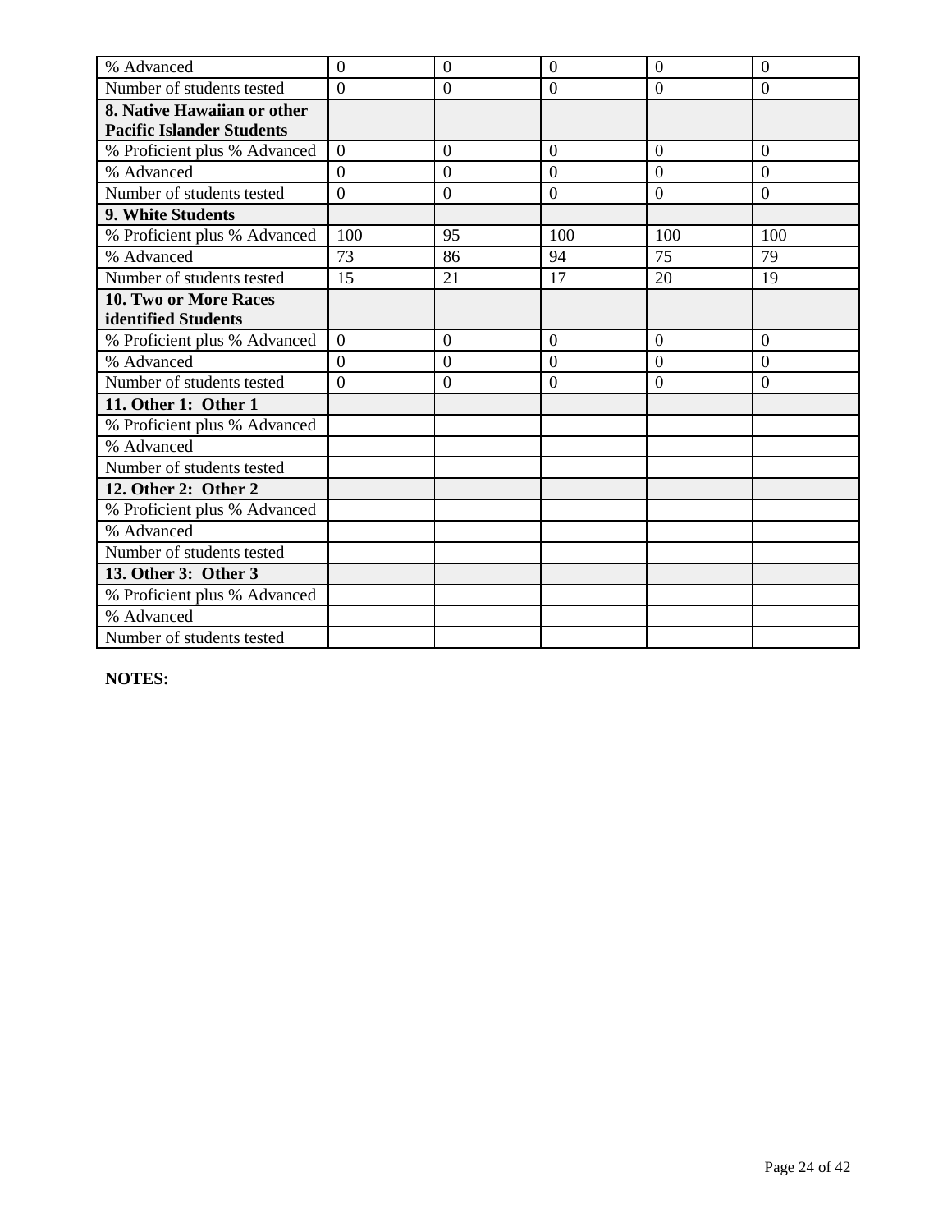| | | | | | |
|---|---|---|---|---|---|
| % Advanced | 0 | 0 | 0 | 0 | 0 |
| Number of students tested | 0 | 0 | 0 | 0 | 0 |
| **8. Native Hawaiian or other Pacific Islander Students** | | | | | |
| % Proficient plus % Advanced | 0 | 0 | 0 | 0 | 0 |
| % Advanced | 0 | 0 | 0 | 0 | 0 |
| Number of students tested | 0 | 0 | 0 | 0 | 0 |
| **9. White Students** | | | | | |
| % Proficient plus % Advanced | 100 | 95 | 100 | 100 | 100 |
| % Advanced | 73 | 86 | 94 | 75 | 79 |
| Number of students tested | 15 | 21 | 17 | 20 | 19 |
| **10. Two or More Races identified Students** | | | | | |
| % Proficient plus % Advanced | 0 | 0 | 0 | 0 | 0 |
| % Advanced | 0 | 0 | 0 | 0 | 0 |
| Number of students tested | 0 | 0 | 0 | 0 | 0 |
| **11. Other 1: Other 1** | | | | | |
| % Proficient plus % Advanced | | | | | |
| % Advanced | | | | | |
| Number of students tested | | | | | |
| **12. Other 2: Other 2** | | | | | |
| % Proficient plus % Advanced | | | | | |
| % Advanced | | | | | |
| Number of students tested | | | | | |
| **13. Other 3: Other 3** | | | | | |
| % Proficient plus % Advanced | | | | | |
| % Advanced | | | | | |
| Number of students tested | | | | | |

**NOTES:**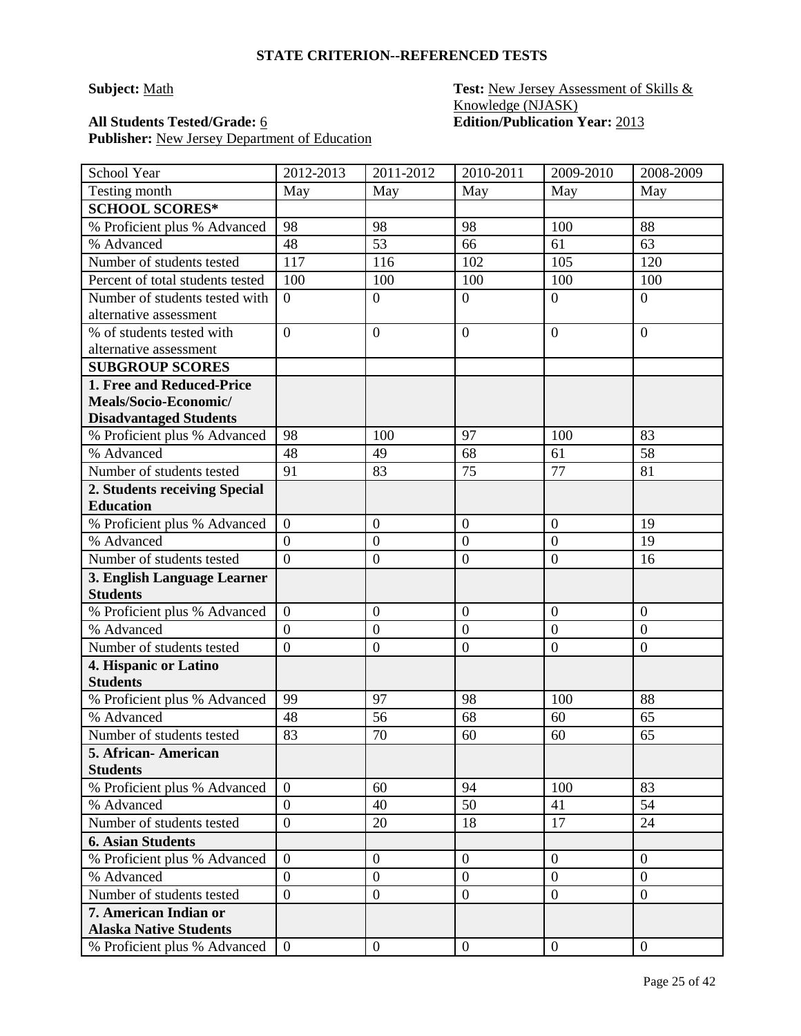## STATE CRITERION--REFERENCED TESTS

**Subject:** Math

**Test:** New Jersey Assessment of Skills & Knowledge (NJASK)

**All Students Tested/Grade:** 6

**Edition/Publication Year:** 2013

**Publisher:** New Jersey Department of Education

| School Year | 2012-2013 | 2011-2012 | 2010-2011 | 2009-2010 | 2008-2009 |
|---|---|---|---|---|---|
| Testing month | May | May | May | May | May |
| **SCHOOL SCORES*** | | | | | |
| % Proficient plus % Advanced | 98 | 98 | 98 | 100 | 88 |
| % Advanced | 48 | 53 | 66 | 61 | 63 |
| Number of students tested | 117 | 116 | 102 | 105 | 120 |
| Percent of total students tested | 100 | 100 | 100 | 100 | 100 |
| Number of students tested with alternative assessment | 0 | 0 | 0 | 0 | 0 |
| % of students tested with alternative assessment | 0 | 0 | 0 | 0 | 0 |
| **SUBGROUP SCORES** | | | | | |
| **1. Free and Reduced-Price Meals/Socio-Economic/ Disadvantaged Students** | | | | | |
| % Proficient plus % Advanced | 98 | 100 | 97 | 100 | 83 |
| % Advanced | 48 | 49 | 68 | 61 | 58 |
| Number of students tested | 91 | 83 | 75 | 77 | 81 |
| **2. Students receiving Special Education** | | | | | |
| % Proficient plus % Advanced | 0 | 0 | 0 | 0 | 19 |
| % Advanced | 0 | 0 | 0 | 0 | 19 |
| Number of students tested | 0 | 0 | 0 | 0 | 16 |
| **3. English Language Learner Students** | | | | | |
| % Proficient plus % Advanced | 0 | 0 | 0 | 0 | 0 |
| % Advanced | 0 | 0 | 0 | 0 | 0 |
| Number of students tested | 0 | 0 | 0 | 0 | 0 |
| **4. Hispanic or Latino Students** | | | | | |
| % Proficient plus % Advanced | 99 | 97 | 98 | 100 | 88 |
| % Advanced | 48 | 56 | 68 | 60 | 65 |
| Number of students tested | 83 | 70 | 60 | 60 | 65 |
| **5. African- American Students** | | | | | |
| % Proficient plus % Advanced | 0 | 60 | 94 | 100 | 83 |
| % Advanced | 0 | 40 | 50 | 41 | 54 |
| Number of students tested | 0 | 20 | 18 | 17 | 24 |
| **6. Asian Students** | | | | | |
| % Proficient plus % Advanced | 0 | 0 | 0 | 0 | 0 |
| % Advanced | 0 | 0 | 0 | 0 | 0 |
| Number of students tested | 0 | 0 | 0 | 0 | 0 |
| **7. American Indian or Alaska Native Students** | | | | | |
| % Proficient plus % Advanced | 0 | 0 | 0 | 0 | 0 |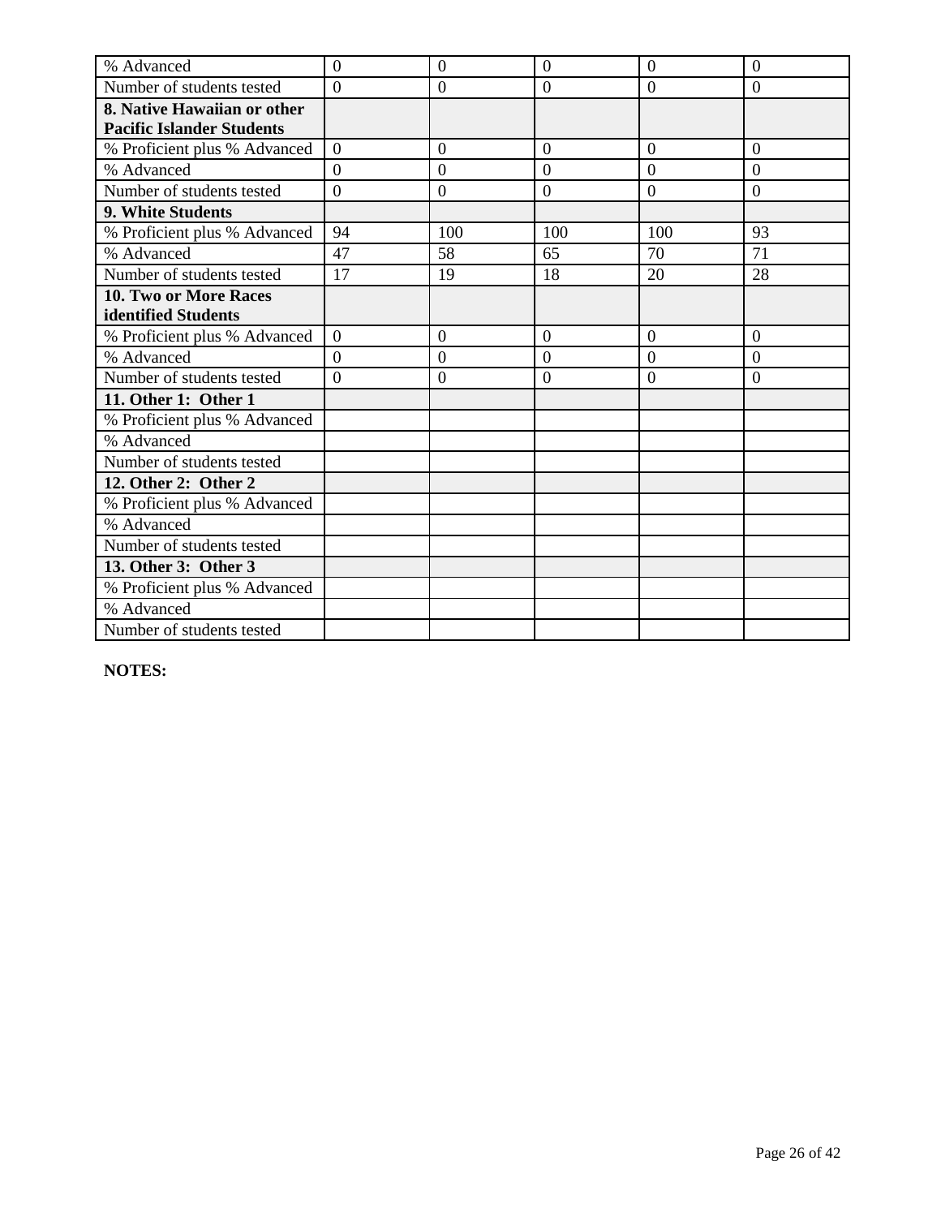| % Advanced | 0 | 0 | 0 | 0 | 0 |
|---|---|---|---|---|---|
| Number of students tested | 0 | 0 | 0 | 0 | 0 |
| **8. Native Hawaiian or other Pacific Islander Students** | | | | | |
| % Proficient plus % Advanced | 0 | 0 | 0 | 0 | 0 |
| % Advanced | 0 | 0 | 0 | 0 | 0 |
| Number of students tested | 0 | 0 | 0 | 0 | 0 |
| **9. White Students** | | | | | |
| % Proficient plus % Advanced | 94 | 100 | 100 | 100 | 93 |
| % Advanced | 47 | 58 | 65 | 70 | 71 |
| Number of students tested | 17 | 19 | 18 | 20 | 28 |
| **10. Two or More Races identified Students** | | | | | |
| % Proficient plus % Advanced | 0 | 0 | 0 | 0 | 0 |
| % Advanced | 0 | 0 | 0 | 0 | 0 |
| Number of students tested | 0 | 0 | 0 | 0 | 0 |
| **11. Other 1: Other 1** | | | | | |
| % Proficient plus % Advanced | | | | | |
| % Advanced | | | | | |
| Number of students tested | | | | | |
| **12. Other 2: Other 2** | | | | | |
| % Proficient plus % Advanced | | | | | |
| % Advanced | | | | | |
| Number of students tested | | | | | |
| **13. Other 3: Other 3** | | | | | |
| % Proficient plus % Advanced | | | | | |
| % Advanced | | | | | |
| Number of students tested | | | | | |

**NOTES:**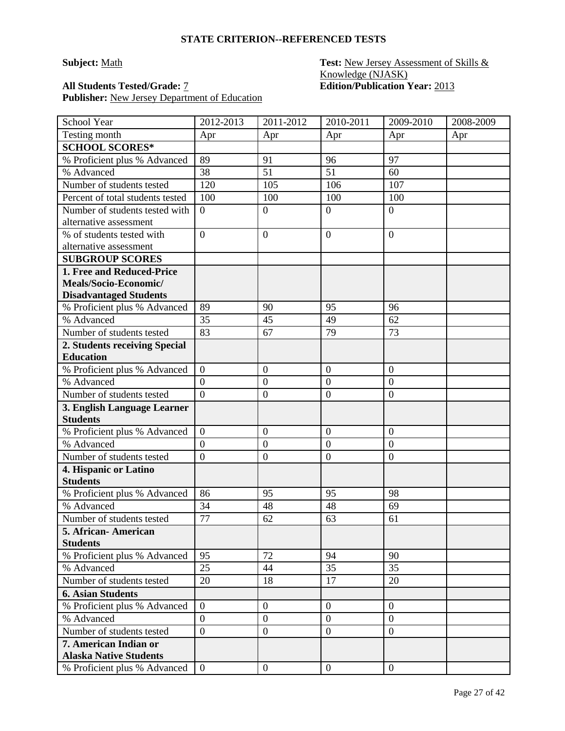## STATE CRITERION--REFERENCED TESTS

**Subject:** Math

**Test:** New Jersey Assessment of Skills & Knowledge (NJASK)

**All Students Tested/Grade:** 7

**Edition/Publication Year:** 2013

**Publisher:** New Jersey Department of Education

| School Year | 2012-2013 | 2011-2012 | 2010-2011 | 2009-2010 | 2008-2009 |
|---|---|---|---|---|---|
| Testing month | Apr | Apr | Apr | Apr | Apr |
| **SCHOOL SCORES*** | | | | | |
| % Proficient plus % Advanced | 89 | 91 | 96 | 97 | |
| % Advanced | 38 | 51 | 51 | 60 | |
| Number of students tested | 120 | 105 | 106 | 107 | |
| Percent of total students tested | 100 | 100 | 100 | 100 | |
| Number of students tested with alternative assessment | 0 | 0 | 0 | 0 | |
| % of students tested with alternative assessment | 0 | 0 | 0 | 0 | |
| **SUBGROUP SCORES** | | | | | |
| **1. Free and Reduced-Price Meals/Socio-Economic/ Disadvantaged Students** | | | | | |
| % Proficient plus % Advanced | 89 | 90 | 95 | 96 | |
| % Advanced | 35 | 45 | 49 | 62 | |
| Number of students tested | 83 | 67 | 79 | 73 | |
| **2. Students receiving Special Education** | | | | | |
| % Proficient plus % Advanced | 0 | 0 | 0 | 0 | |
| % Advanced | 0 | 0 | 0 | 0 | |
| Number of students tested | 0 | 0 | 0 | 0 | |
| **3. English Language Learner Students** | | | | | |
| % Proficient plus % Advanced | 0 | 0 | 0 | 0 | |
| % Advanced | 0 | 0 | 0 | 0 | |
| Number of students tested | 0 | 0 | 0 | 0 | |
| **4. Hispanic or Latino Students** | | | | | |
| % Proficient plus % Advanced | 86 | 95 | 95 | 98 | |
| % Advanced | 34 | 48 | 48 | 69 | |
| Number of students tested | 77 | 62 | 63 | 61 | |
| **5. African- American Students** | | | | | |
| % Proficient plus % Advanced | 95 | 72 | 94 | 90 | |
| % Advanced | 25 | 44 | 35 | 35 | |
| Number of students tested | 20 | 18 | 17 | 20 | |
| **6. Asian Students** | | | | | |
| % Proficient plus % Advanced | 0 | 0 | 0 | 0 | |
| % Advanced | 0 | 0 | 0 | 0 | |
| Number of students tested | 0 | 0 | 0 | 0 | |
| **7. American Indian or Alaska Native Students** | | | | | |
| % Proficient plus % Advanced | 0 | 0 | 0 | 0 | |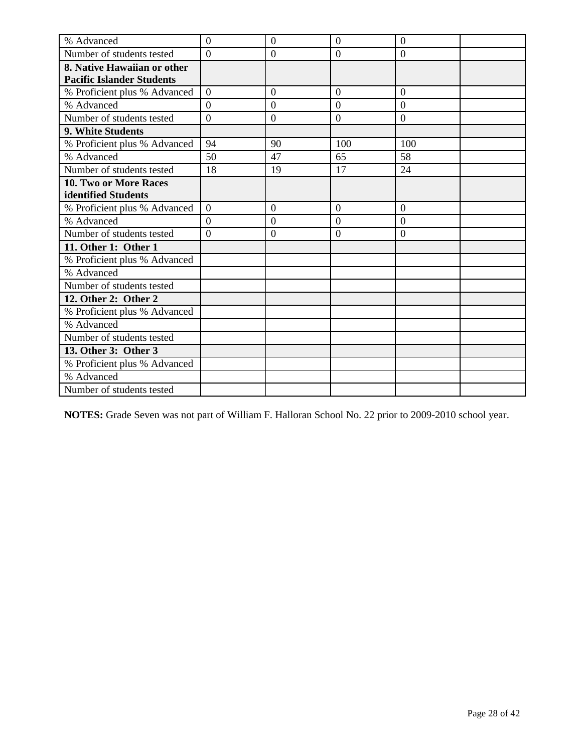| | | | | | |
|---|---|---|---|---|---|
| % Advanced | 0 | 0 | 0 | 0 | |
| Number of students tested | 0 | 0 | 0 | 0 | |
| **8. Native Hawaiian or other Pacific Islander Students** | | | | | |
| % Proficient plus % Advanced | 0 | 0 | 0 | 0 | |
| % Advanced | 0 | 0 | 0 | 0 | |
| Number of students tested | 0 | 0 | 0 | 0 | |
| **9. White Students** | | | | | |
| % Proficient plus % Advanced | 94 | 90 | 100 | 100 | |
| % Advanced | 50 | 47 | 65 | 58 | |
| Number of students tested | 18 | 19 | 17 | 24 | |
| **10. Two or More Races identified Students** | | | | | |
| % Proficient plus % Advanced | 0 | 0 | 0 | 0 | |
| % Advanced | 0 | 0 | 0 | 0 | |
| Number of students tested | 0 | 0 | 0 | 0 | |
| **11. Other 1: Other 1** | | | | | |
| % Proficient plus % Advanced | | | | | |
| % Advanced | | | | | |
| Number of students tested | | | | | |
| **12. Other 2: Other 2** | | | | | |
| % Proficient plus % Advanced | | | | | |
| % Advanced | | | | | |
| Number of students tested | | | | | |
| **13. Other 3: Other 3** | | | | | |
| % Proficient plus % Advanced | | | | | |
| % Advanced | | | | | |
| Number of students tested | | | | | |

**NOTES:** Grade Seven was not part of William F. Halloran School No. 22 prior to 2009-2010 school year.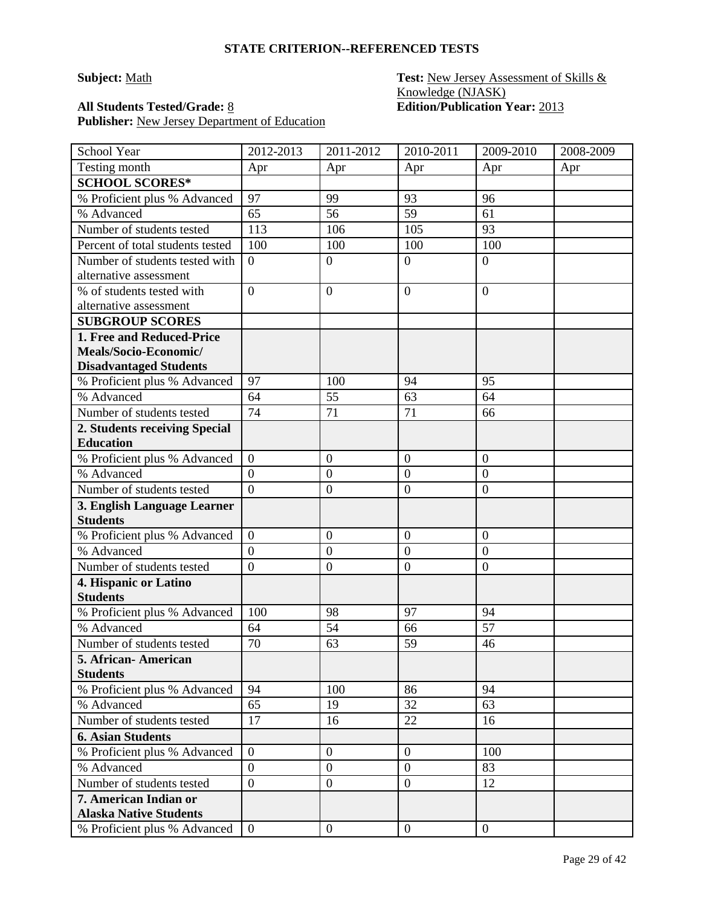# STATE CRITERION--REFERENCED TESTS

**Subject:** Math

**Test:** New Jersey Assessment of Skills & Knowledge (NJASK)

**All Students Tested/Grade:** 8

**Edition/Publication Year:** 2013

**Publisher:** New Jersey Department of Education

| School Year | 2012-2013 | 2011-2012 | 2010-2011 | 2009-2010 | 2008-2009 |
|---|---|---|---|---|---|
| Testing month | Apr | Apr | Apr | Apr | Apr |
| **SCHOOL SCORES*** | | | | | |
| % Proficient plus % Advanced | 97 | 99 | 93 | 96 | |
| % Advanced | 65 | 56 | 59 | 61 | |
| Number of students tested | 113 | 106 | 105 | 93 | |
| Percent of total students tested | 100 | 100 | 100 | 100 | |
| Number of students tested with alternative assessment | 0 | 0 | 0 | 0 | |
| % of students tested with alternative assessment | 0 | 0 | 0 | 0 | |
| **SUBGROUP SCORES** | | | | | |
| **1. Free and Reduced-Price Meals/Socio-Economic/ Disadvantaged Students** | | | | | |
| % Proficient plus % Advanced | 97 | 100 | 94 | 95 | |
| % Advanced | 64 | 55 | 63 | 64 | |
| Number of students tested | 74 | 71 | 71 | 66 | |
| **2. Students receiving Special Education** | | | | | |
| % Proficient plus % Advanced | 0 | 0 | 0 | 0 | |
| % Advanced | 0 | 0 | 0 | 0 | |
| Number of students tested | 0 | 0 | 0 | 0 | |
| **3. English Language Learner Students** | | | | | |
| % Proficient plus % Advanced | 0 | 0 | 0 | 0 | |
| % Advanced | 0 | 0 | 0 | 0 | |
| Number of students tested | 0 | 0 | 0 | 0 | |
| **4. Hispanic or Latino Students** | | | | | |
| % Proficient plus % Advanced | 100 | 98 | 97 | 94 | |
| % Advanced | 64 | 54 | 66 | 57 | |
| Number of students tested | 70 | 63 | 59 | 46 | |
| **5. African- American Students** | | | | | |
| % Proficient plus % Advanced | 94 | 100 | 86 | 94 | |
| % Advanced | 65 | 19 | 32 | 63 | |
| Number of students tested | 17 | 16 | 22 | 16 | |
| **6. Asian Students** | | | | | |
| % Proficient plus % Advanced | 0 | 0 | 0 | 100 | |
| % Advanced | 0 | 0 | 0 | 83 | |
| Number of students tested | 0 | 0 | 0 | 12 | |
| **7. American Indian or Alaska Native Students** | | | | | |
| % Proficient plus % Advanced | 0 | 0 | 0 | 0 | |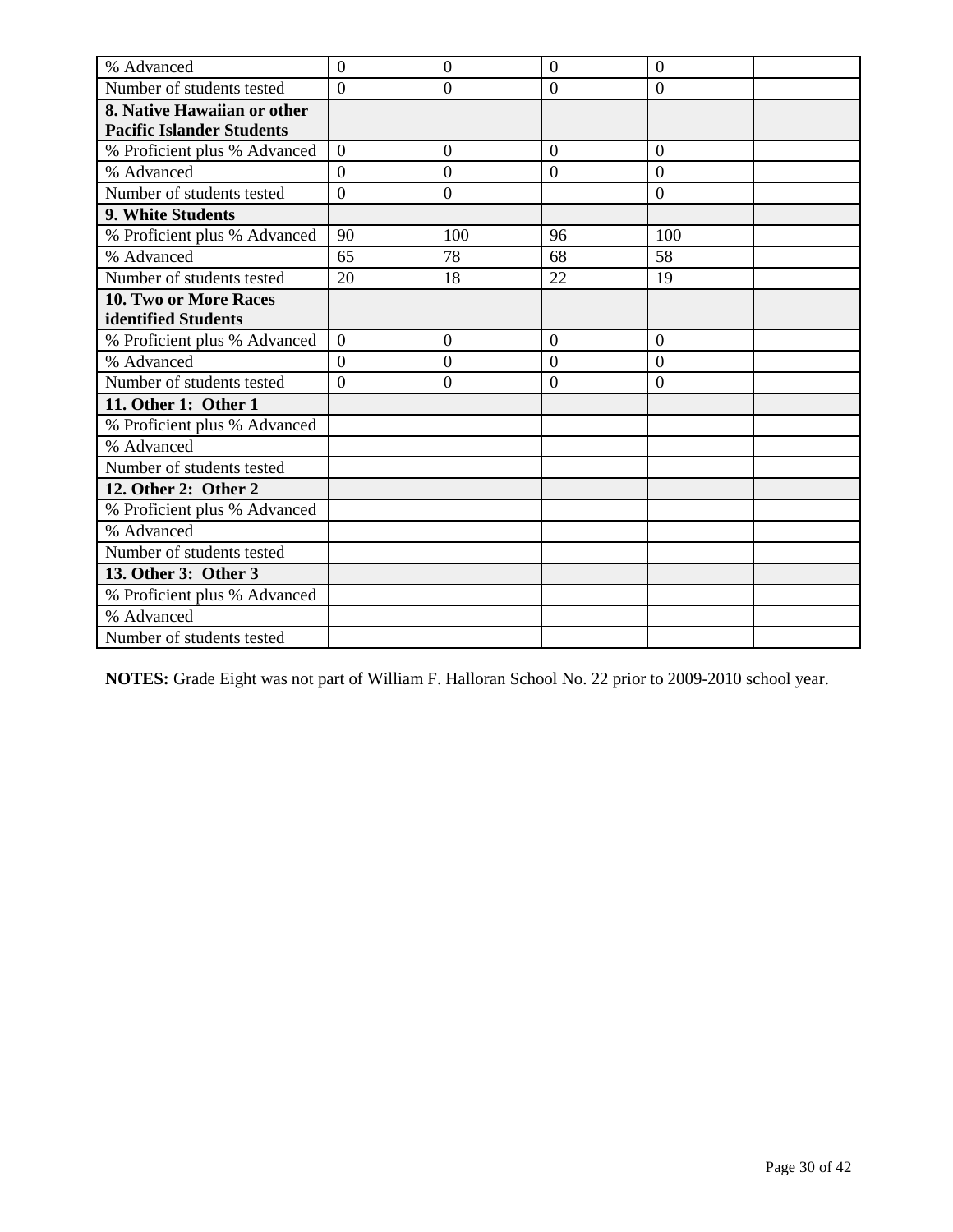| | | | | | |
|---|---|---|---|---|---|
| % Advanced | 0 | 0 | 0 | 0 | |
| Number of students tested | 0 | 0 | 0 | 0 | |
| **8. Native Hawaiian or other Pacific Islander Students** | | | | | |
| % Proficient plus % Advanced | 0 | 0 | 0 | 0 | |
| % Advanced | 0 | 0 | 0 | 0 | |
| Number of students tested | 0 | 0 | | 0 | |
| **9. White Students** | | | | | |
| % Proficient plus % Advanced | 90 | 100 | 96 | 100 | |
| % Advanced | 65 | 78 | 68 | 58 | |
| Number of students tested | 20 | 18 | 22 | 19 | |
| **10. Two or More Races identified Students** | | | | | |
| % Proficient plus % Advanced | 0 | 0 | 0 | 0 | |
| % Advanced | 0 | 0 | 0 | 0 | |
| Number of students tested | 0 | 0 | 0 | 0 | |
| **11. Other 1: Other 1** | | | | | |
| % Proficient plus % Advanced | | | | | |
| % Advanced | | | | | |
| Number of students tested | | | | | |
| **12. Other 2: Other 2** | | | | | |
| % Proficient plus % Advanced | | | | | |
| % Advanced | | | | | |
| Number of students tested | | | | | |
| **13. Other 3: Other 3** | | | | | |
| % Proficient plus % Advanced | | | | | |
| % Advanced | | | | | |
| Number of students tested | | | | | |

**NOTES:** Grade Eight was not part of William F. Halloran School No. 22 prior to 2009-2010 school year.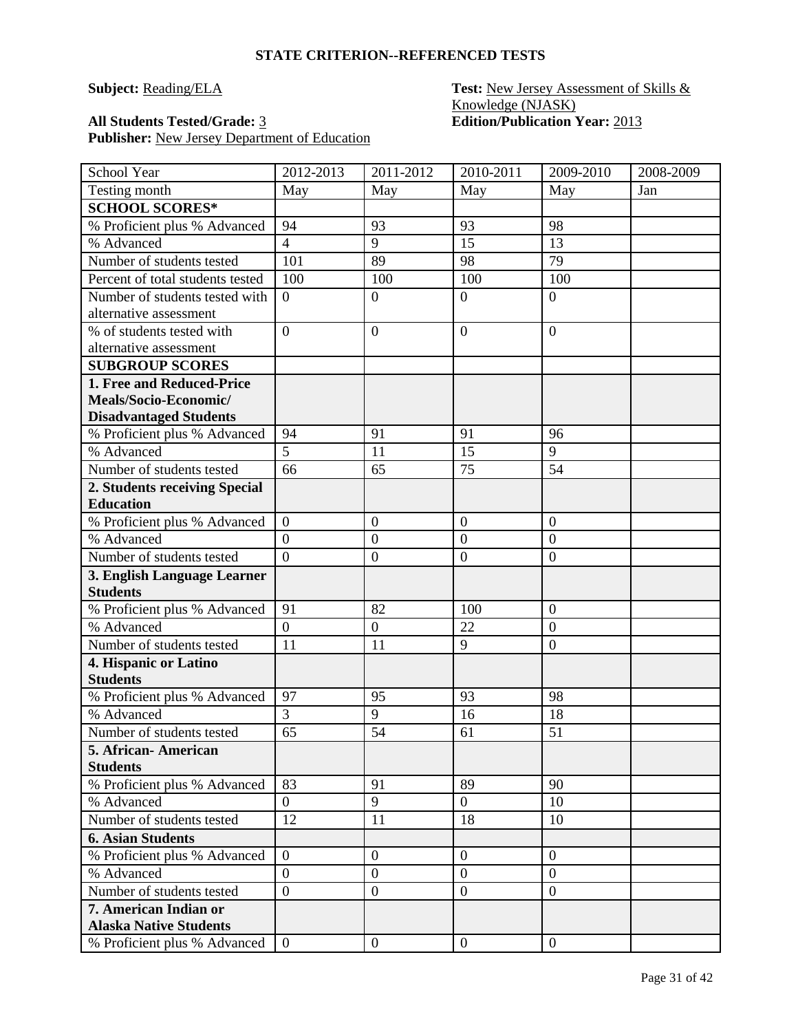## STATE CRITERION--REFERENCED TESTS

**Subject:** Reading/ELA

**Test:** New Jersey Assessment of Skills & Knowledge (NJASK)

**All Students Tested/Grade:** 3

**Edition/Publication Year:** 2013

**Publisher:** New Jersey Department of Education

| School Year | 2012-2013 | 2011-2012 | 2010-2011 | 2009-2010 | 2008-2009 |
|---|---|---|---|---|---|
| Testing month | May | May | May | May | Jan |
| **SCHOOL SCORES*** | | | | | |
| % Proficient plus % Advanced | 94 | 93 | 93 | 98 | |
| % Advanced | 4 | 9 | 15 | 13 | |
| Number of students tested | 101 | 89 | 98 | 79 | |
| Percent of total students tested | 100 | 100 | 100 | 100 | |
| Number of students tested with alternative assessment | 0 | 0 | 0 | 0 | |
| % of students tested with alternative assessment | 0 | 0 | 0 | 0 | |
| **SUBGROUP SCORES** | | | | | |
| **1. Free and Reduced-Price Meals/Socio-Economic/ Disadvantaged Students** | | | | | |
| % Proficient plus % Advanced | 94 | 91 | 91 | 96 | |
| % Advanced | 5 | 11 | 15 | 9 | |
| Number of students tested | 66 | 65 | 75 | 54 | |
| **2. Students receiving Special Education** | | | | | |
| % Proficient plus % Advanced | 0 | 0 | 0 | 0 | |
| % Advanced | 0 | 0 | 0 | 0 | |
| Number of students tested | 0 | 0 | 0 | 0 | |
| **3. English Language Learner Students** | | | | | |
| % Proficient plus % Advanced | 91 | 82 | 100 | 0 | |
| % Advanced | 0 | 0 | 22 | 0 | |
| Number of students tested | 11 | 11 | 9 | 0 | |
| **4. Hispanic or Latino Students** | | | | | |
| % Proficient plus % Advanced | 97 | 95 | 93 | 98 | |
| % Advanced | 3 | 9 | 16 | 18 | |
| Number of students tested | 65 | 54 | 61 | 51 | |
| **5. African- American Students** | | | | | |
| % Proficient plus % Advanced | 83 | 91 | 89 | 90 | |
| % Advanced | 0 | 9 | 0 | 10 | |
| Number of students tested | 12 | 11 | 18 | 10 | |
| **6. Asian Students** | | | | | |
| % Proficient plus % Advanced | 0 | 0 | 0 | 0 | |
| % Advanced | 0 | 0 | 0 | 0 | |
| Number of students tested | 0 | 0 | 0 | 0 | |
| **7. American Indian or Alaska Native Students** | | | | | |
| % Proficient plus % Advanced | 0 | 0 | 0 | 0 | |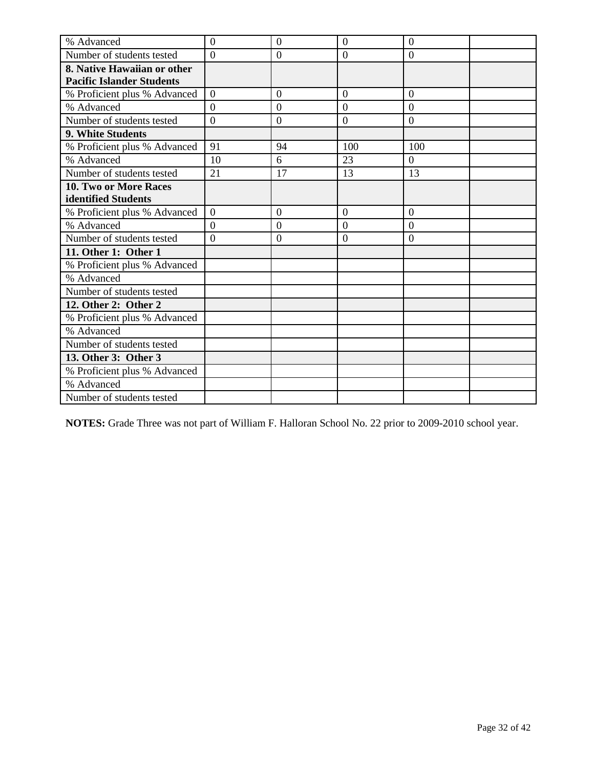| | | | | | |
|---|---|---|---|---|---|
| % Advanced | 0 | 0 | 0 | 0 | |
| Number of students tested | 0 | 0 | 0 | 0 | |
| **8. Native Hawaiian or other Pacific Islander Students** | | | | | |
| % Proficient plus % Advanced | 0 | 0 | 0 | 0 | |
| % Advanced | 0 | 0 | 0 | 0 | |
| Number of students tested | 0 | 0 | 0 | 0 | |
| **9. White Students** | | | | | |
| % Proficient plus % Advanced | 91 | 94 | 100 | 100 | |
| % Advanced | 10 | 6 | 23 | 0 | |
| Number of students tested | 21 | 17 | 13 | 13 | |
| **10. Two or More Races identified Students** | | | | | |
| % Proficient plus % Advanced | 0 | 0 | 0 | 0 | |
| % Advanced | 0 | 0 | 0 | 0 | |
| Number of students tested | 0 | 0 | 0 | 0 | |
| **11. Other 1: Other 1** | | | | | |
| % Proficient plus % Advanced | | | | | |
| % Advanced | | | | | |
| Number of students tested | | | | | |
| **12. Other 2: Other 2** | | | | | |
| % Proficient plus % Advanced | | | | | |
| % Advanced | | | | | |
| Number of students tested | | | | | |
| **13. Other 3: Other 3** | | | | | |
| % Proficient plus % Advanced | | | | | |
| % Advanced | | | | | |
| Number of students tested | | | | | |

**NOTES:** Grade Three was not part of William F. Halloran School No. 22 prior to 2009-2010 school year.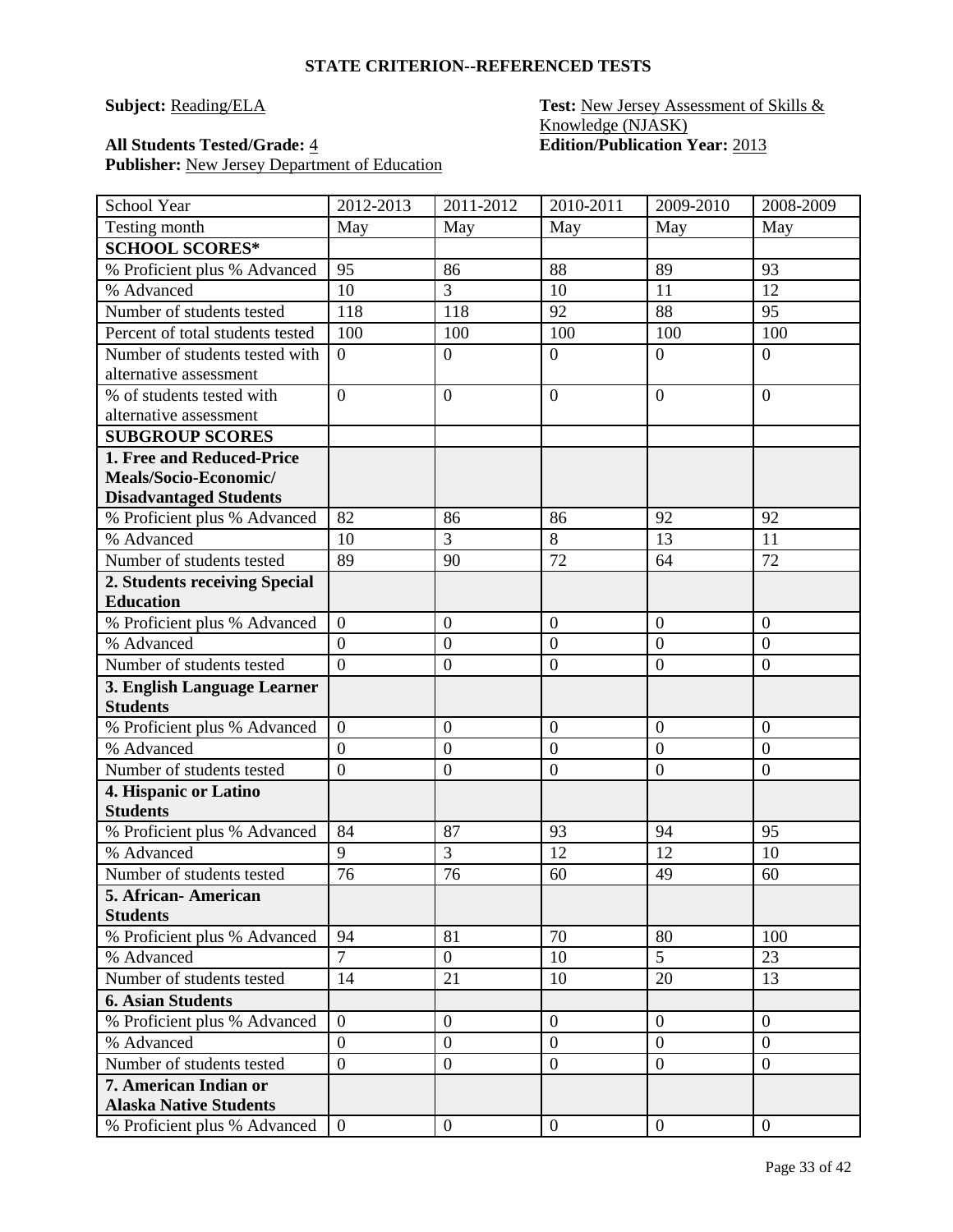## STATE CRITERION--REFERENCED TESTS

**Subject:** Reading/ELA

**Test:** New Jersey Assessment of Skills & Knowledge (NJASK)

**All Students Tested/Grade:** 4

**Edition/Publication Year:** 2013

**Publisher:** New Jersey Department of Education

| School Year | 2012-2013 | 2011-2012 | 2010-2011 | 2009-2010 | 2008-2009 |
|---|---|---|---|---|---|
| Testing month | May | May | May | May | May |
| **SCHOOL SCORES*** | | | | | |
| % Proficient plus % Advanced | 95 | 86 | 88 | 89 | 93 |
| % Advanced | 10 | 3 | 10 | 11 | 12 |
| Number of students tested | 118 | 118 | 92 | 88 | 95 |
| Percent of total students tested | 100 | 100 | 100 | 100 | 100 |
| Number of students tested with alternative assessment | 0 | 0 | 0 | 0 | 0 |
| % of students tested with alternative assessment | 0 | 0 | 0 | 0 | 0 |
| **SUBGROUP SCORES** | | | | | |
| **1. Free and Reduced-Price Meals/Socio-Economic/ Disadvantaged Students** | | | | | |
| % Proficient plus % Advanced | 82 | 86 | 86 | 92 | 92 |
| % Advanced | 10 | 3 | 8 | 13 | 11 |
| Number of students tested | 89 | 90 | 72 | 64 | 72 |
| **2. Students receiving Special Education** | | | | | |
| % Proficient plus % Advanced | 0 | 0 | 0 | 0 | 0 |
| % Advanced | 0 | 0 | 0 | 0 | 0 |
| Number of students tested | 0 | 0 | 0 | 0 | 0 |
| **3. English Language Learner Students** | | | | | |
| % Proficient plus % Advanced | 0 | 0 | 0 | 0 | 0 |
| % Advanced | 0 | 0 | 0 | 0 | 0 |
| Number of students tested | 0 | 0 | 0 | 0 | 0 |
| **4. Hispanic or Latino Students** | | | | | |
| % Proficient plus % Advanced | 84 | 87 | 93 | 94 | 95 |
| % Advanced | 9 | 3 | 12 | 12 | 10 |
| Number of students tested | 76 | 76 | 60 | 49 | 60 |
| **5. African- American Students** | | | | | |
| % Proficient plus % Advanced | 94 | 81 | 70 | 80 | 100 |
| % Advanced | 7 | 0 | 10 | 5 | 23 |
| Number of students tested | 14 | 21 | 10 | 20 | 13 |
| **6. Asian Students** | | | | | |
| % Proficient plus % Advanced | 0 | 0 | 0 | 0 | 0 |
| % Advanced | 0 | 0 | 0 | 0 | 0 |
| Number of students tested | 0 | 0 | 0 | 0 | 0 |
| **7. American Indian or Alaska Native Students** | | | | | |
| % Proficient plus % Advanced | 0 | 0 | 0 | 0 | 0 |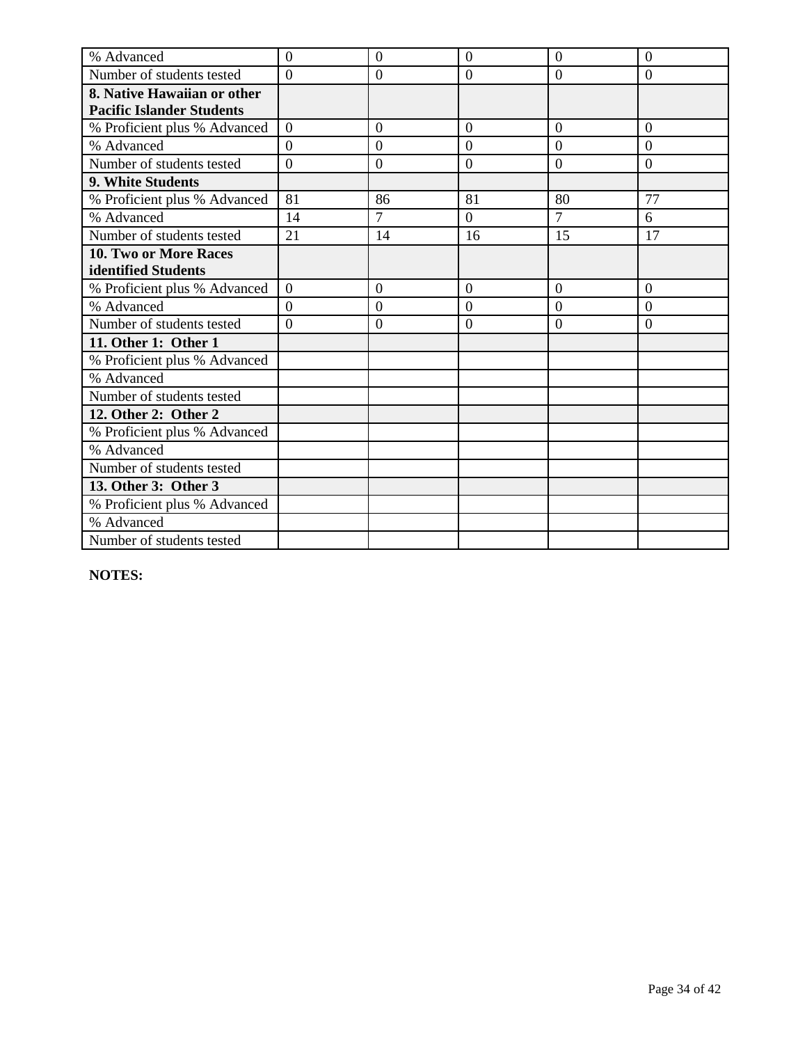| % Advanced | 0 | 0 | 0 | 0 | 0 |
|---|---|---|---|---|---|
| Number of students tested | 0 | 0 | 0 | 0 | 0 |
| **8. Native Hawaiian or other Pacific Islander Students** | | | | | |
| % Proficient plus % Advanced | 0 | 0 | 0 | 0 | 0 |
| % Advanced | 0 | 0 | 0 | 0 | 0 |
| Number of students tested | 0 | 0 | 0 | 0 | 0 |
| **9. White Students** | | | | | |
| % Proficient plus % Advanced | 81 | 86 | 81 | 80 | 77 |
| % Advanced | 14 | 7 | 0 | 7 | 6 |
| Number of students tested | 21 | 14 | 16 | 15 | 17 |
| **10. Two or More Races identified Students** | | | | | |
| % Proficient plus % Advanced | 0 | 0 | 0 | 0 | 0 |
| % Advanced | 0 | 0 | 0 | 0 | 0 |
| Number of students tested | 0 | 0 | 0 | 0 | 0 |
| **11. Other 1: Other 1** | | | | | |
| % Proficient plus % Advanced | | | | | |
| % Advanced | | | | | |
| Number of students tested | | | | | |
| **12. Other 2: Other 2** | | | | | |
| % Proficient plus % Advanced | | | | | |
| % Advanced | | | | | |
| Number of students tested | | | | | |
| **13. Other 3: Other 3** | | | | | |
| % Proficient plus % Advanced | | | | | |
| % Advanced | | | | | |
| Number of students tested | | | | | |

**NOTES:**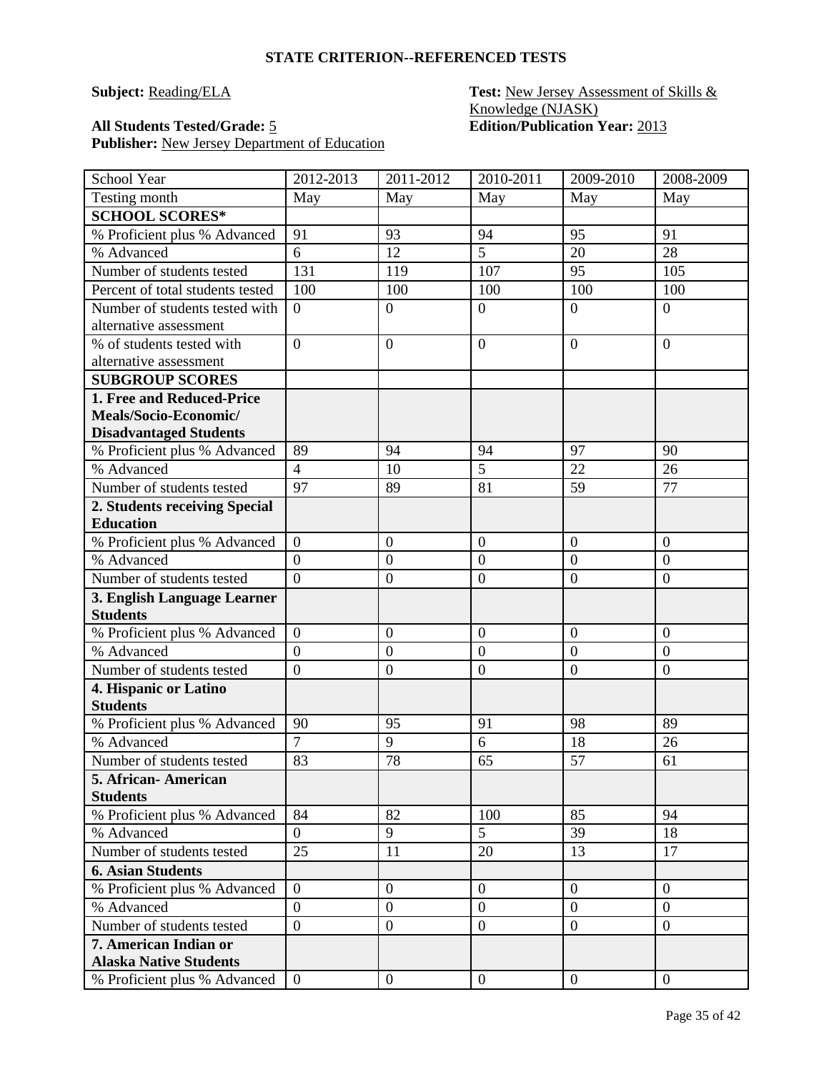**STATE CRITERION--REFERENCED TESTS**

**Subject:** Reading/ELA

**Test:** New Jersey Assessment of Skills & Knowledge (NJASK)

**All Students Tested/Grade:** 5

**Edition/Publication Year:** 2013

**Publisher:** New Jersey Department of Education

| School Year | 2012-2013 | 2011-2012 | 2010-2011 | 2009-2010 | 2008-2009 |
|---|---|---|---|---|---|
| Testing month | May | May | May | May | May |
| **SCHOOL SCORES*** | | | | | |
| % Proficient plus % Advanced | 91 | 93 | 94 | 95 | 91 |
| % Advanced | 6 | 12 | 5 | 20 | 28 |
| Number of students tested | 131 | 119 | 107 | 95 | 105 |
| Percent of total students tested | 100 | 100 | 100 | 100 | 100 |
| Number of students tested with alternative assessment | 0 | 0 | 0 | 0 | 0 |
| % of students tested with alternative assessment | 0 | 0 | 0 | 0 | 0 |
| **SUBGROUP SCORES** | | | | | |
| **1. Free and Reduced-Price Meals/Socio-Economic/ Disadvantaged Students** | | | | | |
| % Proficient plus % Advanced | 89 | 94 | 94 | 97 | 90 |
| % Advanced | 4 | 10 | 5 | 22 | 26 |
| Number of students tested | 97 | 89 | 81 | 59 | 77 |
| **2. Students receiving Special Education** | | | | | |
| % Proficient plus % Advanced | 0 | 0 | 0 | 0 | 0 |
| % Advanced | 0 | 0 | 0 | 0 | 0 |
| Number of students tested | 0 | 0 | 0 | 0 | 0 |
| **3. English Language Learner Students** | | | | | |
| % Proficient plus % Advanced | 0 | 0 | 0 | 0 | 0 |
| % Advanced | 0 | 0 | 0 | 0 | 0 |
| Number of students tested | 0 | 0 | 0 | 0 | 0 |
| **4. Hispanic or Latino Students** | | | | | |
| % Proficient plus % Advanced | 90 | 95 | 91 | 98 | 89 |
| % Advanced | 7 | 9 | 6 | 18 | 26 |
| Number of students tested | 83 | 78 | 65 | 57 | 61 |
| **5. African- American Students** | | | | | |
| % Proficient plus % Advanced | 84 | 82 | 100 | 85 | 94 |
| % Advanced | 0 | 9 | 5 | 39 | 18 |
| Number of students tested | 25 | 11 | 20 | 13 | 17 |
| **6. Asian Students** | | | | | |
| % Proficient plus % Advanced | 0 | 0 | 0 | 0 | 0 |
| % Advanced | 0 | 0 | 0 | 0 | 0 |
| Number of students tested | 0 | 0 | 0 | 0 | 0 |
| **7. American Indian or Alaska Native Students** | | | | | |
| % Proficient plus % Advanced | 0 | 0 | 0 | 0 | 0 |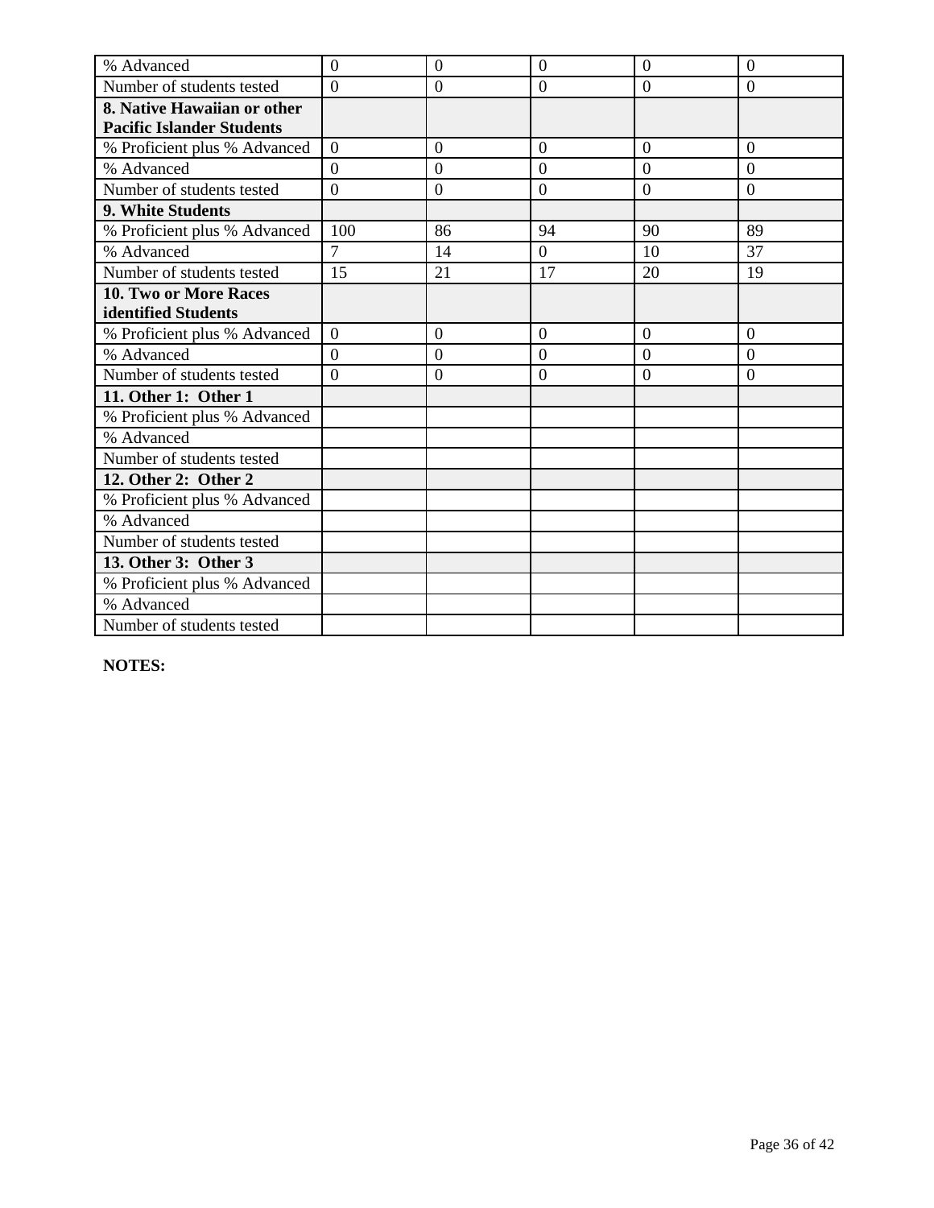| | | | | | |
|---|---|---|---|---|---|
| % Advanced | 0 | 0 | 0 | 0 | 0 |
| Number of students tested | 0 | 0 | 0 | 0 | 0 |
| **8. Native Hawaiian or other Pacific Islander Students** | | | | | |
| % Proficient plus % Advanced | 0 | 0 | 0 | 0 | 0 |
| % Advanced | 0 | 0 | 0 | 0 | 0 |
| Number of students tested | 0 | 0 | 0 | 0 | 0 |
| **9. White Students** | | | | | |
| % Proficient plus % Advanced | 100 | 86 | 94 | 90 | 89 |
| % Advanced | 7 | 14 | 0 | 10 | 37 |
| Number of students tested | 15 | 21 | 17 | 20 | 19 |
| **10. Two or More Races identified Students** | | | | | |
| % Proficient plus % Advanced | 0 | 0 | 0 | 0 | 0 |
| % Advanced | 0 | 0 | 0 | 0 | 0 |
| Number of students tested | 0 | 0 | 0 | 0 | 0 |
| **11. Other 1: Other 1** | | | | | |
| % Proficient plus % Advanced | | | | | |
| % Advanced | | | | | |
| Number of students tested | | | | | |
| **12. Other 2: Other 2** | | | | | |
| % Proficient plus % Advanced | | | | | |
| % Advanced | | | | | |
| Number of students tested | | | | | |
| **13. Other 3: Other 3** | | | | | |
| % Proficient plus % Advanced | | | | | |
| % Advanced | | | | | |
| Number of students tested | | | | | |

**NOTES:**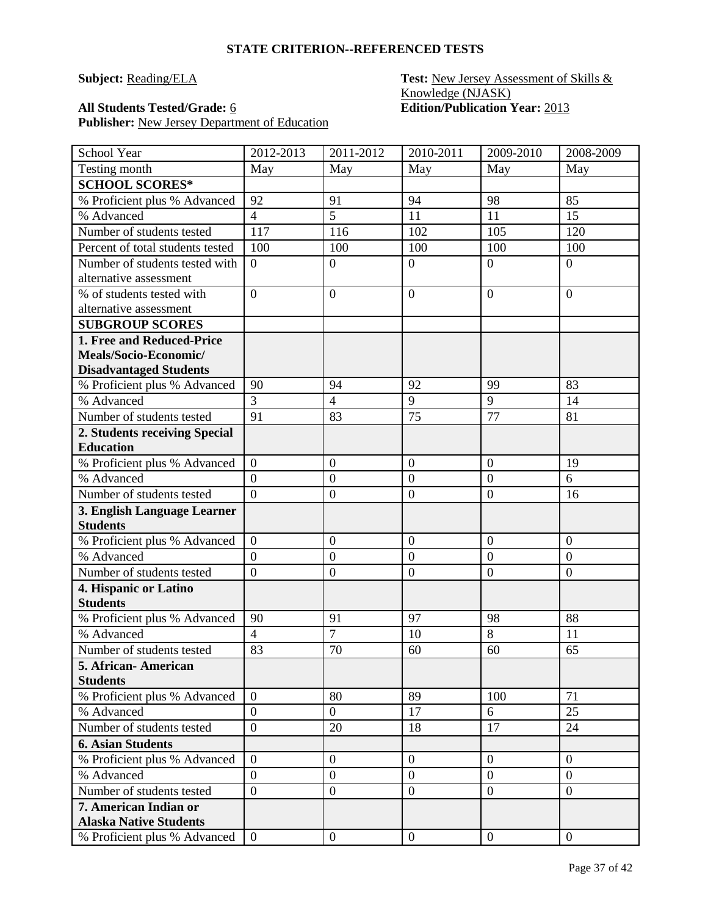### STATE CRITERION--REFERENCED TESTS

**Subject:** Reading/ELA

**Test:** New Jersey Assessment of Skills & Knowledge (NJASK)

**All Students Tested/Grade:** 6

**Edition/Publication Year:** 2013

**Publisher:** New Jersey Department of Education

| School Year | 2012-2013 | 2011-2012 | 2010-2011 | 2009-2010 | 2008-2009 |
|---|---|---|---|---|---|
| Testing month | May | May | May | May | May |
| **SCHOOL SCORES*** | | | | | |
| % Proficient plus % Advanced | 92 | 91 | 94 | 98 | 85 |
| % Advanced | 4 | 5 | 11 | 11 | 15 |
| Number of students tested | 117 | 116 | 102 | 105 | 120 |
| Percent of total students tested | 100 | 100 | 100 | 100 | 100 |
| Number of students tested with alternative assessment | 0 | 0 | 0 | 0 | 0 |
| % of students tested with alternative assessment | 0 | 0 | 0 | 0 | 0 |
| **SUBGROUP SCORES** | | | | | |
| **1. Free and Reduced-Price Meals/Socio-Economic/ Disadvantaged Students** | | | | | |
| % Proficient plus % Advanced | 90 | 94 | 92 | 99 | 83 |
| % Advanced | 3 | 4 | 9 | 9 | 14 |
| Number of students tested | 91 | 83 | 75 | 77 | 81 |
| **2. Students receiving Special Education** | | | | | |
| % Proficient plus % Advanced | 0 | 0 | 0 | 0 | 19 |
| % Advanced | 0 | 0 | 0 | 0 | 6 |
| Number of students tested | 0 | 0 | 0 | 0 | 16 |
| **3. English Language Learner Students** | | | | | |
| % Proficient plus % Advanced | 0 | 0 | 0 | 0 | 0 |
| % Advanced | 0 | 0 | 0 | 0 | 0 |
| Number of students tested | 0 | 0 | 0 | 0 | 0 |
| **4. Hispanic or Latino Students** | | | | | |
| % Proficient plus % Advanced | 90 | 91 | 97 | 98 | 88 |
| % Advanced | 4 | 7 | 10 | 8 | 11 |
| Number of students tested | 83 | 70 | 60 | 60 | 65 |
| **5. African- American Students** | | | | | |
| % Proficient plus % Advanced | 0 | 80 | 89 | 100 | 71 |
| % Advanced | 0 | 0 | 17 | 6 | 25 |
| Number of students tested | 0 | 20 | 18 | 17 | 24 |
| **6. Asian Students** | | | | | |
| % Proficient plus % Advanced | 0 | 0 | 0 | 0 | 0 |
| % Advanced | 0 | 0 | 0 | 0 | 0 |
| Number of students tested | 0 | 0 | 0 | 0 | 0 |
| **7. American Indian or Alaska Native Students** | | | | | |
| % Proficient plus % Advanced | 0 | 0 | 0 | 0 | 0 |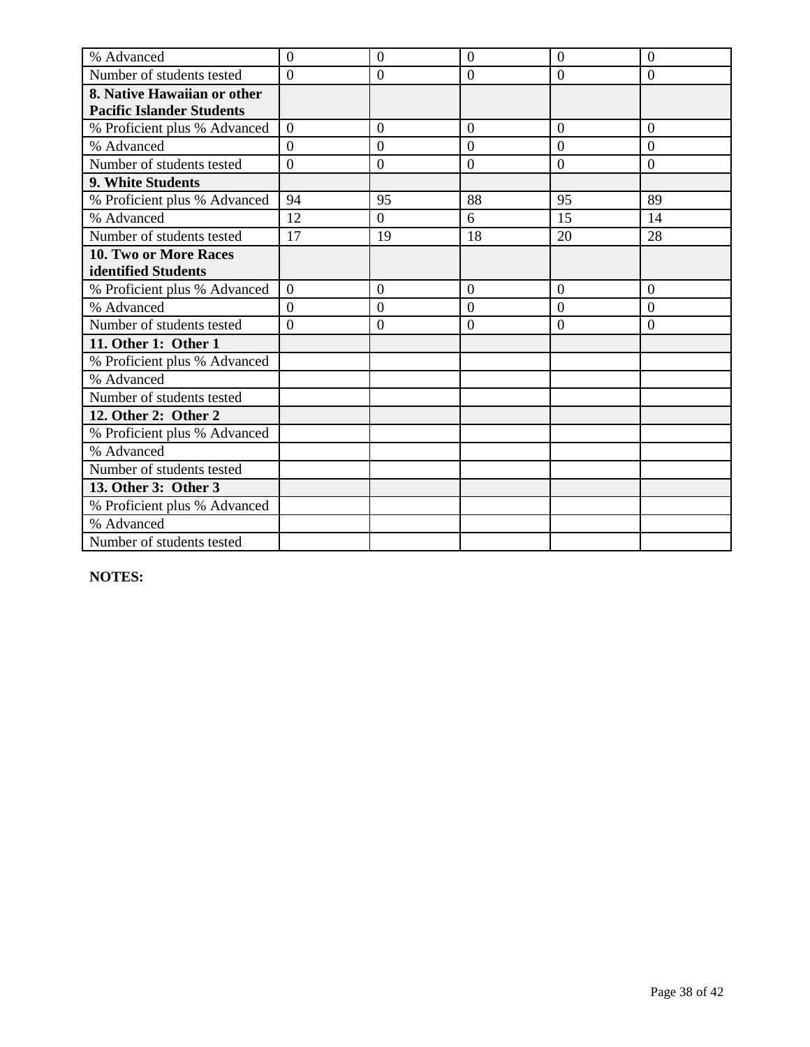| % Advanced | 0 | 0 | 0 | 0 | 0 |
|---|---|---|---|---|---|
| Number of students tested | 0 | 0 | 0 | 0 | 0 |
| **8. Native Hawaiian or other Pacific Islander Students** | | | | | |
| % Proficient plus % Advanced | 0 | 0 | 0 | 0 | 0 |
| % Advanced | 0 | 0 | 0 | 0 | 0 |
| Number of students tested | 0 | 0 | 0 | 0 | 0 |
| **9. White Students** | | | | | |
| % Proficient plus % Advanced | 94 | 95 | 88 | 95 | 89 |
| % Advanced | 12 | 0 | 6 | 15 | 14 |
| Number of students tested | 17 | 19 | 18 | 20 | 28 |
| **10. Two or More Races identified Students** | | | | | |
| % Proficient plus % Advanced | 0 | 0 | 0 | 0 | 0 |
| % Advanced | 0 | 0 | 0 | 0 | 0 |
| Number of students tested | 0 | 0 | 0 | 0 | 0 |
| **11. Other 1: Other 1** | | | | | |
| % Proficient plus % Advanced | | | | | |
| % Advanced | | | | | |
| Number of students tested | | | | | |
| **12. Other 2: Other 2** | | | | | |
| % Proficient plus % Advanced | | | | | |
| % Advanced | | | | | |
| Number of students tested | | | | | |
| **13. Other 3: Other 3** | | | | | |
| % Proficient plus % Advanced | | | | | |
| % Advanced | | | | | |
| Number of students tested | | | | | |

**NOTES:**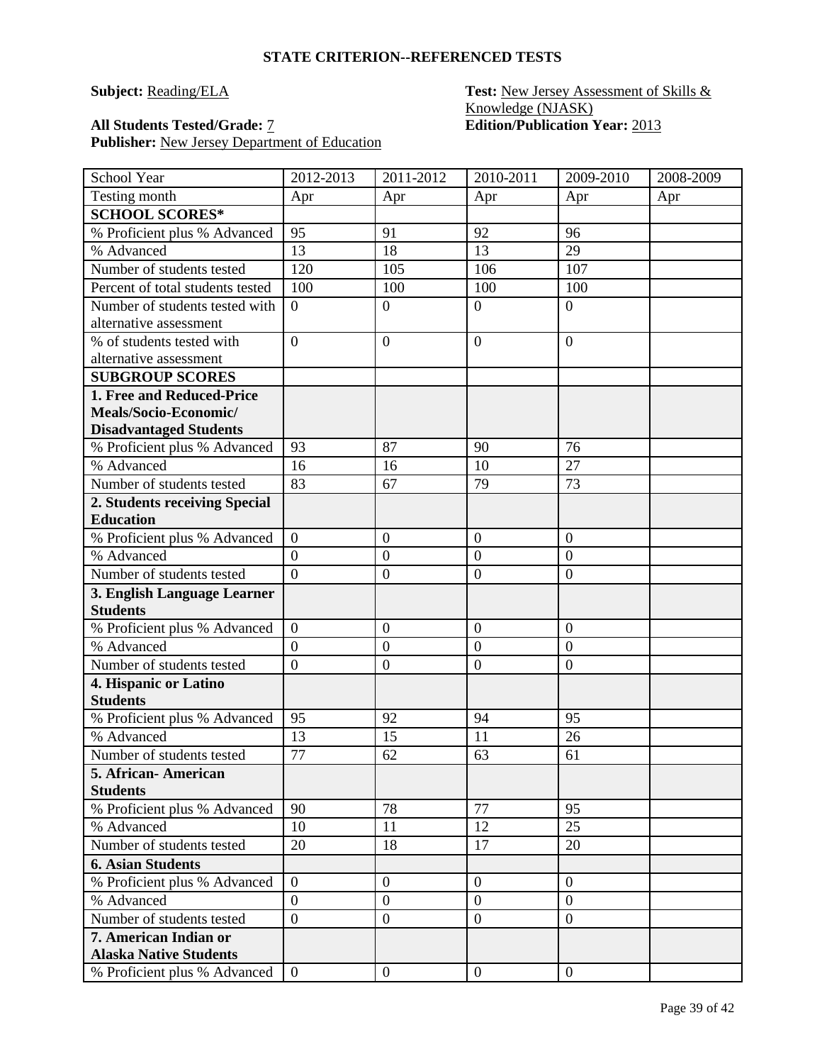**STATE CRITERION--REFERENCED TESTS**

**Subject:** Reading/ELA

**Test:** New Jersey Assessment of Skills & Knowledge (NJASK)

**All Students Tested/Grade:** 7

**Edition/Publication Year:** 2013

**Publisher:** New Jersey Department of Education

| School Year | 2012-2013 | 2011-2012 | 2010-2011 | 2009-2010 | 2008-2009 |
|---|---|---|---|---|---|
| Testing month | Apr | Apr | Apr | Apr | Apr |
| **SCHOOL SCORES*** | | | | | |
| % Proficient plus % Advanced | 95 | 91 | 92 | 96 | |
| % Advanced | 13 | 18 | 13 | 29 | |
| Number of students tested | 120 | 105 | 106 | 107 | |
| Percent of total students tested | 100 | 100 | 100 | 100 | |
| Number of students tested with alternative assessment | 0 | 0 | 0 | 0 | |
| % of students tested with alternative assessment | 0 | 0 | 0 | 0 | |
| **SUBGROUP SCORES** | | | | | |
| **1. Free and Reduced-Price Meals/Socio-Economic/ Disadvantaged Students** | | | | | |
| % Proficient plus % Advanced | 93 | 87 | 90 | 76 | |
| % Advanced | 16 | 16 | 10 | 27 | |
| Number of students tested | 83 | 67 | 79 | 73 | |
| **2. Students receiving Special Education** | | | | | |
| % Proficient plus % Advanced | 0 | 0 | 0 | 0 | |
| % Advanced | 0 | 0 | 0 | 0 | |
| Number of students tested | 0 | 0 | 0 | 0 | |
| **3. English Language Learner Students** | | | | | |
| % Proficient plus % Advanced | 0 | 0 | 0 | 0 | |
| % Advanced | 0 | 0 | 0 | 0 | |
| Number of students tested | 0 | 0 | 0 | 0 | |
| **4. Hispanic or Latino Students** | | | | | |
| % Proficient plus % Advanced | 95 | 92 | 94 | 95 | |
| % Advanced | 13 | 15 | 11 | 26 | |
| Number of students tested | 77 | 62 | 63 | 61 | |
| **5. African- American Students** | | | | | |
| % Proficient plus % Advanced | 90 | 78 | 77 | 95 | |
| % Advanced | 10 | 11 | 12 | 25 | |
| Number of students tested | 20 | 18 | 17 | 20 | |
| **6. Asian Students** | | | | | |
| % Proficient plus % Advanced | 0 | 0 | 0 | 0 | |
| % Advanced | 0 | 0 | 0 | 0 | |
| Number of students tested | 0 | 0 | 0 | 0 | |
| **7. American Indian or Alaska Native Students** | | | | | |
| % Proficient plus % Advanced | 0 | 0 | 0 | 0 | |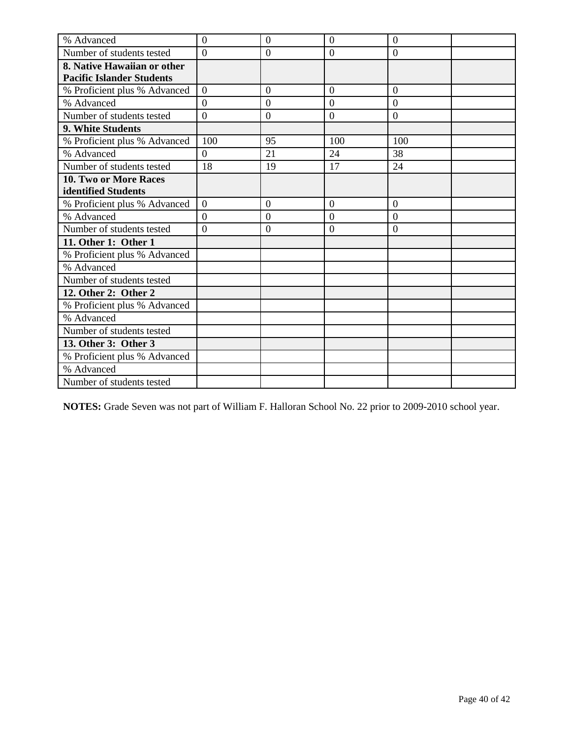| % Advanced | 0 | 0 | 0 | 0 | |
|---|---|---|---|---|---|
| Number of students tested | 0 | 0 | 0 | 0 | |
| **8. Native Hawaiian or other Pacific Islander Students** | | | | | |
| % Proficient plus % Advanced | 0 | 0 | 0 | 0 | |
| % Advanced | 0 | 0 | 0 | 0 | |
| Number of students tested | 0 | 0 | 0 | 0 | |
| **9. White Students** | | | | | |
| % Proficient plus % Advanced | 100 | 95 | 100 | 100 | |
| % Advanced | 0 | 21 | 24 | 38 | |
| Number of students tested | 18 | 19 | 17 | 24 | |
| **10. Two or More Races identified Students** | | | | | |
| % Proficient plus % Advanced | 0 | 0 | 0 | 0 | |
| % Advanced | 0 | 0 | 0 | 0 | |
| Number of students tested | 0 | 0 | 0 | 0 | |
| **11. Other 1: Other 1** | | | | | |
| % Proficient plus % Advanced | | | | | |
| % Advanced | | | | | |
| Number of students tested | | | | | |
| **12. Other 2: Other 2** | | | | | |
| % Proficient plus % Advanced | | | | | |
| % Advanced | | | | | |
| Number of students tested | | | | | |
| **13. Other 3: Other 3** | | | | | |
| % Proficient plus % Advanced | | | | | |
| % Advanced | | | | | |
| Number of students tested | | | | | |

**NOTES:** Grade Seven was not part of William F. Halloran School No. 22 prior to 2009-2010 school year.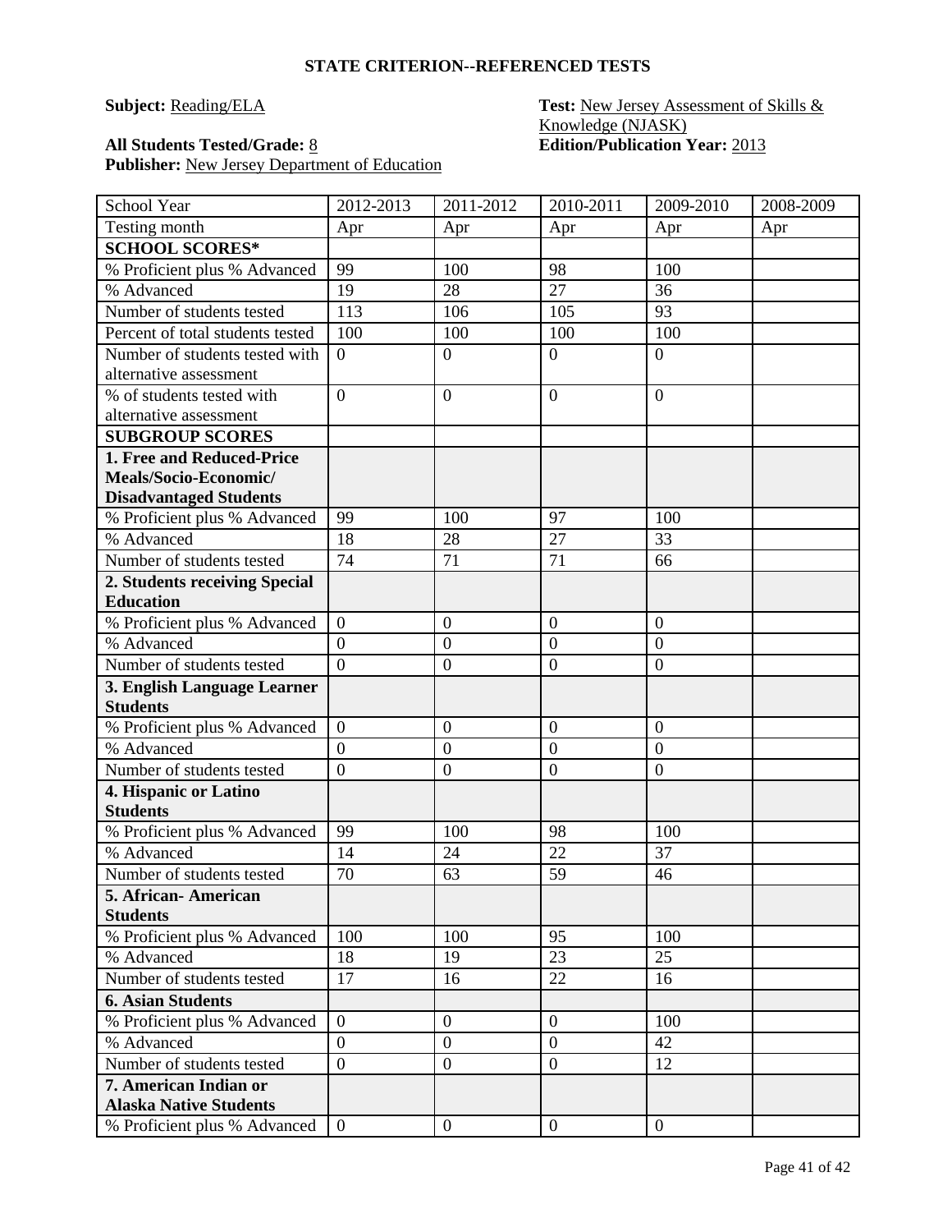## STATE CRITERION--REFERENCED TESTS

**Subject:** Reading/ELA

**Test:** New Jersey Assessment of Skills & Knowledge (NJASK)

**All Students Tested/Grade:** 8

**Edition/Publication Year:** 2013

**Publisher:** New Jersey Department of Education

| School Year | 2012-2013 | 2011-2012 | 2010-2011 | 2009-2010 | 2008-2009 |
|---|---|---|---|---|---|
| Testing month | Apr | Apr | Apr | Apr | Apr |
| **SCHOOL SCORES*** | | | | | |
| % Proficient plus % Advanced | 99 | 100 | 98 | 100 | |
| % Advanced | 19 | 28 | 27 | 36 | |
| Number of students tested | 113 | 106 | 105 | 93 | |
| Percent of total students tested | 100 | 100 | 100 | 100 | |
| Number of students tested with alternative assessment | 0 | 0 | 0 | 0 | |
| % of students tested with alternative assessment | 0 | 0 | 0 | 0 | |
| **SUBGROUP SCORES** | | | | | |
| **1. Free and Reduced-Price Meals/Socio-Economic/ Disadvantaged Students** | | | | | |
| % Proficient plus % Advanced | 99 | 100 | 97 | 100 | |
| % Advanced | 18 | 28 | 27 | 33 | |
| Number of students tested | 74 | 71 | 71 | 66 | |
| **2. Students receiving Special Education** | | | | | |
| % Proficient plus % Advanced | 0 | 0 | 0 | 0 | |
| % Advanced | 0 | 0 | 0 | 0 | |
| Number of students tested | 0 | 0 | 0 | 0 | |
| **3. English Language Learner Students** | | | | | |
| % Proficient plus % Advanced | 0 | 0 | 0 | 0 | |
| % Advanced | 0 | 0 | 0 | 0 | |
| Number of students tested | 0 | 0 | 0 | 0 | |
| **4. Hispanic or Latino Students** | | | | | |
| % Proficient plus % Advanced | 99 | 100 | 98 | 100 | |
| % Advanced | 14 | 24 | 22 | 37 | |
| Number of students tested | 70 | 63 | 59 | 46 | |
| **5. African- American Students** | | | | | |
| % Proficient plus % Advanced | 100 | 100 | 95 | 100 | |
| % Advanced | 18 | 19 | 23 | 25 | |
| Number of students tested | 17 | 16 | 22 | 16 | |
| **6. Asian Students** | | | | | |
| % Proficient plus % Advanced | 0 | 0 | 0 | 100 | |
| % Advanced | 0 | 0 | 0 | 42 | |
| Number of students tested | 0 | 0 | 0 | 12 | |
| **7. American Indian or Alaska Native Students** | | | | | |
| % Proficient plus % Advanced | 0 | 0 | 0 | 0 | |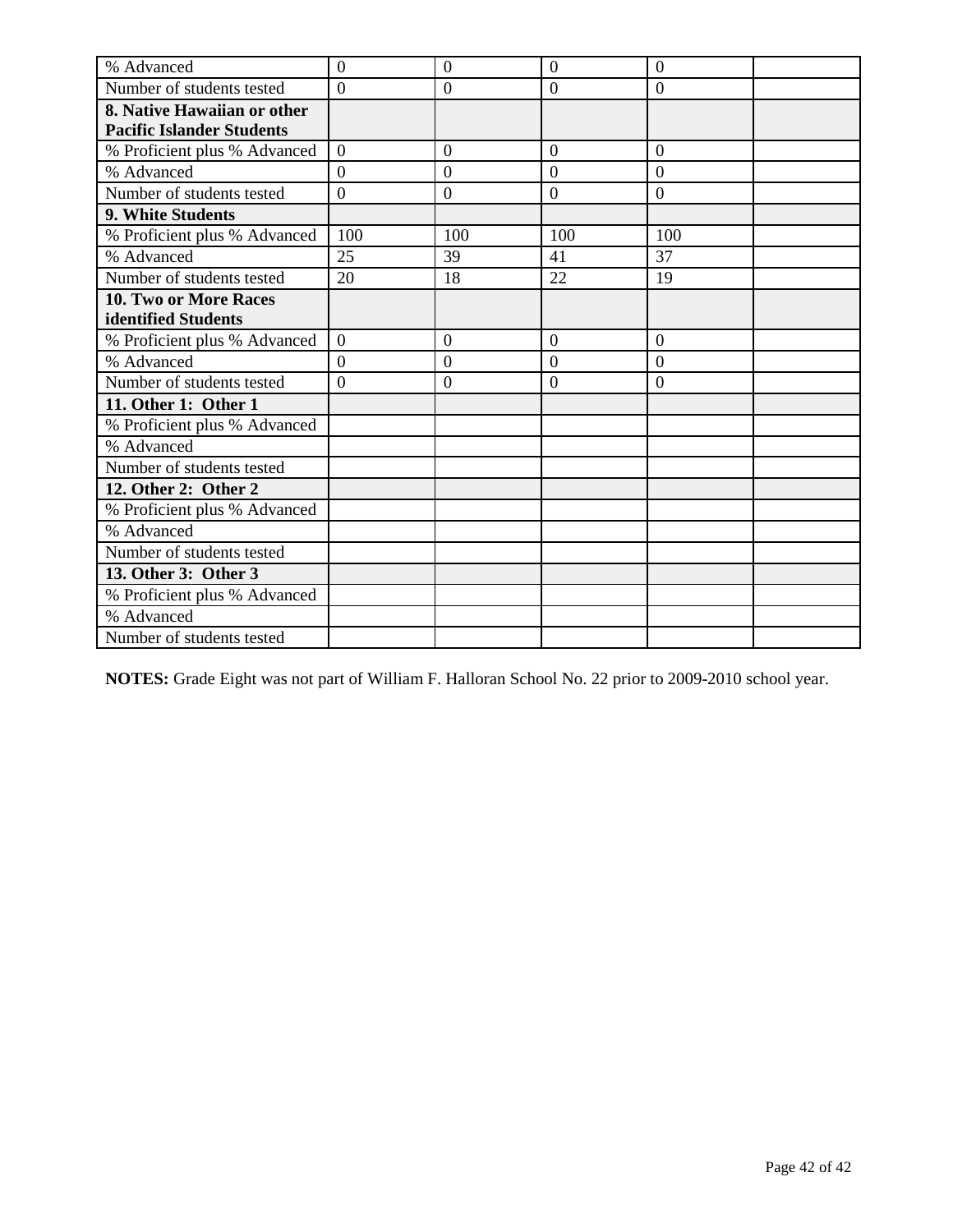| | | | | | |
|---|---|---|---|---|---|
| % Advanced | 0 | 0 | 0 | 0 | |
| Number of students tested | 0 | 0 | 0 | 0 | |
| **8. Native Hawaiian or other Pacific Islander Students** | | | | | |
| % Proficient plus % Advanced | 0 | 0 | 0 | 0 | |
| % Advanced | 0 | 0 | 0 | 0 | |
| Number of students tested | 0 | 0 | 0 | 0 | |
| **9. White Students** | | | | | |
| % Proficient plus % Advanced | 100 | 100 | 100 | 100 | |
| % Advanced | 25 | 39 | 41 | 37 | |
| Number of students tested | 20 | 18 | 22 | 19 | |
| **10. Two or More Races identified Students** | | | | | |
| % Proficient plus % Advanced | 0 | 0 | 0 | 0 | |
| % Advanced | 0 | 0 | 0 | 0 | |
| Number of students tested | 0 | 0 | 0 | 0 | |
| **11. Other 1: Other 1** | | | | | |
| % Proficient plus % Advanced | | | | | |
| % Advanced | | | | | |
| Number of students tested | | | | | |
| **12. Other 2: Other 2** | | | | | |
| % Proficient plus % Advanced | | | | | |
| % Advanced | | | | | |
| Number of students tested | | | | | |
| **13. Other 3: Other 3** | | | | | |
| % Proficient plus % Advanced | | | | | |
| % Advanced | | | | | |
| Number of students tested | | | | | |

**NOTES:** Grade Eight was not part of William F. Halloran School No. 22 prior to 2009-2010 school year.